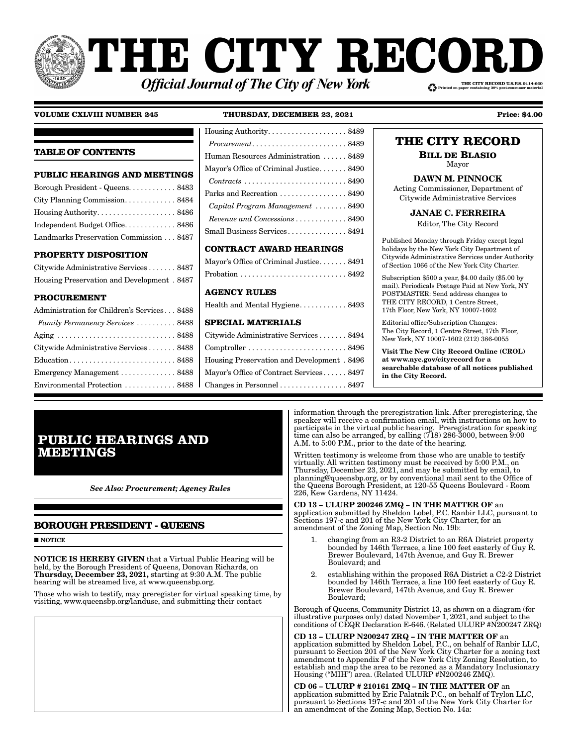# THE CITY RECORD

***Official Journal of The City of New York***

THE CITY RECORD U.S.P.S.0114-660
Printed on paper containing 30% post-consumer material

**VOLUME CXLVIII NUMBER 245** **THURSDAY, DECEMBER 23, 2021** **Price: $4.00**

## TABLE OF CONTENTS

### PUBLIC HEARINGS AND MEETINGS

Borough President - Queens . . . . . . . . . . . . 8483
City Planning Commission . . . . . . . . . . . . . 8484
Housing Authority . . . . . . . . . . . . . . . . . . . . 8486
Independent Budget Office . . . . . . . . . . . . . 8486
Landmarks Preservation Commission . . . 8487

### PROPERTY DISPOSITION

Citywide Administrative Services . . . . . . . 8487
Housing Preservation and Development . 8487

### PROCUREMENT

Administration for Children's Services . . . 8488
*Family Permanency Services* . . . . . . . . . . 8488
Aging . . . . . . . . . . . . . . . . . . . . . . . . . . . . . 8488
Citywide Administrative Services . . . . . . . 8488
Education . . . . . . . . . . . . . . . . . . . . . . . . . . 8488
Emergency Management . . . . . . . . . . . . . . 8488
Environmental Protection . . . . . . . . . . . . . 8488
Housing Authority . . . . . . . . . . . . . . . . . . . . 8489
*Procurement* . . . . . . . . . . . . . . . . . . . . . . . . 8489
Human Resources Administration . . . . . . 8489
Mayor's Office of Criminal Justice . . . . . . . 8490
*Contracts* . . . . . . . . . . . . . . . . . . . . . . . . . . 8490
Parks and Recreation . . . . . . . . . . . . . . . . . 8490
*Capital Program Management* . . . . . . . . 8490
*Revenue and Concessions* . . . . . . . . . . . . . 8490
Small Business Services . . . . . . . . . . . . . . . 8491

### CONTRACT AWARD HEARINGS

Mayor's Office of Criminal Justice . . . . . . . 8491
Probation . . . . . . . . . . . . . . . . . . . . . . . . . . . 8492

### AGENCY RULES

Health and Mental Hygiene . . . . . . . . . . . . 8493

### SPECIAL MATERIALS

Citywide Administrative Services . . . . . . . 8494
Comptroller . . . . . . . . . . . . . . . . . . . . . . . . . 8496
Housing Preservation and Development . 8496
Mayor's Office of Contract Services . . . . . . 8497
Changes in Personnel . . . . . . . . . . . . . . . . . 8497

## THE CITY RECORD

**BILL DE BLASIO**
Mayor

**DAWN M. PINNOCK**
Acting Commissioner, Department of Citywide Administrative Services

**JANAE C. FERREIRA**
Editor, The City Record

Published Monday through Friday except legal holidays by the New York City Department of Citywide Administrative Services under Authority of Section 1066 of the New York City Charter.

Subscription $500 a year, $4.00 daily ($5.00 by mail). Periodicals Postage Paid at New York, NY POSTMASTER: Send address changes to THE CITY RECORD, 1 Centre Street, 17th Floor, New York, NY 10007-1602

Editorial office/Subscription Changes: The City Record, 1 Centre Street, 17th Floor, New York, NY 10007-1602 (212) 386-0055

**Visit The New City Record Online (CROL) at www.nyc.gov/cityrecord for a searchable database of all notices published in the City Record.**

# PUBLIC HEARINGS AND MEETINGS

***See Also: Procurement; Agency Rules***

## BOROUGH PRESIDENT - QUEENS

■ **NOTICE**

**NOTICE IS HEREBY GIVEN** that a Virtual Public Hearing will be held, by the Borough President of Queens, Donovan Richards, on **Thursday, December 23, 2021,** starting at 9:30 A.M. The public hearing will be streamed live, at www.queensbp.org.

Those who wish to testify, may preregister for virtual speaking time, by visiting, www.queensbp.org/landuse, and submitting their contact information through the preregistration link. After preregistering, the speaker will receive a confirmation email, with instructions on how to participate in the virtual public hearing. Preregistration for speaking time can also be arranged, by calling (718) 286-3000, between 9:00 A.M. to 5:00 P.M., prior to the date of the hearing.

Written testimony is welcome from those who are unable to testify virtually. All written testimony must be received by 5:00 P.M., on Thursday, December 23, 2021, and may be submitted by email, to planning@queensbp.org, or by conventional mail sent to the Office of the Queens Borough President, at 120-55 Queens Boulevard - Room 226, Kew Gardens, NY 11424.

**CD 13 – ULURP 200246 ZMQ – IN THE MATTER OF** an application submitted by Sheldon Lobel, P.C. Ranbir LLC, pursuant to Sections 197-c and 201 of the New York City Charter, for an amendment of the Zoning Map, Section No. 19b:

1. changing from an R3-2 District to an R6A District property bounded by 146th Terrace, a line 100 feet easterly of Guy R. Brewer Boulevard, 147th Avenue, and Guy R. Brewer Boulevard; and
2. establishing within the proposed R6A District a C2-2 District bounded by 146th Terrace, a line 100 feet easterly of Guy R. Brewer Boulevard, 147th Avenue, and Guy R. Brewer Boulevard;

Borough of Queens, Community District 13, as shown on a diagram (for illustrative purposes only) dated November 1, 2021, and subject to the conditions of CEQR Declaration E-646. (Related ULURP #N200247 ZRQ)

**CD 13 – ULURP N200247 ZRQ – IN THE MATTER OF** an application submitted by Sheldon Lobel, P.C., on behalf of Ranbir LLC, pursuant to Section 201 of the New York City Charter for a zoning text amendment to Appendix F of the New York City Zoning Resolution, to establish and map the area to be rezoned as a Mandatory Inclusionary Housing ("MIH") area. (Related ULURP #N200246 ZMQ).

**CD 06 – ULURP # 210161 ZMQ – IN THE MATTER OF** an application submitted by Eric Palatnik P.C., on behalf of Trylon LLC, pursuant to Sections 197-c and 201 of the New York City Charter for an amendment of the Zoning Map, Section No. 14a: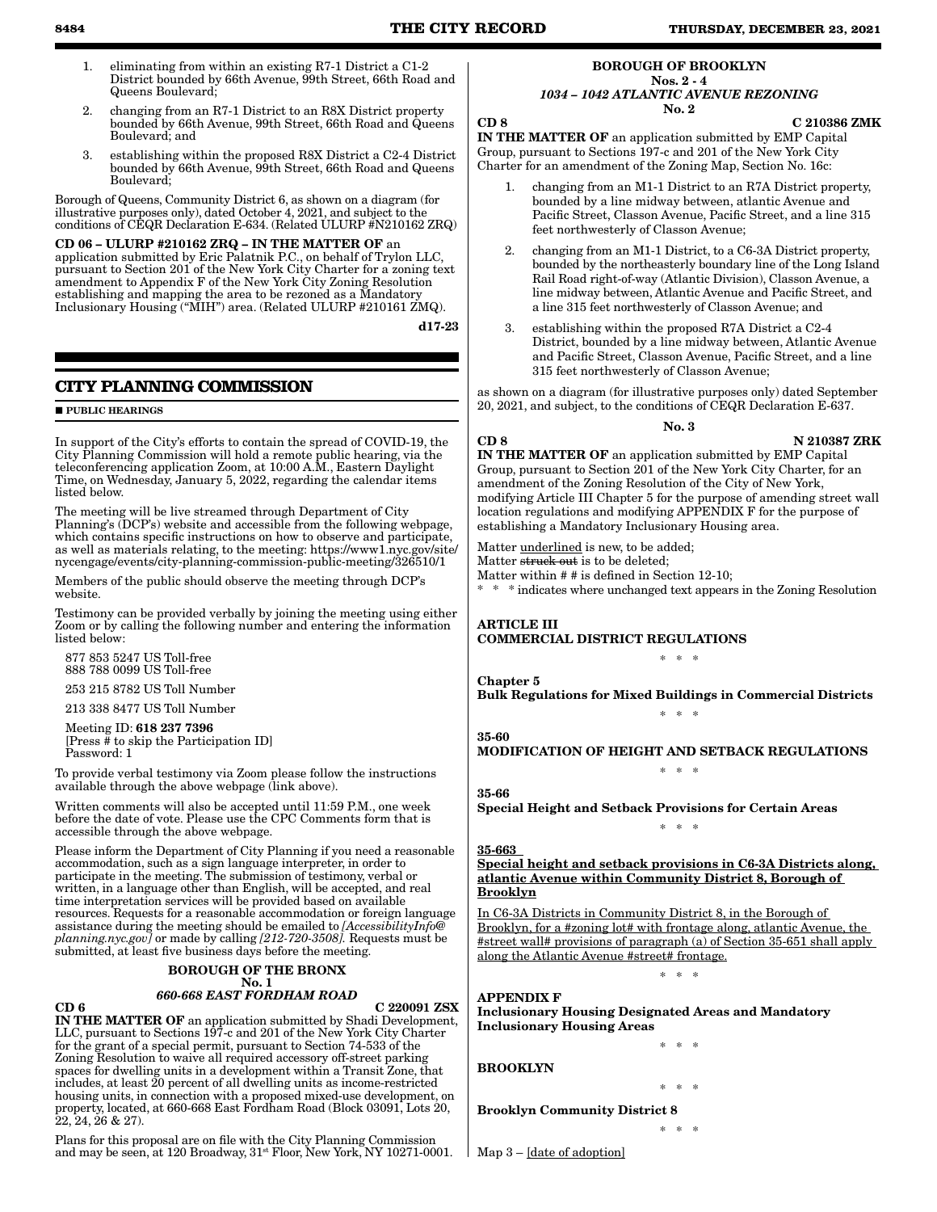1. eliminating from within an existing R7-1 District a C1-2 District bounded by 66th Avenue, 99th Street, 66th Road and Queens Boulevard;
2. changing from an R7-1 District to an R8X District property bounded by 66th Avenue, 99th Street, 66th Road and Queens Boulevard; and
3. establishing within the proposed R8X District a C2-4 District bounded by 66th Avenue, 99th Street, 66th Road and Queens Boulevard;

Borough of Queens, Community District 6, as shown on a diagram (for illustrative purposes only), dated October 4, 2021, and subject to the conditions of CEQR Declaration E-634. (Related ULURP #N210162 ZRQ)

**CD 06 – ULURP #210162 ZRQ – IN THE MATTER OF** an application submitted by Eric Palatnik P.C., on behalf of Trylon LLC, pursuant to Section 201 of the New York City Charter for a zoning text amendment to Appendix F of the New York City Zoning Resolution establishing and mapping the area to be rezoned as a Mandatory Inclusionary Housing ("MIH") area. (Related ULURP #210161 ZMQ).

**d17-23**

## CITY PLANNING COMMISSION

■ **PUBLIC HEARINGS**

In support of the City's efforts to contain the spread of COVID-19, the City Planning Commission will hold a remote public hearing, via the teleconferencing application Zoom, at 10:00 A.M., Eastern Daylight Time, on Wednesday, January 5, 2022, regarding the calendar items listed below.

The meeting will be live streamed through Department of City Planning's (DCP's) website and accessible from the following webpage, which contains specific instructions on how to observe and participate, as well as materials relating, to the meeting: https://www1.nyc.gov/site/nycengage/events/city-planning-commission-public-meeting/326510/1

Members of the public should observe the meeting through DCP's website.

Testimony can be provided verbally by joining the meeting using either Zoom or by calling the following number and entering the information listed below:

877 853 5247 US Toll-free
888 788 0099 US Toll-free

253 215 8782 US Toll Number

213 338 8477 US Toll Number

Meeting ID: **618 237 7396**
[Press # to skip the Participation ID]
Password: 1

To provide verbal testimony via Zoom please follow the instructions available through the above webpage (link above).

Written comments will also be accepted until 11:59 P.M., one week before the date of vote. Please use the CPC Comments form that is accessible through the above webpage.

Please inform the Department of City Planning if you need a reasonable accommodation, such as a sign language interpreter, in order to participate in the meeting. The submission of testimony, verbal or written, in a language other than English, will be accepted, and real time interpretation services will be provided based on available resources. Requests for a reasonable accommodation or foreign language assistance during the meeting should be emailed to *[AccessibilityInfo@planning.nyc.gov]* or made by calling *[212-720-3508].* Requests must be submitted, at least five business days before the meeting.

**BOROUGH OF THE BRONX**
**No. 1**
***660-668 EAST FORDHAM ROAD***

**CD 6** **C 220091 ZSX**

**IN THE MATTER OF** an application submitted by Shadi Development, LLC, pursuant to Sections 197-c and 201 of the New York City Charter for the grant of a special permit, pursuant to Section 74-533 of the Zoning Resolution to waive all required accessory off-street parking spaces for dwelling units in a development within a Transit Zone, that includes, at least 20 percent of all dwelling units as income-restricted housing units, in connection with a proposed mixed-use development, on property, located, at 660-668 East Fordham Road (Block 03091, Lots 20, 22, 24, 26 & 27).

Plans for this proposal are on file with the City Planning Commission and may be seen, at 120 Broadway, 31st Floor, New York, NY 10271-0001.

**BOROUGH OF BROOKLYN**
**Nos. 2 - 4**
***1034 – 1042 ATLANTIC AVENUE REZONING***
**No. 2**

**CD 8** **C 210386 ZMK**

**IN THE MATTER OF** an application submitted by EMP Capital Group, pursuant to Sections 197-c and 201 of the New York City Charter for an amendment of the Zoning Map, Section No. 16c:

1. changing from an M1-1 District to an R7A District property, bounded by a line midway between, atlantic Avenue and Pacific Street, Classon Avenue, Pacific Street, and a line 315 feet northwesterly of Classon Avenue;
2. changing from an M1-1 District, to a C6-3A District property, bounded by the northeasterly boundary line of the Long Island Rail Road right-of-way (Atlantic Division), Classon Avenue, a line midway between, Atlantic Avenue and Pacific Street, and a line 315 feet northwesterly of Classon Avenue; and
3. establishing within the proposed R7A District a C2-4 District, bounded by a line midway between, Atlantic Avenue and Pacific Street, Classon Avenue, Pacific Street, and a line 315 feet northwesterly of Classon Avenue;

as shown on a diagram (for illustrative purposes only) dated September 20, 2021, and subject, to the conditions of CEQR Declaration E-637.

**No. 3**

**CD 8** **N 210387 ZRK**

**IN THE MATTER OF** an application submitted by EMP Capital Group, pursuant to Section 201 of the New York City Charter, for an amendment of the Zoning Resolution of the City of New York, modifying Article III Chapter 5 for the purpose of amending street wall location regulations and modifying APPENDIX F for the purpose of establishing a Mandatory Inclusionary Housing area.

Matter underlined is new, to be added;
Matter ~~struck out~~ is to be deleted;
Matter within # # is defined in Section 12-10;
\* \* \* indicates where unchanged text appears in the Zoning Resolution

**ARTICLE III**
**COMMERCIAL DISTRICT REGULATIONS**

\* \* \*

**Chapter 5**
**Bulk Regulations for Mixed Buildings in Commercial Districts**

\* \* \*

**35-60**
**MODIFICATION OF HEIGHT AND SETBACK REGULATIONS**

\* \* \*

**35-66**
**Special Height and Setback Provisions for Certain Areas**

\* \* \*

**35-663**
**Special height and setback provisions in C6-3A Districts along, atlantic Avenue within Community District 8, Borough of Brooklyn**

In C6-3A Districts in Community District 8, in the Borough of Brooklyn, for a #zoning lot# with frontage along, atlantic Avenue, the #street wall# provisions of paragraph (a) of Section 35-651 shall apply along the Atlantic Avenue #street# frontage.

\* \* \*

**APPENDIX F**
**Inclusionary Housing Designated Areas and Mandatory Inclusionary Housing Areas**

\* \* \*

**BROOKLYN**

\* \* \*

**Brooklyn Community District 8**

\* \* \*

Map 3 – [date of adoption]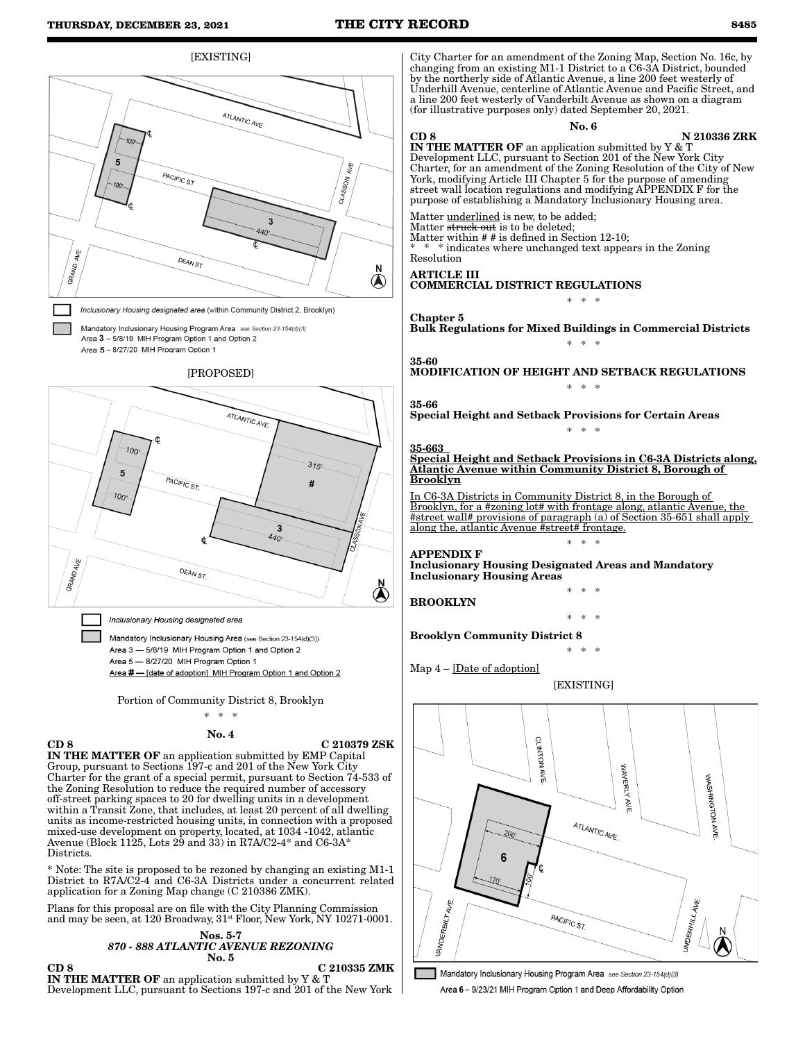[EXISTING]

Inclusionary Housing designated area (within Community District 2, Brooklyn)

Mandatory Inclusionary Housing Program Area see Section 23-154(d)(3)
Area 3 – 5/8/19 MIH Program Option 1 and Option 2
Area 5 – 8/27/20 MIH Program Option 1

[PROPOSED]

Inclusionary Housing designated area

Mandatory Inclusionary Housing Area (see Section 23-154(d)(3))
Area 3 — 5/8/19 MIH Program Option 1 and Option 2
Area 5 — 8/27/20 MIH Program Option 1
Area # — [date of adoption] MIH Program Option 1 and Option 2

Portion of Community District 8, Brooklyn

\* \* \*

**No. 4**

**CD 8** **C 210379 ZSK**

**IN THE MATTER OF** an application submitted by EMP Capital Group, pursuant to Sections 197-c and 201 of the New York City Charter for the grant of a special permit, pursuant to Section 74-533 of the Zoning Resolution to reduce the required number of accessory off-street parking spaces to 20 for dwelling units in a development within a Transit Zone, that includes, at least 20 percent of all dwelling units as income-restricted housing units, in connection with a proposed mixed-use development on property, located, at 1034 -1042, atlantic Avenue (Block 1125, Lots 29 and 33) in R7A/C2-4\* and C6-3A\* Districts.

\* Note: The site is proposed to be rezoned by changing an existing M1-1 District to R7A/C2-4 and C6-3A Districts under a concurrent related application for a Zoning Map change (C 210386 ZMK).

Plans for this proposal are on file with the City Planning Commission and may be seen, at 120 Broadway, 31st Floor, New York, NY 10271-0001.

**Nos. 5-7**
***870 - 888 ATLANTIC AVENUE REZONING***
**No. 5**

**CD 8** **C 210335 ZMK**

**IN THE MATTER OF** an application submitted by Y & T Development LLC, pursuant to Sections 197-c and 201 of the New York City Charter for an amendment of the Zoning Map, Section No. 16c, by changing from an existing M1-1 District to a C6-3A District, bounded by the northerly side of Atlantic Avenue, a line 200 feet westerly of Underhill Avenue, centerline of Atlantic Avenue and Pacific Street, and a line 200 feet westerly of Vanderbilt Avenue as shown on a diagram (for illustrative purposes only) dated September 20, 2021.

**No. 6**

**CD 8** **N 210336 ZRK**

**IN THE MATTER OF** an application submitted by Y & T Development LLC, pursuant to Section 201 of the New York City Charter, for an amendment of the Zoning Resolution of the City of New York, modifying Article III Chapter 5 for the purpose of amending street wall location regulations and modifying APPENDIX F for the purpose of establishing a Mandatory Inclusionary Housing area.

Matter <u>underlined</u> is new, to be added;
Matter ~~struck out~~ is to be deleted;
Matter within # # is defined in Section 12-10;
\* \* \* indicates where unchanged text appears in the Zoning Resolution

**ARTICLE III**
**COMMERCIAL DISTRICT REGULATIONS**

\* \* \*

**Chapter 5**
**Bulk Regulations for Mixed Buildings in Commercial Districts**

\* \* \*

**35-60**
**MODIFICATION OF HEIGHT AND SETBACK REGULATIONS**

\* \* \*

**35-66**
**Special Height and Setback Provisions for Certain Areas**

\* \* \*

**<u>35-663</u>**
**<u>Special Height and Setback Provisions in C6-3A Districts along, Atlantic Avenue within Community District 8, Borough of Brooklyn</u>**

<u>In C6-3A Districts in Community District 8, in the Borough of Brooklyn, for a #zoning lot# with frontage along, atlantic Avenue, the #street wall# provisions of paragraph (a) of Section 35-651 shall apply along the, atlantic Avenue #street# frontage.</u>

\* \* \*

**APPENDIX F**
**Inclusionary Housing Designated Areas and Mandatory Inclusionary Housing Areas**

\* \* \*

**BROOKLYN**

\* \* \*

**Brooklyn Community District 8**

\* \* \*

Map 4 – <u>[Date of adoption]</u>

[EXISTING]

Mandatory Inclusionary Housing Program Area see Section 23-154(d)(3)
Area 6 – 9/23/21 MIH Program Option 1 and Deep Affordability Option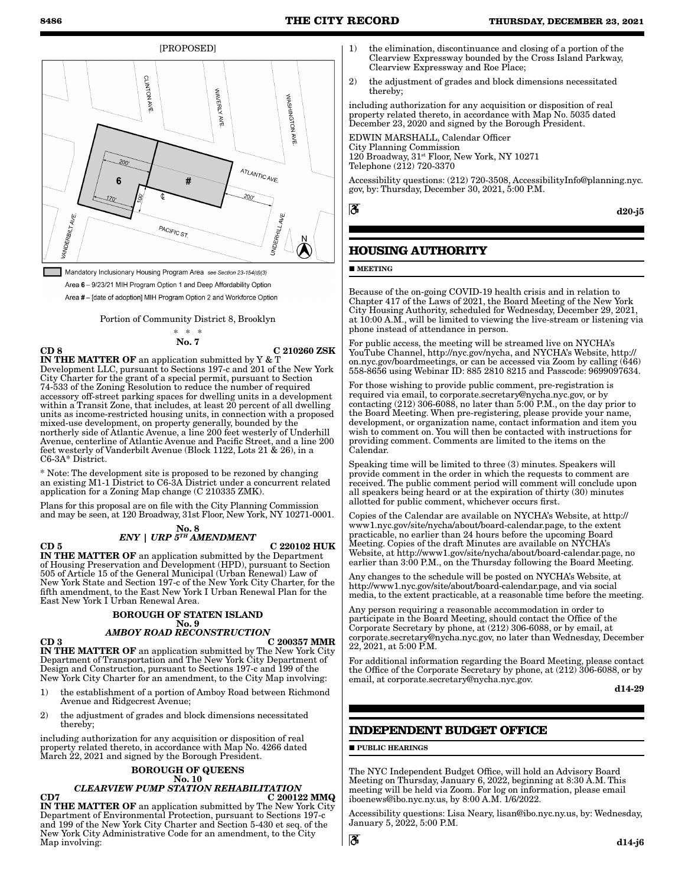[PROPOSED]

Mandatory Inclusionary Housing Program Area *see Section 23-154(d)(3)*

Area 6 – 9/23/21 MIH Program Option 1 and Deep Affordability Option

Area # – [date of adoption] MIH Program Option 2 and Workforce Option

Portion of Community District 8, Brooklyn

\* \* \*

**No. 7**

**CD 8** **C 210260 ZSK**

**IN THE MATTER OF** an application submitted by Y & T Development LLC, pursuant to Sections 197-c and 201 of the New York City Charter for the grant of a special permit, pursuant to Section 74-533 of the Zoning Resolution to reduce the number of required accessory off-street parking spaces for dwelling units in a development within a Transit Zone, that includes, at least 20 percent of all dwelling units as income-restricted housing units, in connection with a proposed mixed-use development, on property generally, bounded by the northerly side of Atlantic Avenue, a line 200 feet westerly of Underhill Avenue, centerline of Atlantic Avenue and Pacific Street, and a line 200 feet westerly of Vanderbilt Avenue (Block 1122, Lots 21 & 26), in a C6-3A* District.

\* Note: The development site is proposed to be rezoned by changing an existing M1-1 District to C6-3A District under a concurrent related application for a Zoning Map change (C 210335 ZMK).

Plans for this proposal are on file with the City Planning Commission and may be seen, at 120 Broadway, 31st Floor, New York, NY 10271-0001.

**No. 8**
***ENY | URP 5TH AMENDMENT***

**CD 5** **C 220102 HUK**

**IN THE MATTER OF** an application submitted by the Department of Housing Preservation and Development (HPD), pursuant to Section 505 of Article 15 of the General Municipal (Urban Renewal) Law of New York State and Section 197-c of the New York City Charter, for the fifth amendment, to the East New York I Urban Renewal Plan for the East New York I Urban Renewal Area.

**BOROUGH OF STATEN ISLAND**
**No. 9**
***AMBOY ROAD RECONSTRUCTION***

**CD 3** **C 200357 MMR**

**IN THE MATTER OF** an application submitted by The New York City Department of Transportation and The New York City Department of Design and Construction, pursuant to Sections 197-c and 199 of the New York City Charter for an amendment, to the City Map involving:

1) the establishment of a portion of Amboy Road between Richmond Avenue and Ridgecrest Avenue;
2) the adjustment of grades and block dimensions necessitated thereby;

including authorization for any acquisition or disposition of real property related thereto, in accordance with Map No. 4266 dated March 22, 2021 and signed by the Borough President.

**BOROUGH OF QUEENS**
**No. 10**
***CLEARVIEW PUMP STATION REHABILITATION***

**CD7** **C 200122 MMQ**

**IN THE MATTER OF** an application submitted by The New York City Department of Environmental Protection, pursuant to Sections 197-c and 199 of the New York City Charter and Section 5-430 et seq. of the New York City Administrative Code for an amendment, to the City Map involving:

1) the elimination, discontinuance and closing of a portion of the Clearview Expressway bounded by the Cross Island Parkway, Clearview Expressway and Roe Place;
2) the adjustment of grades and block dimensions necessitated thereby;

including authorization for any acquisition or disposition of real property related thereto, in accordance with Map No. 5035 dated December 23, 2020 and signed by the Borough President.

EDWIN MARSHALL, Calendar Officer
City Planning Commission
120 Broadway, 31st Floor, New York, NY 10271
Telephone (212) 720-3370

Accessibility questions: (212) 720-3508, AccessibilityInfo@planning.nyc.gov, by: Thursday, December 30, 2021, 5:00 P.M.

d20-j5

## HOUSING AUTHORITY

■ **MEETING**

Because of the on-going COVID-19 health crisis and in relation to Chapter 417 of the Laws of 2021, the Board Meeting of the New York City Housing Authority, scheduled for Wednesday, December 29, 2021, at 10:00 A.M., will be limited to viewing the live-stream or listening via phone instead of attendance in person.

For public access, the meeting will be streamed live on NYCHA's YouTube Channel, http://nyc.gov/nycha, and NYCHA's Website, http://on.nyc.gov/boardmeetings, or can be accessed via Zoom by calling (646) 558-8656 using Webinar ID: 885 2810 8215 and Passcode: 9699097634.

For those wishing to provide public comment, pre-registration is required via email, to corporate.secretary@nycha.nyc.gov, or by contacting (212) 306-6088, no later than 5:00 P.M., on the day prior to the Board Meeting. When pre-registering, please provide your name, development, or organization name, contact information and item you wish to comment on. You will then be contacted with instructions for providing comment. Comments are limited to the items on the Calendar.

Speaking time will be limited to three (3) minutes. Speakers will provide comment in the order in which the requests to comment are received. The public comment period will comment will conclude upon all speakers being heard or at the expiration of thirty (30) minutes allotted for public comment, whichever occurs first.

Copies of the Calendar are available on NYCHA's Website, at http://www1.nyc.gov/site/nycha/about/board-calendar.page, to the extent practicable, no earlier than 24 hours before the upcoming Board Meeting. Copies of the draft Minutes are available on NYCHA's Website, at http://www1.gov/site/nycha/about/board-calendar.page, no earlier than 3:00 P.M., on the Thursday following the Board Meeting.

Any changes to the schedule will be posted on NYCHA's Website, at http://www1.nyc.gov/site/about/board-calendar.page, and via social media, to the extent practicable, at a reasonable time before the meeting.

Any person requiring a reasonable accommodation in order to participate in the Board Meeting, should contact the Office of the Corporate Secretary by phone, at (212) 306-6088, or by email, at corporate.secretary@nycha.nyc.gov, no later than Wednesday, December 22, 2021, at 5:00 P.M.

For additional information regarding the Board Meeting, please contact the Office of the Corporate Secretary by phone, at (212) 306-6088, or by email, at corporate.secretary@nycha.nyc.gov.

d14-29

## INDEPENDENT BUDGET OFFICE

■ **PUBLIC HEARINGS**

The NYC Independent Budget Office, will hold an Advisory Board Meeting on Thursday, January 6, 2022, beginning at 8:30 A.M. This meeting will be held via Zoom. For log on information, please email iboenews@ibo.nyc.ny.us, by 8:00 A.M. 1/6/2022.

Accessibility questions: Lisa Neary, lisan@ibo.nyc.ny.us, by: Wednesday, January 5, 2022, 5:00 P.M.

d14-j6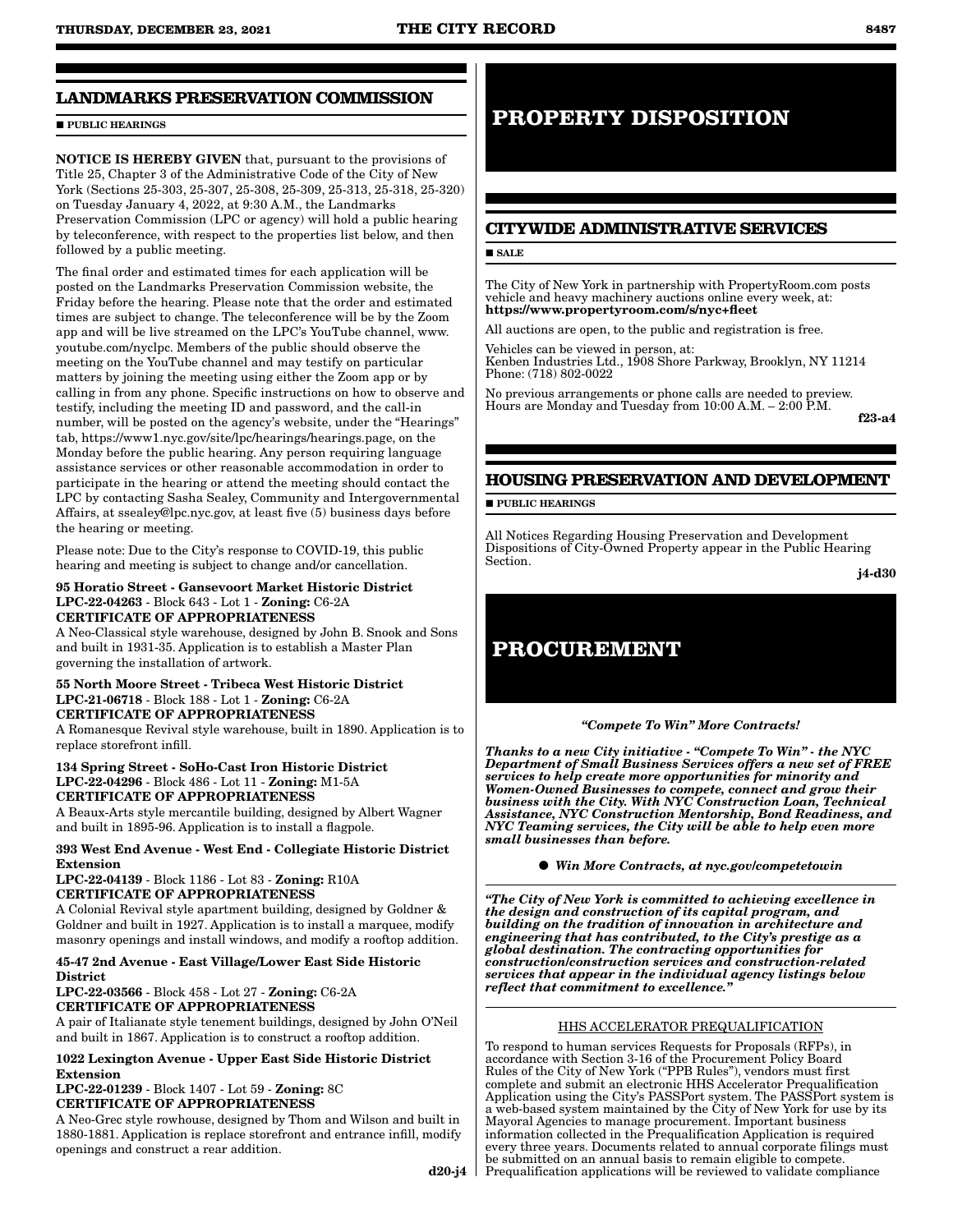## LANDMARKS PRESERVATION COMMISSION

■ **PUBLIC HEARINGS**

**NOTICE IS HEREBY GIVEN** that, pursuant to the provisions of Title 25, Chapter 3 of the Administrative Code of the City of New York (Sections 25-303, 25-307, 25-308, 25-309, 25-313, 25-318, 25-320) on Tuesday January 4, 2022, at 9:30 A.M., the Landmarks Preservation Commission (LPC or agency) will hold a public hearing by teleconference, with respect to the properties list below, and then followed by a public meeting.

The final order and estimated times for each application will be posted on the Landmarks Preservation Commission website, the Friday before the hearing. Please note that the order and estimated times are subject to change. The teleconference will be by the Zoom app and will be live streamed on the LPC's YouTube channel, www.youtube.com/nyclpc. Members of the public should observe the meeting on the YouTube channel and may testify on particular matters by joining the meeting using either the Zoom app or by calling in from any phone. Specific instructions on how to observe and testify, including the meeting ID and password, and the call-in number, will be posted on the agency's website, under the "Hearings" tab, https://www1.nyc.gov/site/lpc/hearings/hearings.page, on the Monday before the public hearing. Any person requiring language assistance services or other reasonable accommodation in order to participate in the hearing or attend the meeting should contact the LPC by contacting Sasha Sealey, Community and Intergovernmental Affairs, at ssealey@lpc.nyc.gov, at least five (5) business days before the hearing or meeting.

Please note: Due to the City's response to COVID-19, this public hearing and meeting is subject to change and/or cancellation.

**95 Horatio Street - Gansevoort Market Historic District**
**LPC-22-04263** - Block 643 - Lot 1 - **Zoning:** C6-2A
**CERTIFICATE OF APPROPRIATENESS**
A Neo-Classical style warehouse, designed by John B. Snook and Sons and built in 1931-35. Application is to establish a Master Plan governing the installation of artwork.

**55 North Moore Street - Tribeca West Historic District**
**LPC-21-06718** - Block 188 - Lot 1 - **Zoning:** C6-2A
**CERTIFICATE OF APPROPRIATENESS**
A Romanesque Revival style warehouse, built in 1890. Application is to replace storefront infill.

**134 Spring Street - SoHo-Cast Iron Historic District**
**LPC-22-04296** - Block 486 - Lot 11 - **Zoning:** M1-5A
**CERTIFICATE OF APPROPRIATENESS**
A Beaux-Arts style mercantile building, designed by Albert Wagner and built in 1895-96. Application is to install a flagpole.

**393 West End Avenue - West End - Collegiate Historic District Extension**
**LPC-22-04139** - Block 1186 - Lot 83 - **Zoning:** R10A
**CERTIFICATE OF APPROPRIATENESS**
A Colonial Revival style apartment building, designed by Goldner & Goldner and built in 1927. Application is to install a marquee, modify masonry openings and install windows, and modify a rooftop addition.

**45-47 2nd Avenue - East Village/Lower East Side Historic District**
**LPC-22-03566** - Block 458 - Lot 27 - **Zoning:** C6-2A
**CERTIFICATE OF APPROPRIATENESS**
A pair of Italianate style tenement buildings, designed by John O'Neil and built in 1867. Application is to construct a rooftop addition.

**1022 Lexington Avenue - Upper East Side Historic District Extension**
**LPC-22-01239** - Block 1407 - Lot 59 - **Zoning:** 8C
**CERTIFICATE OF APPROPRIATENESS**
A Neo-Grec style rowhouse, designed by Thom and Wilson and built in 1880-1881. Application is replace storefront and entrance infill, modify openings and construct a rear addition.

**d20-j4**

# PROPERTY DISPOSITION

## CITYWIDE ADMINISTRATIVE SERVICES

■ **SALE**

The City of New York in partnership with PropertyRoom.com posts vehicle and heavy machinery auctions online every week, at: **https://www.propertyroom.com/s/nyc+fleet**

All auctions are open, to the public and registration is free.

Vehicles can be viewed in person, at:
Kenben Industries Ltd., 1908 Shore Parkway, Brooklyn, NY 11214
Phone: (718) 802-0022

No previous arrangements or phone calls are needed to preview. Hours are Monday and Tuesday from 10:00 A.M. – 2:00 P.M.

**f23-a4**

## HOUSING PRESERVATION AND DEVELOPMENT

■ **PUBLIC HEARINGS**

All Notices Regarding Housing Preservation and Development Dispositions of City-Owned Property appear in the Public Hearing Section.

**j4-d30**

# PROCUREMENT

***"Compete To Win" More Contracts!***

***Thanks to a new City initiative - "Compete To Win" - the NYC Department of Small Business Services offers a new set of FREE services to help create more opportunities for minority and Women-Owned Businesses to compete, connect and grow their business with the City. With NYC Construction Loan, Technical Assistance, NYC Construction Mentorship, Bond Readiness, and NYC Teaming services, the City will be able to help even more small businesses than before.***

● ***Win More Contracts, at nyc.gov/competetowin***

***"The City of New York is committed to achieving excellence in the design and construction of its capital program, and building on the tradition of innovation in architecture and engineering that has contributed, to the City's prestige as a global destination. The contracting opportunities for construction/construction services and construction-related services that appear in the individual agency listings below reflect that commitment to excellence."***

HHS ACCELERATOR PREQUALIFICATION

To respond to human services Requests for Proposals (RFPs), in accordance with Section 3-16 of the Procurement Policy Board Rules of the City of New York ("PPB Rules"), vendors must first complete and submit an electronic HHS Accelerator Prequalification Application using the City's PASSPort system. The PASSPort system is a web-based system maintained by the City of New York for use by its Mayoral Agencies to manage procurement. Important business information collected in the Prequalification Application is required every three years. Documents related to annual corporate filings must be submitted on an annual basis to remain eligible to compete. Prequalification applications will be reviewed to validate compliance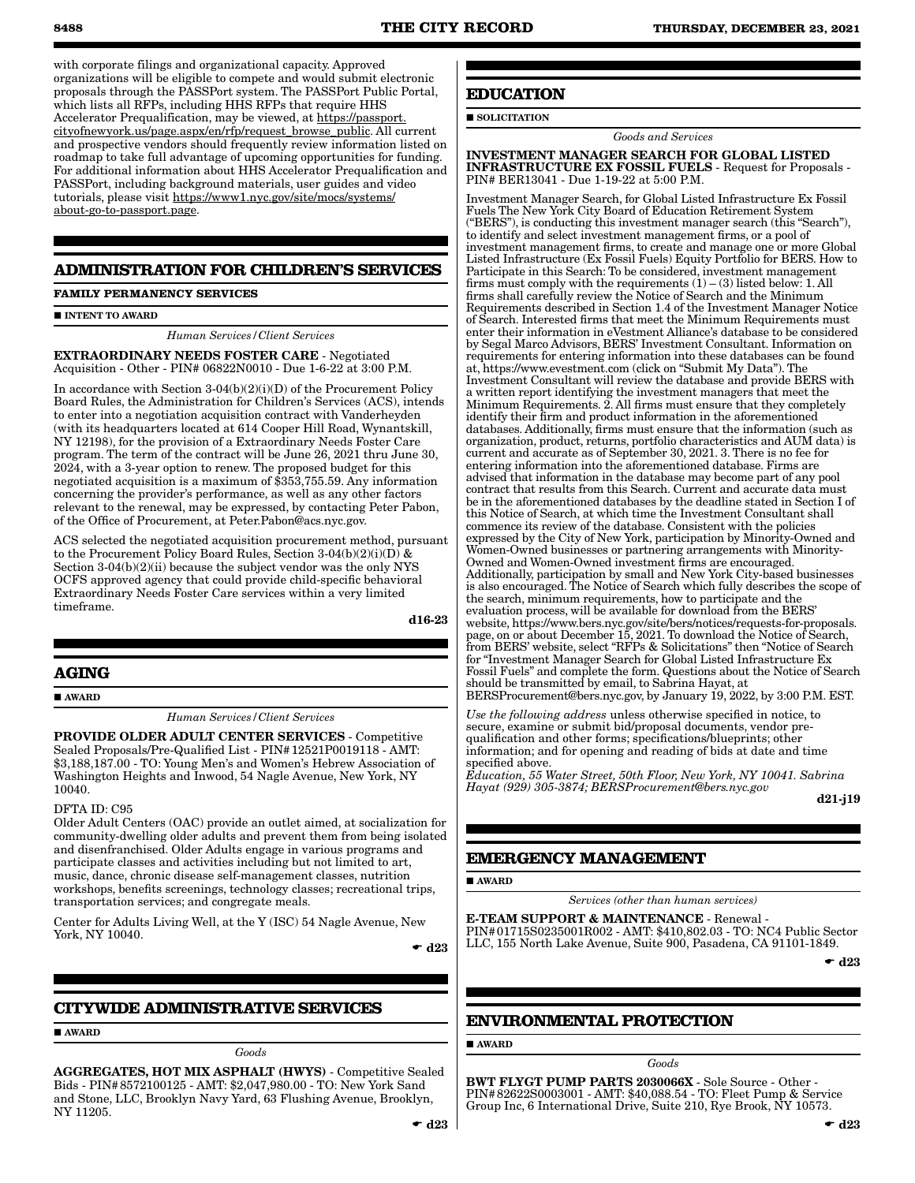with corporate filings and organizational capacity. Approved organizations will be eligible to compete and would submit electronic proposals through the PASSPort system. The PASSPort Public Portal, which lists all RFPs, including HHS RFPs that require HHS Accelerator Prequalification, may be viewed, at https://passport.cityofnewyork.us/page.aspx/en/rfp/request_browse_public. All current and prospective vendors should frequently review information listed on roadmap to take full advantage of upcoming opportunities for funding. For additional information about HHS Accelerator Prequalification and PASSPort, including background materials, user guides and video tutorials, please visit https://www1.nyc.gov/site/mocs/systems/about-go-to-passport.page.

## ADMINISTRATION FOR CHILDREN'S SERVICES

**FAMILY PERMANENCY SERVICES**

■ **INTENT TO AWARD**

*Human Services/Client Services*

**EXTRAORDINARY NEEDS FOSTER CARE** - Negotiated Acquisition - Other - PIN# 06822N0010 - Due 1-6-22 at 3:00 P.M.

In accordance with Section 3-04(b)(2)(i)(D) of the Procurement Policy Board Rules, the Administration for Children's Services (ACS), intends to enter into a negotiation acquisition contract with Vanderheyden (with its headquarters located at 614 Cooper Hill Road, Wynantskill, NY 12198), for the provision of a Extraordinary Needs Foster Care program. The term of the contract will be June 26, 2021 thru June 30, 2024, with a 3-year option to renew. The proposed budget for this negotiated acquisition is a maximum of $353,755.59. Any information concerning the provider's performance, as well as any other factors relevant to the renewal, may be expressed, by contacting Peter Pabon, of the Office of Procurement, at Peter.Pabon@acs.nyc.gov.

ACS selected the negotiated acquisition procurement method, pursuant to the Procurement Policy Board Rules, Section 3-04(b)(2)(i)(D) & Section 3-04(b)(2)(ii) because the subject vendor was the only NYS OCFS approved agency that could provide child-specific behavioral Extraordinary Needs Foster Care services within a very limited timeframe.

**d16-23**

## AGING

■ **AWARD**

*Human Services/Client Services*

**PROVIDE OLDER ADULT CENTER SERVICES** - Competitive Sealed Proposals/Pre-Qualified List - PIN# 12521P0019118 - AMT: $3,188,187.00 - TO: Young Men's and Women's Hebrew Association of Washington Heights and Inwood, 54 Nagle Avenue, New York, NY 10040.

DFTA ID: C95
Older Adult Centers (OAC) provide an outlet aimed, at socialization for community-dwelling older adults and prevent them from being isolated and disenfranchised. Older Adults engage in various programs and participate classes and activities including but not limited to art, music, dance, chronic disease self-management classes, nutrition workshops, benefits screenings, technology classes; recreational trips, transportation services; and congregate meals.

Center for Adults Living Well, at the Y (ISC) 54 Nagle Avenue, New York, NY 10040.

☛ **d23**

## CITYWIDE ADMINISTRATIVE SERVICES

■ **AWARD**

*Goods*

**AGGREGATES, HOT MIX ASPHALT (HWYS)** - Competitive Sealed Bids - PIN# 8572100125 - AMT: $2,047,980.00 - TO: New York Sand and Stone, LLC, Brooklyn Navy Yard, 63 Flushing Avenue, Brooklyn, NY 11205.

☛ **d23**

## EDUCATION

■ **SOLICITATION**

*Goods and Services*

**INVESTMENT MANAGER SEARCH FOR GLOBAL LISTED INFRASTRUCTURE EX FOSSIL FUELS** - Request for Proposals - PIN# BER13041 - Due 1-19-22 at 5:00 P.M.

Investment Manager Search, for Global Listed Infrastructure Ex Fossil Fuels The New York City Board of Education Retirement System ("BERS"), is conducting this investment manager search (this "Search"), to identify and select investment management firms, or a pool of investment management firms, to create and manage one or more Global Listed Infrastructure (Ex Fossil Fuels) Equity Portfolio for BERS. How to Participate in this Search: To be considered, investment management firms must comply with the requirements (1) – (3) listed below: 1. All firms shall carefully review the Notice of Search and the Minimum Requirements described in Section 1.4 of the Investment Manager Notice of Search. Interested firms that meet the Minimum Requirements must enter their information in eVestment Alliance's database to be considered by Segal Marco Advisors, BERS' Investment Consultant. Information on requirements for entering information into these databases can be found at, https://www.evestment.com (click on "Submit My Data"). The Investment Consultant will review the database and provide BERS with a written report identifying the investment managers that meet the Minimum Requirements. 2. All firms must ensure that they completely identify their firm and product information in the aforementioned databases. Additionally, firms must ensure that the information (such as organization, product, returns, portfolio characteristics and AUM data) is current and accurate as of September 30, 2021. 3. There is no fee for entering information into the aforementioned database. Firms are advised that information in the database may become part of any pool contract that results from this Search. Current and accurate data must be in the aforementioned databases by the deadline stated in Section I of this Notice of Search, at which time the Investment Consultant shall commence its review of the database. Consistent with the policies expressed by the City of New York, participation by Minority-Owned and Women-Owned businesses or partnering arrangements with Minority-Owned and Women-Owned investment firms are encouraged. Additionally, participation by small and New York City-based businesses is also encouraged. The Notice of Search which fully describes the scope of the search, minimum requirements, how to participate and the evaluation process, will be available for download from the BERS' website, https://www.bers.nyc.gov/site/bers/notices/requests-for-proposals.page, on or about December 15, 2021. To download the Notice of Search, from BERS' website, select "RFPs & Solicitations" then "Notice of Search for "Investment Manager Search for Global Listed Infrastructure Ex Fossil Fuels" and complete the form. Questions about the Notice of Search should be transmitted by email, to Sabrina Hayat, at BERSProcurement@bers.nyc.gov, by January 19, 2022, by 3:00 P.M. EST.

*Use the following address* unless otherwise specified in notice, to secure, examine or submit bid/proposal documents, vendor pre-qualification and other forms; specifications/blueprints; other information; and for opening and reading of bids at date and time specified above.
*Education, 55 Water Street, 50th Floor, New York, NY 10041. Sabrina Hayat (929) 305-3874; BERSProcurement@bers.nyc.gov*

**d21-j19**

## EMERGENCY MANAGEMENT

■ **AWARD**

*Services (other than human services)*

**E-TEAM SUPPORT & MAINTENANCE** - Renewal - PIN# 01715S0235001R002 - AMT: $410,802.03 - TO: NC4 Public Sector LLC, 155 North Lake Avenue, Suite 900, Pasadena, CA 91101-1849.

☛ **d23**

## ENVIRONMENTAL PROTECTION

■ **AWARD**

*Goods*

**BWT FLYGT PUMP PARTS 2030066X** - Sole Source - Other - PIN# 82622S0003001 - AMT: $40,088.54 - TO: Fleet Pump & Service Group Inc, 6 International Drive, Suite 210, Rye Brook, NY 10573.

☛ **d23**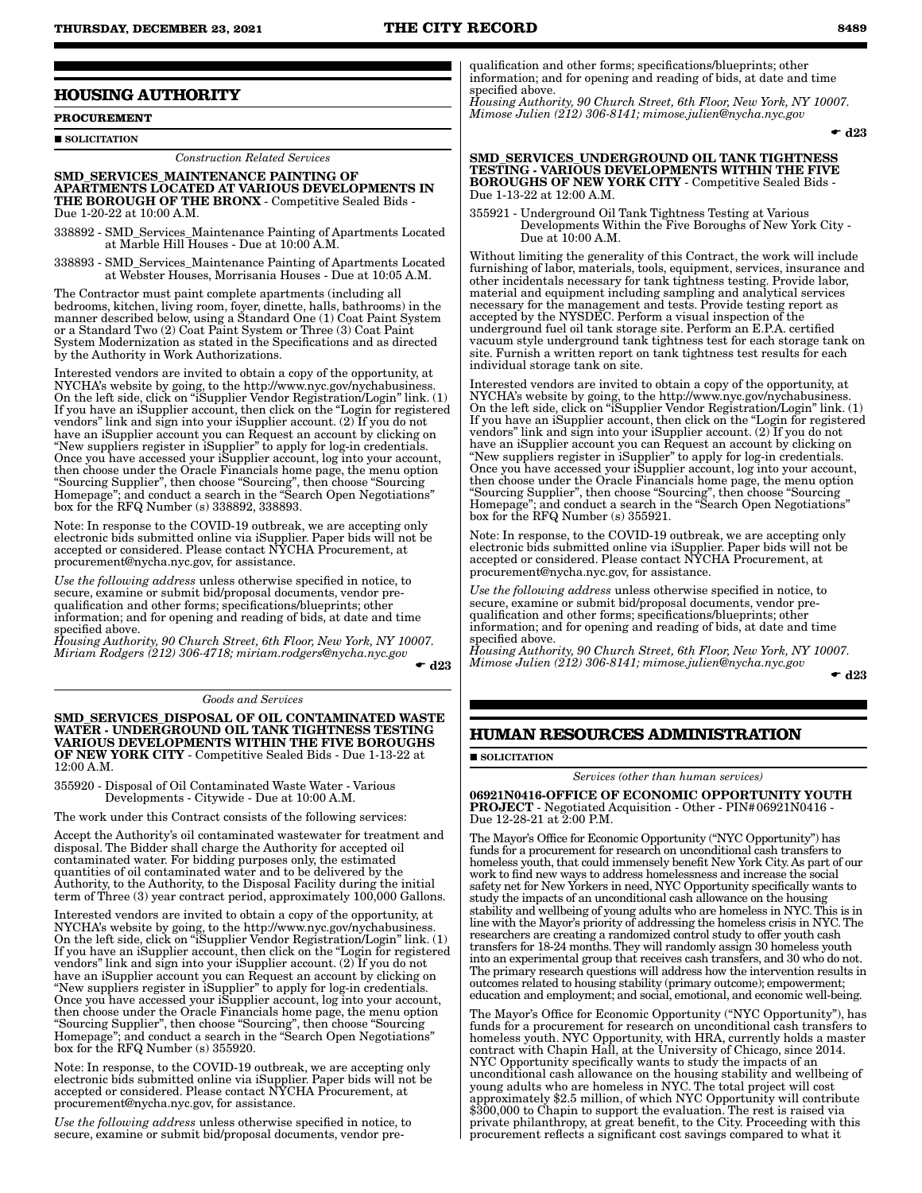## HOUSING AUTHORITY

**PROCUREMENT**

■ **SOLICITATION**

*Construction Related Services*

**SMD_SERVICES_MAINTENANCE PAINTING OF APARTMENTS LOCATED AT VARIOUS DEVELOPMENTS IN THE BOROUGH OF THE BRONX** - Competitive Sealed Bids - Due 1-20-22 at 10:00 A.M.

338892 - SMD_Services_Maintenance Painting of Apartments Located at Marble Hill Houses - Due at 10:00 A.M.

338893 - SMD_Services_Maintenance Painting of Apartments Located at Webster Houses, Morrisania Houses - Due at 10:05 A.M.

The Contractor must paint complete apartments (including all bedrooms, kitchen, living room, foyer, dinette, halls, bathrooms) in the manner described below, using a Standard One (1) Coat Paint System or a Standard Two (2) Coat Paint System or Three (3) Coat Paint System Modernization as stated in the Specifications and as directed by the Authority in Work Authorizations.

Interested vendors are invited to obtain a copy of the opportunity, at NYCHA's website by going, to the http://www.nyc.gov/nychabusiness. On the left side, click on "iSupplier Vendor Registration/Login" link. (1) If you have an iSupplier account, then click on the "Login for registered vendors" link and sign into your iSupplier account. (2) If you do not have an iSupplier account you can Request an account by clicking on "New suppliers register in iSupplier" to apply for log-in credentials. Once you have accessed your iSupplier account, log into your account, then choose under the Oracle Financials home page, the menu option "Sourcing Supplier", then choose "Sourcing", then choose "Sourcing Homepage"; and conduct a search in the "Search Open Negotiations" box for the RFQ Number (s) 338892, 338893.

Note: In response to the COVID-19 outbreak, we are accepting only electronic bids submitted online via iSupplier. Paper bids will not be accepted or considered. Please contact NYCHA Procurement, at procurement@nycha.nyc.gov, for assistance.

*Use the following address* unless otherwise specified in notice, to secure, examine or submit bid/proposal documents, vendor pre-qualification and other forms; specifications/blueprints; other information; and for opening and reading of bids, at date and time specified above.
*Housing Authority, 90 Church Street, 6th Floor, New York, NY 10007. Miriam Rodgers (212) 306-4718; miriam.rodgers@nycha.nyc.gov*

☛ **d23**

*Goods and Services*

**SMD_SERVICES_DISPOSAL OF OIL CONTAMINATED WASTE WATER - UNDERGROUND OIL TANK TIGHTNESS TESTING VARIOUS DEVELOPMENTS WITHIN THE FIVE BOROUGHS OF NEW YORK CITY** - Competitive Sealed Bids - Due 1-13-22 at 12:00 A.M.

355920 - Disposal of Oil Contaminated Waste Water - Various Developments - Citywide - Due at 10:00 A.M.

The work under this Contract consists of the following services:

Accept the Authority's oil contaminated wastewater for treatment and disposal. The Bidder shall charge the Authority for accepted oil contaminated water. For bidding purposes only, the estimated quantities of oil contaminated water and to be delivered by the Authority, to the Authority, to the Disposal Facility during the initial term of Three (3) year contract period, approximately 100,000 Gallons.

Interested vendors are invited to obtain a copy of the opportunity, at NYCHA's website by going, to the http://www.nyc.gov/nychabusiness. On the left side, click on "iSupplier Vendor Registration/Login" link. (1) If you have an iSupplier account, then click on the "Login for registered vendors" link and sign into your iSupplier account. (2) If you do not have an iSupplier account you can Request an account by clicking on "New suppliers register in iSupplier" to apply for log-in credentials. Once you have accessed your iSupplier account, log into your account, then choose under the Oracle Financials home page, the menu option "Sourcing Supplier", then choose "Sourcing", then choose "Sourcing Homepage"; and conduct a search in the "Search Open Negotiations" box for the RFQ Number (s) 355920.

Note: In response, to the COVID-19 outbreak, we are accepting only electronic bids submitted online via iSupplier. Paper bids will not be accepted or considered. Please contact NYCHA Procurement, at procurement@nycha.nyc.gov, for assistance.

*Use the following address* unless otherwise specified in notice, to secure, examine or submit bid/proposal documents, vendor pre-qualification and other forms; specifications/blueprints; other information; and for opening and reading of bids, at date and time specified above.
*Housing Authority, 90 Church Street, 6th Floor, New York, NY 10007. Mimose Julien (212) 306-8141; mimose.julien@nycha.nyc.gov*

☛ **d23**

**SMD_SERVICES_UNDERGROUND OIL TANK TIGHTNESS TESTING - VARIOUS DEVELOPMENTS WITHIN THE FIVE BOROUGHS OF NEW YORK CITY** - Competitive Sealed Bids - Due 1-13-22 at 12:00 A.M.

355921 - Underground Oil Tank Tightness Testing at Various Developments Within the Five Boroughs of New York City - Due at 10:00 A.M.

Without limiting the generality of this Contract, the work will include furnishing of labor, materials, tools, equipment, services, insurance and other incidentals necessary for tank tightness testing. Provide labor, material and equipment including sampling and analytical services necessary for the management and tests. Provide testing report as accepted by the NYSDEC. Perform a visual inspection of the underground fuel oil tank storage site. Perform an E.P.A. certified vacuum style underground tank tightness test for each storage tank on site. Furnish a written report on tank tightness test results for each individual storage tank on site.

Interested vendors are invited to obtain a copy of the opportunity, at NYCHA's website by going, to the http://www.nyc.gov/nychabusiness. On the left side, click on "iSupplier Vendor Registration/Login" link. (1) If you have an iSupplier account, then click on the "Login for registered vendors" link and sign into your iSupplier account. (2) If you do not have an iSupplier account you can Request an account by clicking on "New suppliers register in iSupplier" to apply for log-in credentials. Once you have accessed your iSupplier account, log into your account, then choose under the Oracle Financials home page, the menu option "Sourcing Supplier", then choose "Sourcing", then choose "Sourcing Homepage"; and conduct a search in the "Search Open Negotiations" box for the RFQ Number (s) 355921.

Note: In response, to the COVID-19 outbreak, we are accepting only electronic bids submitted online via iSupplier. Paper bids will not be accepted or considered. Please contact NYCHA Procurement, at procurement@nycha.nyc.gov, for assistance.

*Use the following address* unless otherwise specified in notice, to secure, examine or submit bid/proposal documents, vendor pre-qualification and other forms; specifications/blueprints; other information; and for opening and reading of bids, at date and time specified above.
*Housing Authority, 90 Church Street, 6th Floor, New York, NY 10007. Mimose Julien (212) 306-8141; mimose.julien@nycha.nyc.gov*

☛ **d23**

## HUMAN RESOURCES ADMINISTRATION

■ **SOLICITATION**

*Services (other than human services)*

**06921N0416-OFFICE OF ECONOMIC OPPORTUNITY YOUTH PROJECT** - Negotiated Acquisition - Other - PIN#06921N0416 - Due 12-28-21 at 2:00 P.M.

The Mayor's Office for Economic Opportunity ("NYC Opportunity") has funds for a procurement for research on unconditional cash transfers to homeless youth, that could immensely benefit New York City. As part of our work to find new ways to address homelessness and increase the social safety net for New Yorkers in need, NYC Opportunity specifically wants to study the impacts of an unconditional cash allowance on the housing stability and wellbeing of young adults who are homeless in NYC. This is in line with the Mayor's priority of addressing the homeless crisis in NYC. The researchers are creating a randomized control study to offer youth cash transfers for 18-24 months. They will randomly assign 30 homeless youth into an experimental group that receives cash transfers, and 30 who do not. The primary research questions will address how the intervention results in outcomes related to housing stability (primary outcome); empowerment; education and employment; and social, emotional, and economic well-being.

The Mayor's Office for Economic Opportunity ("NYC Opportunity"), has funds for a procurement for research on unconditional cash transfers to homeless youth. NYC Opportunity, with HRA, currently holds a master contract with Chapin Hall, at the University of Chicago, since 2014. NYC Opportunity specifically wants to study the impacts of an unconditional cash allowance on the housing stability and wellbeing of young adults who are homeless in NYC. The total project will cost approximately $2.5 million, of which NYC Opportunity will contribute $300,000 to Chapin to support the evaluation. The rest is raised via private philanthropy, at great benefit, to the City. Proceeding with this procurement reflects a significant cost savings compared to what it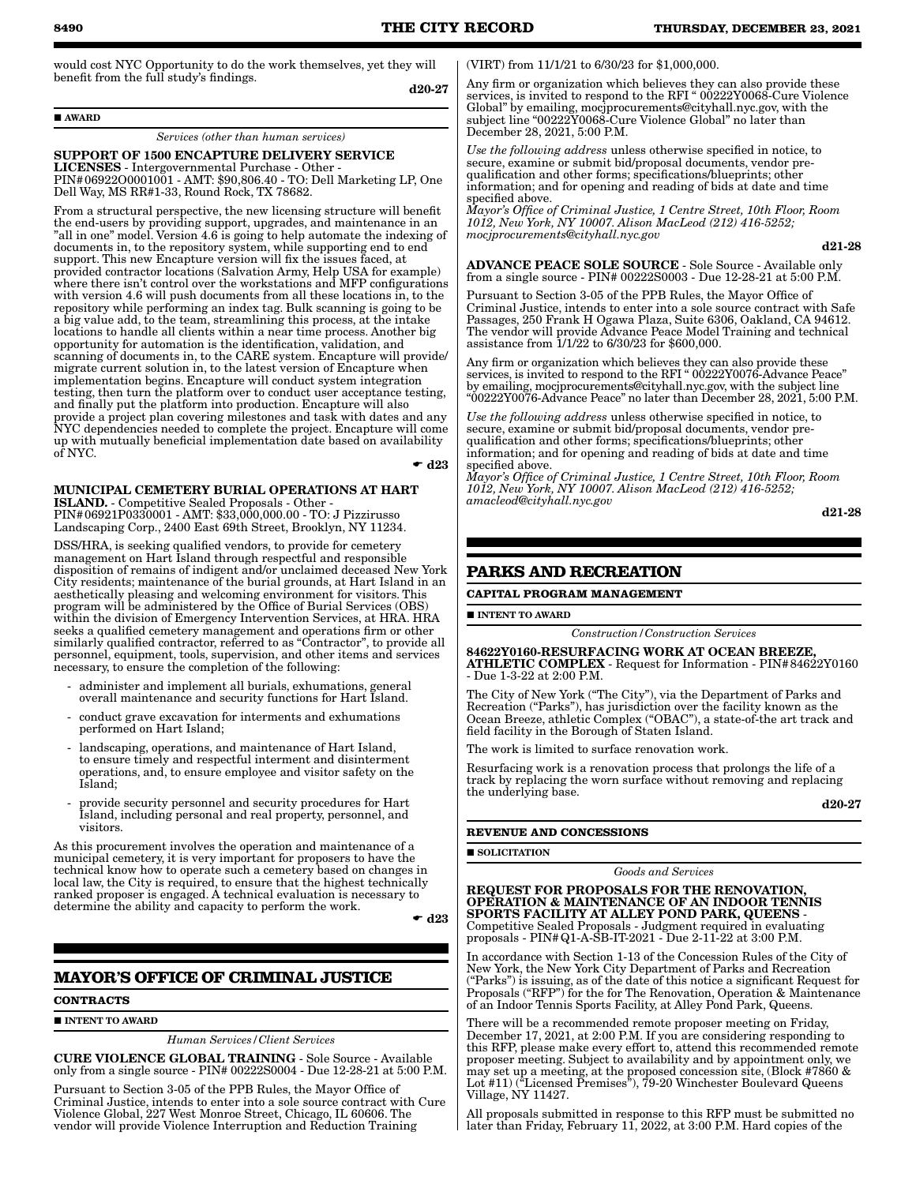would cost NYC Opportunity to do the work themselves, yet they will benefit from the full study's findings.

d20-27

■ AWARD

*Services (other than human services)*

**SUPPORT OF 1500 ENCAPTURE DELIVERY SERVICE LICENSES** - Intergovernmental Purchase - Other - PIN#06922O0001001 - AMT: $90,806.40 - TO: Dell Marketing LP, One Dell Way, MS RR#1-33, Round Rock, TX 78682.

From a structural perspective, the new licensing structure will benefit the end-users by providing support, upgrades, and maintenance in an "all in one" model. Version 4.6 is going to help automate the indexing of documents in, to the repository system, while supporting end to end support. This new Encapture version will fix the issues faced, at provided contractor locations (Salvation Army, Help USA for example) where there isn't control over the workstations and MFP configurations with version 4.6 will push documents from all these locations in, to the repository while performing an index tag. Bulk scanning is going to be a big value add, to the team, streamlining this process, at the intake locations to handle all clients within a near time process. Another big opportunity for automation is the identification, validation, and scanning of documents in, to the CARE system. Encapture will provide/migrate current solution in, to the latest version of Encapture when implementation begins. Encapture will conduct system integration testing, then turn the platform over to conduct user acceptance testing, and finally put the platform into production. Encapture will also provide a project plan covering milestones and task with dates and any NYC dependencies needed to complete the project. Encapture will come up with mutually beneficial implementation date based on availability of NYC.

☛ d23

**MUNICIPAL CEMETERY BURIAL OPERATIONS AT HART ISLAND.** - Competitive Sealed Proposals - Other - PIN#06921P0330001 - AMT: $33,000,000.00 - TO: J Pizzirusso Landscaping Corp., 2400 East 69th Street, Brooklyn, NY 11234.

DSS/HRA, is seeking qualified vendors, to provide for cemetery management on Hart Island through respectful and responsible disposition of remains of indigent and/or unclaimed deceased New York City residents; maintenance of the burial grounds, at Hart Island in an aesthetically pleasing and welcoming environment for visitors. This program will be administered by the Office of Burial Services (OBS) within the division of Emergency Intervention Services, at HRA. HRA seeks a qualified cemetery management and operations firm or other similarly qualified contractor, referred to as "Contractor", to provide all personnel, equipment, tools, supervision, and other items and services necessary, to ensure the completion of the following:

- administer and implement all burials, exhumations, general overall maintenance and security functions for Hart Island.
- conduct grave excavation for interments and exhumations performed on Hart Island;
- landscaping, operations, and maintenance of Hart Island, to ensure timely and respectful interment and disinterment operations, and, to ensure employee and visitor safety on the Island;
- provide security personnel and security procedures for Hart Island, including personal and real property, personnel, and visitors.

As this procurement involves the operation and maintenance of a municipal cemetery, it is very important for proposers to have the technical know how to operate such a cemetery based on changes in local law, the City is required, to ensure that the highest technically ranked proposer is engaged. A technical evaluation is necessary to determine the ability and capacity to perform the work.

☛ d23

## MAYOR'S OFFICE OF CRIMINAL JUSTICE

### CONTRACTS

■ INTENT TO AWARD

*Human Services/Client Services*

**CURE VIOLENCE GLOBAL TRAINING** - Sole Source - Available only from a single source - PIN# 00222S0004 - Due 12-28-21 at 5:00 P.M.

Pursuant to Section 3-05 of the PPB Rules, the Mayor Office of Criminal Justice, intends to enter into a sole source contract with Cure Violence Global, 227 West Monroe Street, Chicago, IL 60606. The vendor will provide Violence Interruption and Reduction Training (VIRT) from 11/1/21 to 6/30/23 for $1,000,000.

Any firm or organization which believes they can also provide these services, is invited to respond to the RFI " 00222Y0068-Cure Violence Global" by emailing, mocjprocurements@cityhall.nyc.gov, with the subject line "00222Y0068-Cure Violence Global" no later than December 28, 2021, 5:00 P.M.

*Use the following address* unless otherwise specified in notice, to secure, examine or submit bid/proposal documents, vendor pre-qualification and other forms; specifications/blueprints; other information; and for opening and reading of bids at date and time specified above.

*Mayor's Office of Criminal Justice, 1 Centre Street, 10th Floor, Room 1012, New York, NY 10007. Alison MacLeod (212) 416-5252; mocjprocurements@cityhall.nyc.gov*

d21-28

**ADVANCE PEACE SOLE SOURCE** - Sole Source - Available only from a single source - PIN# 00222S0003 - Due 12-28-21 at 5:00 P.M.

Pursuant to Section 3-05 of the PPB Rules, the Mayor Office of Criminal Justice, intends to enter into a sole source contract with Safe Passages, 250 Frank H Ogawa Plaza, Suite 6306, Oakland, CA 94612. The vendor will provide Advance Peace Model Training and technical assistance from 1/1/22 to 6/30/23 for $600,000.

Any firm or organization which believes they can also provide these services, is invited to respond to the RFI " 00222Y0076-Advance Peace" by emailing, mocjprocurements@cityhall.nyc.gov, with the subject line "00222Y0076-Advance Peace" no later than December 28, 2021, 5:00 P.M.

*Use the following address* unless otherwise specified in notice, to secure, examine or submit bid/proposal documents, vendor pre-qualification and other forms; specifications/blueprints; other information; and for opening and reading of bids at date and time specified above.

*Mayor's Office of Criminal Justice, 1 Centre Street, 10th Floor, Room 1012, New York, NY 10007. Alison MacLeod (212) 416-5252; amacleod@cityhall.nyc.gov*

d21-28

## PARKS AND RECREATION

### CAPITAL PROGRAM MANAGEMENT

■ INTENT TO AWARD

*Construction/Construction Services*

**84622Y0160-RESURFACING WORK AT OCEAN BREEZE, ATHLETIC COMPLEX** - Request for Information - PIN#84622Y0160 - Due 1-3-22 at 2:00 P.M.

The City of New York ("The City"), via the Department of Parks and Recreation ("Parks"), has jurisdiction over the facility known as the Ocean Breeze, athletic Complex ("OBAC"), a state-of-the art track and field facility in the Borough of Staten Island.

The work is limited to surface renovation work.

Resurfacing work is a renovation process that prolongs the life of a track by replacing the worn surface without removing and replacing the underlying base.

d20-27

### REVENUE AND CONCESSIONS

■ SOLICITATION

*Goods and Services*

**REQUEST FOR PROPOSALS FOR THE RENOVATION, OPERATION & MAINTENANCE OF AN INDOOR TENNIS SPORTS FACILITY AT ALLEY POND PARK, QUEENS** - Competitive Sealed Proposals - Judgment required in evaluating proposals - PIN#Q1-A-SB-IT-2021 - Due 2-11-22 at 3:00 P.M.

In accordance with Section 1-13 of the Concession Rules of the City of New York, the New York City Department of Parks and Recreation ("Parks") is issuing, as of the date of this notice a significant Request for Proposals ("RFP") for the for The Renovation, Operation & Maintenance of an Indoor Tennis Sports Facility, at Alley Pond Park, Queens.

There will be a recommended remote proposer meeting on Friday, December 17, 2021, at 2:00 P.M. If you are considering responding to this RFP, please make every effort to, attend this recommended remote proposer meeting. Subject to availability and by appointment only, we may set up a meeting, at the proposed concession site, (Block #7860 & Lot #11) ("Licensed Premises"), 79-20 Winchester Boulevard Queens Village, NY 11427.

All proposals submitted in response to this RFP must be submitted no later than Friday, February 11, 2022, at 3:00 P.M. Hard copies of the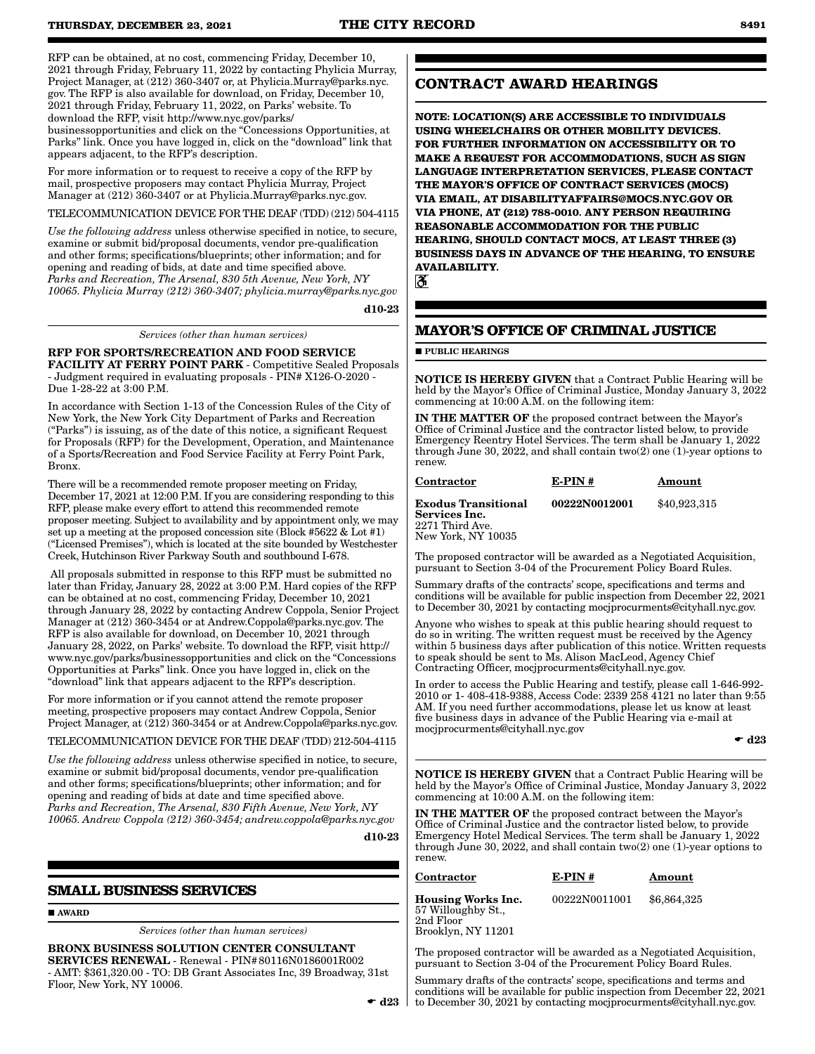RFP can be obtained, at no cost, commencing Friday, December 10, 2021 through Friday, February 11, 2022 by contacting Phylicia Murray, Project Manager, at (212) 360-3407 or, at Phylicia.Murray@parks.nyc.gov. The RFP is also available for download, on Friday, December 10, 2021 through Friday, February 11, 2022, on Parks' website. To download the RFP, visit http://www.nyc.gov/parks/businessopportunities and click on the "Concessions Opportunities, at Parks" link. Once you have logged in, click on the "download" link that appears adjacent, to the RFP's description.

For more information or to request to receive a copy of the RFP by mail, prospective proposers may contact Phylicia Murray, Project Manager at (212) 360-3407 or at Phylicia.Murray@parks.nyc.gov.

TELECOMMUNICATION DEVICE FOR THE DEAF (TDD) (212) 504-4115

*Use the following address* unless otherwise specified in notice, to secure, examine or submit bid/proposal documents, vendor pre-qualification and other forms; specifications/blueprints; other information; and for opening and reading of bids, at date and time specified above.
*Parks and Recreation, The Arsenal, 830 5th Avenue, New York, NY 10065. Phylicia Murray (212) 360-3407; phylicia.murray@parks.nyc.gov*

**d10-23**

*Services (other than human services)*

**RFP FOR SPORTS/RECREATION AND FOOD SERVICE FACILITY AT FERRY POINT PARK** - Competitive Sealed Proposals - Judgment required in evaluating proposals - PIN# X126-O-2020 - Due 1-28-22 at 3:00 P.M.

In accordance with Section 1-13 of the Concession Rules of the City of New York, the New York City Department of Parks and Recreation ("Parks") is issuing, as of the date of this notice, a significant Request for Proposals (RFP) for the Development, Operation, and Maintenance of a Sports/Recreation and Food Service Facility at Ferry Point Park, Bronx.

There will be a recommended remote proposer meeting on Friday, December 17, 2021 at 12:00 P.M. If you are considering responding to this RFP, please make every effort to attend this recommended remote proposer meeting. Subject to availability and by appointment only, we may set up a meeting at the proposed concession site (Block #5622 & Lot #1) ("Licensed Premises"), which is located at the site bounded by Westchester Creek, Hutchinson River Parkway South and southbound I-678.

All proposals submitted in response to this RFP must be submitted no later than Friday, January 28, 2022 at 3:00 P.M. Hard copies of the RFP can be obtained at no cost, commencing Friday, December 10, 2021 through January 28, 2022 by contacting Andrew Coppola, Senior Project Manager at (212) 360-3454 or at Andrew.Coppola@parks.nyc.gov. The RFP is also available for download, on December 10, 2021 through January 28, 2022, on Parks' website. To download the RFP, visit http://www.nyc.gov/parks/businessopportunities and click on the "Concessions Opportunities at Parks" link. Once you have logged in, click on the "download" link that appears adjacent to the RFP's description.

For more information or if you cannot attend the remote proposer meeting, prospective proposers may contact Andrew Coppola, Senior Project Manager, at (212) 360-3454 or at Andrew.Coppola@parks.nyc.gov.

TELECOMMUNICATION DEVICE FOR THE DEAF (TDD) 212-504-4115

*Use the following address* unless otherwise specified in notice, to secure, examine or submit bid/proposal documents, vendor pre-qualification and other forms; specifications/blueprints; other information; and for opening and reading of bids at date and time specified above.
*Parks and Recreation, The Arsenal, 830 Fifth Avenue, New York, NY 10065. Andrew Coppola (212) 360-3454; andrew.coppola@parks.nyc.gov*

**d10-23**

## SMALL BUSINESS SERVICES

■ **AWARD**

*Services (other than human services)*

**BRONX BUSINESS SOLUTION CENTER CONSULTANT SERVICES RENEWAL** - Renewal - PIN# 80116N0186001R002 - AMT: $361,320.00 - TO: DB Grant Associates Inc, 39 Broadway, 31st Floor, New York, NY 10006.

☛ **d23**

## CONTRACT AWARD HEARINGS

**NOTE: LOCATION(S) ARE ACCESSIBLE TO INDIVIDUALS USING WHEELCHAIRS OR OTHER MOBILITY DEVICES. FOR FURTHER INFORMATION ON ACCESSIBILITY OR TO MAKE A REQUEST FOR ACCOMMODATIONS, SUCH AS SIGN LANGUAGE INTERPRETATION SERVICES, PLEASE CONTACT THE MAYOR'S OFFICE OF CONTRACT SERVICES (MOCS) VIA EMAIL, AT DISABILITYAFFAIRS@MOCS.NYC.GOV OR VIA PHONE, AT (212) 788-0010. ANY PERSON REQUIRING REASONABLE ACCOMMODATION FOR THE PUBLIC HEARING, SHOULD CONTACT MOCS, AT LEAST THREE (3) BUSINESS DAYS IN ADVANCE OF THE HEARING, TO ENSURE AVAILABILITY.**

## MAYOR'S OFFICE OF CRIMINAL JUSTICE

■ **PUBLIC HEARINGS**

**NOTICE IS HEREBY GIVEN** that a Contract Public Hearing will be held by the Mayor's Office of Criminal Justice, Monday January 3, 2022 commencing at 10:00 A.M. on the following item:

**IN THE MATTER OF** the proposed contract between the Mayor's Office of Criminal Justice and the contractor listed below, to provide Emergency Reentry Hotel Services. The term shall be January 1, 2022 through June 30, 2022, and shall contain two(2) one (1)-year options to renew.

| Contractor | E-PIN # | Amount |
|---|---|---|
| **Exodus Transitional Services Inc.** 2271 Third Ave. New York, NY 10035 | **00222N0012001** | $40,923,315 |

The proposed contractor will be awarded as a Negotiated Acquisition, pursuant to Section 3-04 of the Procurement Policy Board Rules.

Summary drafts of the contracts' scope, specifications and terms and conditions will be available for public inspection from December 22, 2021 to December 30, 2021 by contacting mocjprocurments@cityhall.nyc.gov.

Anyone who wishes to speak at this public hearing should request to do so in writing. The written request must be received by the Agency within 5 business days after publication of this notice. Written requests to speak should be sent to Ms. Alison MacLeod, Agency Chief Contracting Officer, mocjprocurments@cityhall.nyc.gov.

In order to access the Public Hearing and testify, please call 1-646-992-2010 or 1- 408-418-9388, Access Code: 2339 258 4121 no later than 9:55 AM. If you need further accommodations, please let us know at least five business days in advance of the Public Hearing via e-mail at mocjprocurments@cityhall.nyc.gov

☛ **d23**

**NOTICE IS HEREBY GIVEN** that a Contract Public Hearing will be held by the Mayor's Office of Criminal Justice, Monday January 3, 2022 commencing at 10:00 A.M. on the following item:

**IN THE MATTER OF** the proposed contract between the Mayor's Office of Criminal Justice and the contractor listed below, to provide Emergency Hotel Medical Services. The term shall be January 1, 2022 through June 30, 2022, and shall contain two(2) one (1)-year options to renew.

| Contractor | E-PIN # | Amount |
|---|---|---|
| **Housing Works Inc.** 57 Willoughby St., 2nd Floor Brooklyn, NY 11201 | 00222N0011001 | $6,864,325 |

The proposed contractor will be awarded as a Negotiated Acquisition, pursuant to Section 3-04 of the Procurement Policy Board Rules.

Summary drafts of the contracts' scope, specifications and terms and conditions will be available for public inspection from December 22, 2021 to December 30, 2021 by contacting mocjprocurments@cityhall.nyc.gov.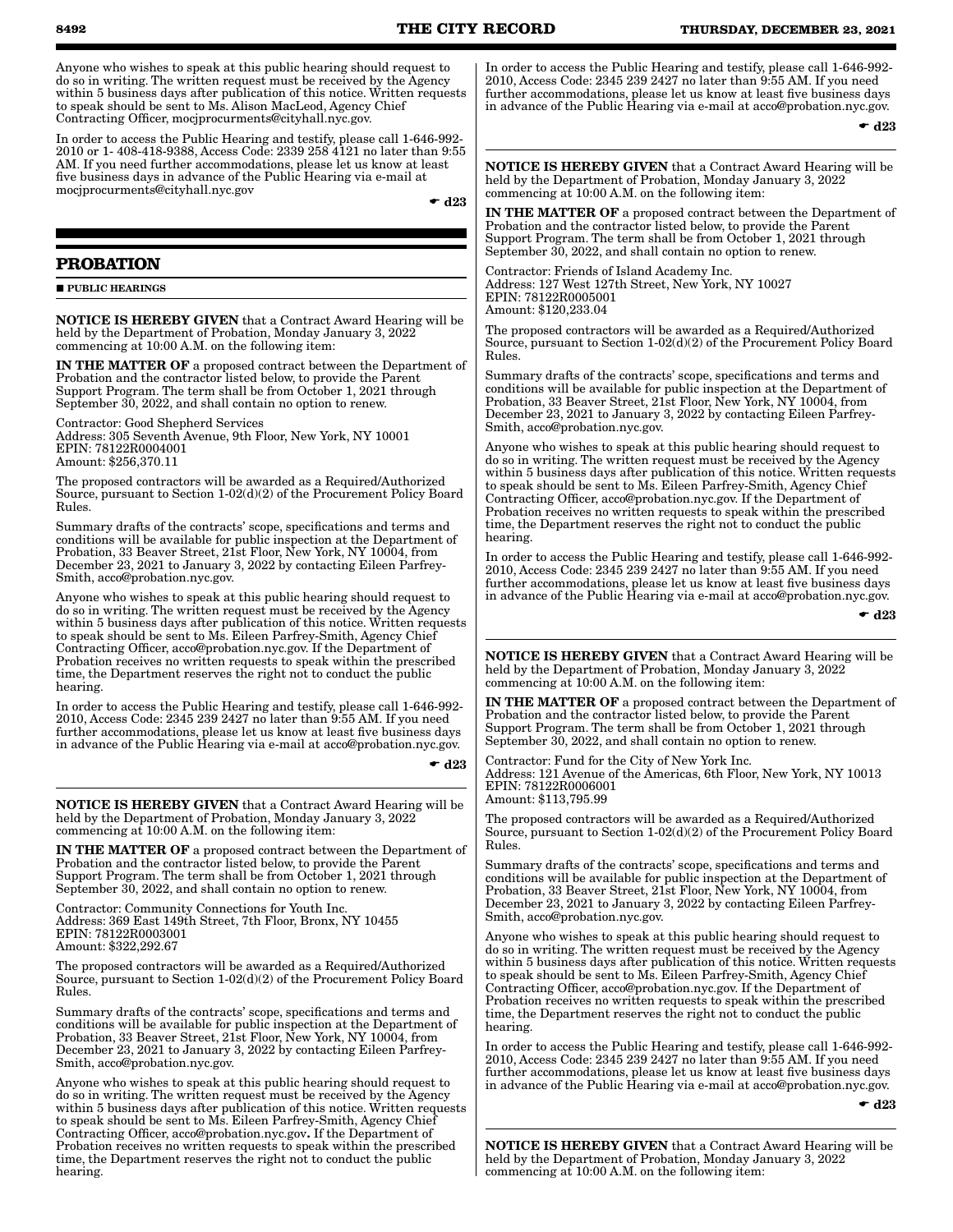Anyone who wishes to speak at this public hearing should request to do so in writing. The written request must be received by the Agency within 5 business days after publication of this notice. Written requests to speak should be sent to Ms. Alison MacLeod, Agency Chief Contracting Officer, mocjprocurments@cityhall.nyc.gov.

In order to access the Public Hearing and testify, please call 1-646-992-2010 or 1- 408-418-9388, Access Code: 2339 258 4121 no later than 9:55 AM. If you need further accommodations, please let us know at least five business days in advance of the Public Hearing via e-mail at mocjprocurments@cityhall.nyc.gov

☛ d23

## PROBATION

■ **PUBLIC HEARINGS**

**NOTICE IS HEREBY GIVEN** that a Contract Award Hearing will be held by the Department of Probation, Monday January 3, 2022 commencing at 10:00 A.M. on the following item:

**IN THE MATTER OF** a proposed contract between the Department of Probation and the contractor listed below, to provide the Parent Support Program. The term shall be from October 1, 2021 through September 30, 2022, and shall contain no option to renew.

Contractor: Good Shepherd Services
Address: 305 Seventh Avenue, 9th Floor, New York, NY 10001
EPIN: 78122R0004001
Amount: $256,370.11

The proposed contractors will be awarded as a Required/Authorized Source, pursuant to Section 1-02(d)(2) of the Procurement Policy Board Rules.

Summary drafts of the contracts' scope, specifications and terms and conditions will be available for public inspection at the Department of Probation, 33 Beaver Street, 21st Floor, New York, NY 10004, from December 23, 2021 to January 3, 2022 by contacting Eileen Parfrey-Smith, acco@probation.nyc.gov.

Anyone who wishes to speak at this public hearing should request to do so in writing. The written request must be received by the Agency within 5 business days after publication of this notice. Written requests to speak should be sent to Ms. Eileen Parfrey-Smith, Agency Chief Contracting Officer, acco@probation.nyc.gov. If the Department of Probation receives no written requests to speak within the prescribed time, the Department reserves the right not to conduct the public hearing.

In order to access the Public Hearing and testify, please call 1-646-992-2010, Access Code: 2345 239 2427 no later than 9:55 AM. If you need further accommodations, please let us know at least five business days in advance of the Public Hearing via e-mail at acco@probation.nyc.gov.

☛ d23

**NOTICE IS HEREBY GIVEN** that a Contract Award Hearing will be held by the Department of Probation, Monday January 3, 2022 commencing at 10:00 A.M. on the following item:

**IN THE MATTER OF** a proposed contract between the Department of Probation and the contractor listed below, to provide the Parent Support Program. The term shall be from October 1, 2021 through September 30, 2022, and shall contain no option to renew.

Contractor: Community Connections for Youth Inc.
Address: 369 East 149th Street, 7th Floor, Bronx, NY 10455
EPIN: 78122R0003001
Amount: $322,292.67

The proposed contractors will be awarded as a Required/Authorized Source, pursuant to Section 1-02(d)(2) of the Procurement Policy Board Rules.

Summary drafts of the contracts' scope, specifications and terms and conditions will be available for public inspection at the Department of Probation, 33 Beaver Street, 21st Floor, New York, NY 10004, from December 23, 2021 to January 3, 2022 by contacting Eileen Parfrey-Smith, acco@probation.nyc.gov.

Anyone who wishes to speak at this public hearing should request to do so in writing. The written request must be received by the Agency within 5 business days after publication of this notice. Written requests to speak should be sent to Ms. Eileen Parfrey-Smith, Agency Chief Contracting Officer, acco@probation.nyc.gov. If the Department of Probation receives no written requests to speak within the prescribed time, the Department reserves the right not to conduct the public hearing.

In order to access the Public Hearing and testify, please call 1-646-992-2010, Access Code: 2345 239 2427 no later than 9:55 AM. If you need further accommodations, please let us know at least five business days in advance of the Public Hearing via e-mail at acco@probation.nyc.gov.

☛ d23

**NOTICE IS HEREBY GIVEN** that a Contract Award Hearing will be held by the Department of Probation, Monday January 3, 2022 commencing at 10:00 A.M. on the following item:

**IN THE MATTER OF** a proposed contract between the Department of Probation and the contractor listed below, to provide the Parent Support Program. The term shall be from October 1, 2021 through September 30, 2022, and shall contain no option to renew.

Contractor: Friends of Island Academy Inc.
Address: 127 West 127th Street, New York, NY 10027
EPIN: 78122R0005001
Amount: $120,233.04

The proposed contractors will be awarded as a Required/Authorized Source, pursuant to Section 1-02(d)(2) of the Procurement Policy Board Rules.

Summary drafts of the contracts' scope, specifications and terms and conditions will be available for public inspection at the Department of Probation, 33 Beaver Street, 21st Floor, New York, NY 10004, from December 23, 2021 to January 3, 2022 by contacting Eileen Parfrey-Smith, acco@probation.nyc.gov.

Anyone who wishes to speak at this public hearing should request to do so in writing. The written request must be received by the Agency within 5 business days after publication of this notice. Written requests to speak should be sent to Ms. Eileen Parfrey-Smith, Agency Chief Contracting Officer, acco@probation.nyc.gov. If the Department of Probation receives no written requests to speak within the prescribed time, the Department reserves the right not to conduct the public hearing.

In order to access the Public Hearing and testify, please call 1-646-992-2010, Access Code: 2345 239 2427 no later than 9:55 AM. If you need further accommodations, please let us know at least five business days in advance of the Public Hearing via e-mail at acco@probation.nyc.gov.

☛ d23

**NOTICE IS HEREBY GIVEN** that a Contract Award Hearing will be held by the Department of Probation, Monday January 3, 2022 commencing at 10:00 A.M. on the following item:

**IN THE MATTER OF** a proposed contract between the Department of Probation and the contractor listed below, to provide the Parent Support Program. The term shall be from October 1, 2021 through September 30, 2022, and shall contain no option to renew.

Contractor: Fund for the City of New York Inc.
Address: 121 Avenue of the Americas, 6th Floor, New York, NY 10013
EPIN: 78122R0006001
Amount: $113,795.99

The proposed contractors will be awarded as a Required/Authorized Source, pursuant to Section 1-02(d)(2) of the Procurement Policy Board Rules.

Summary drafts of the contracts' scope, specifications and terms and conditions will be available for public inspection at the Department of Probation, 33 Beaver Street, 21st Floor, New York, NY 10004, from December 23, 2021 to January 3, 2022 by contacting Eileen Parfrey-Smith, acco@probation.nyc.gov.

Anyone who wishes to speak at this public hearing should request to do so in writing. The written request must be received by the Agency within 5 business days after publication of this notice. Written requests to speak should be sent to Ms. Eileen Parfrey-Smith, Agency Chief Contracting Officer, acco@probation.nyc.gov. If the Department of Probation receives no written requests to speak within the prescribed time, the Department reserves the right not to conduct the public hearing.

In order to access the Public Hearing and testify, please call 1-646-992-2010, Access Code: 2345 239 2427 no later than 9:55 AM. If you need further accommodations, please let us know at least five business days in advance of the Public Hearing via e-mail at acco@probation.nyc.gov.

☛ d23

**NOTICE IS HEREBY GIVEN** that a Contract Award Hearing will be held by the Department of Probation, Monday January 3, 2022 commencing at 10:00 A.M. on the following item: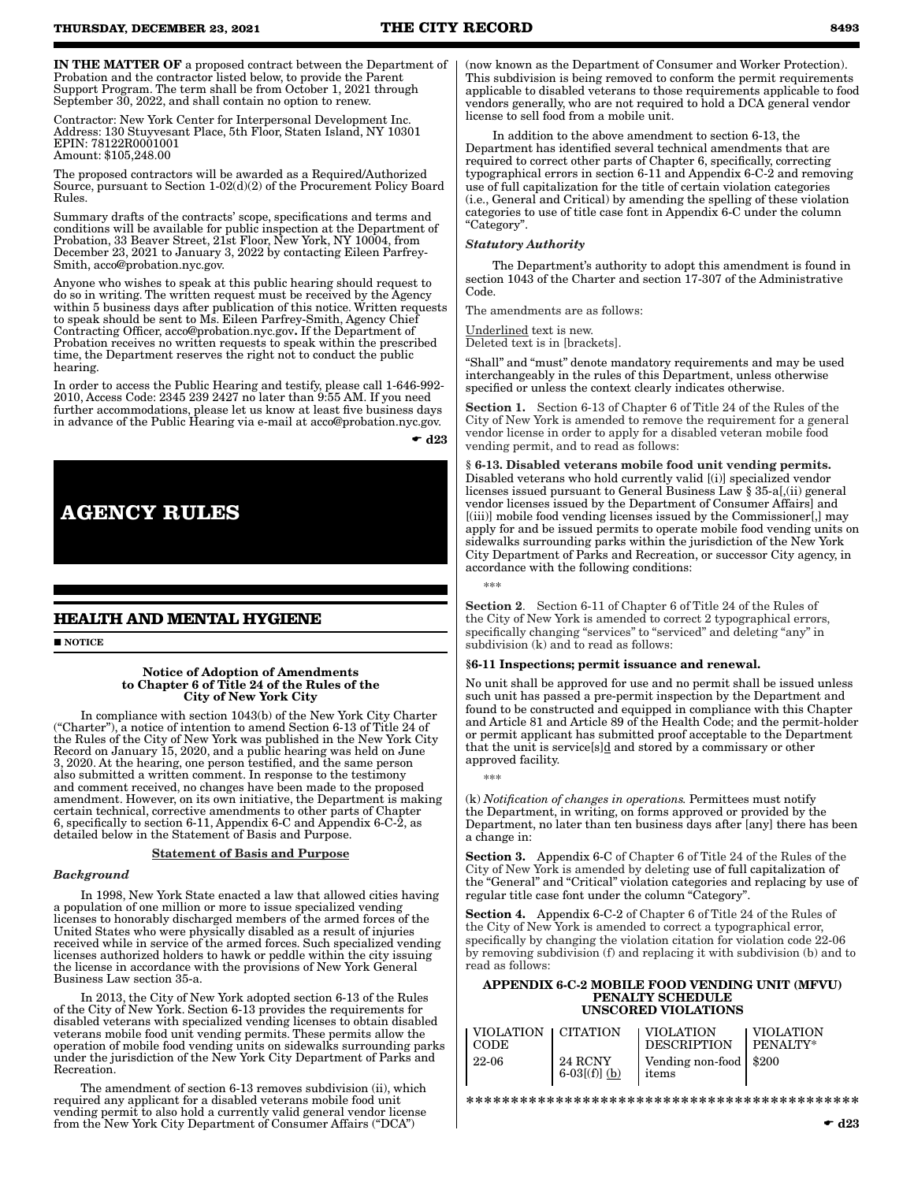**IN THE MATTER OF** a proposed contract between the Department of Probation and the contractor listed below, to provide the Parent Support Program. The term shall be from October 1, 2021 through September 30, 2022, and shall contain no option to renew.

Contractor: New York Center for Interpersonal Development Inc.
Address: 130 Stuyvesant Place, 5th Floor, Staten Island, NY 10301
EPIN: 78122R0001001
Amount: $105,248.00

The proposed contractors will be awarded as a Required/Authorized Source, pursuant to Section 1-02(d)(2) of the Procurement Policy Board Rules.

Summary drafts of the contracts' scope, specifications and terms and conditions will be available for public inspection at the Department of Probation, 33 Beaver Street, 21st Floor, New York, NY 10004, from December 23, 2021 to January 3, 2022 by contacting Eileen Parfrey-Smith, acco@probation.nyc.gov.

Anyone who wishes to speak at this public hearing should request to do so in writing. The written request must be received by the Agency within 5 business days after publication of this notice. Written requests to speak should be sent to Ms. Eileen Parfrey-Smith, Agency Chief Contracting Officer, acco@probation.nyc.gov**.** If the Department of Probation receives no written requests to speak within the prescribed time, the Department reserves the right not to conduct the public hearing.

In order to access the Public Hearing and testify, please call 1-646-992-2010, Access Code: 2345 239 2427 no later than 9:55 AM. If you need further accommodations, please let us know at least five business days in advance of the Public Hearing via e-mail at acco@probation.nyc.gov.

☛ **d23**

# AGENCY RULES

## HEALTH AND MENTAL HYGIENE

■ **NOTICE**

**Notice of Adoption of Amendments to Chapter 6 of Title 24 of the Rules of the City of New York City**

In compliance with section 1043(b) of the New York City Charter ("Charter"), a notice of intention to amend Section 6-13 of Title 24 of the Rules of the City of New York was published in the New York City Record on January 15, 2020, and a public hearing was held on June 3, 2020. At the hearing, one person testified, and the same person also submitted a written comment. In response to the testimony and comment received, no changes have been made to the proposed amendment. However, on its own initiative, the Department is making certain technical, corrective amendments to other parts of Chapter 6, specifically to section 6-11, Appendix 6-C and Appendix 6-C-2, as detailed below in the Statement of Basis and Purpose.

<u>Statement of Basis and Purpose</u>

***Background***

In 1998, New York State enacted a law that allowed cities having a population of one million or more to issue specialized vending licenses to honorably discharged members of the armed forces of the United States who were physically disabled as a result of injuries received while in service of the armed forces. Such specialized vending licenses authorized holders to hawk or peddle within the city issuing the license in accordance with the provisions of New York General Business Law section 35-a.

In 2013, the City of New York adopted section 6-13 of the Rules of the City of New York. Section 6-13 provides the requirements for disabled veterans with specialized vending licenses to obtain disabled veterans mobile food unit vending permits. These permits allow the operation of mobile food vending units on sidewalks surrounding parks under the jurisdiction of the New York City Department of Parks and Recreation.

The amendment of section 6-13 removes subdivision (ii), which required any applicant for a disabled veterans mobile food unit vending permit to also hold a currently valid general vendor license from the New York City Department of Consumer Affairs ("DCA") (now known as the Department of Consumer and Worker Protection). This subdivision is being removed to conform the permit requirements applicable to disabled veterans to those requirements applicable to food vendors generally, who are not required to hold a DCA general vendor license to sell food from a mobile unit.

In addition to the above amendment to section 6-13, the Department has identified several technical amendments that are required to correct other parts of Chapter 6, specifically, correcting typographical errors in section 6-11 and Appendix 6-C-2 and removing use of full capitalization for the title of certain violation categories (i.e., General and Critical) by amending the spelling of these violation categories to use of title case font in Appendix 6-C under the column "Category".

***Statutory Authority***

The Department's authority to adopt this amendment is found in section 1043 of the Charter and section 17-307 of the Administrative Code.

The amendments are as follows:

<u>Underlined</u> text is new.
Deleted text is in [brackets].

"Shall" and "must" denote mandatory requirements and may be used interchangeably in the rules of this Department, unless otherwise specified or unless the context clearly indicates otherwise.

**Section 1.** Section 6-13 of Chapter 6 of Title 24 of the Rules of the City of New York is amended to remove the requirement for a general vendor license in order to apply for a disabled veteran mobile food vending permit, and to read as follows:

§ **6-13. Disabled veterans mobile food unit vending permits.** Disabled veterans who hold currently valid [(i)] specialized vendor licenses issued pursuant to General Business Law § 35-a[,(ii) general vendor licenses issued by the Department of Consumer Affairs] and [(iii)] mobile food vending licenses issued by the Commissioner[,] may apply for and be issued permits to operate mobile food vending units on sidewalks surrounding parks within the jurisdiction of the New York City Department of Parks and Recreation, or successor City agency, in accordance with the following conditions:

\*\*\*

**Section 2**. Section 6-11 of Chapter 6 of Title 24 of the Rules of the City of New York is amended to correct 2 typographical errors, specifically changing "services" to "serviced" and deleting "any" in subdivision (k) and to read as follows:

**§6-11 Inspections; permit issuance and renewal.**

No unit shall be approved for use and no permit shall be issued unless such unit has passed a pre-permit inspection by the Department and found to be constructed and equipped in compliance with this Chapter and Article 81 and Article 89 of the Health Code; and the permit-holder or permit applicant has submitted proof acceptable to the Department that the unit is service[s]<u>d</u> and stored by a commissary or other approved facility.

\*\*\*

(k) *Notification of changes in operations.* Permittees must notify the Department, in writing, on forms approved or provided by the Department, no later than ten business days after [any] there has been a change in:

**Section 3.** Appendix 6-C of Chapter 6 of Title 24 of the Rules of the City of New York is amended by deleting use of full capitalization of the "General" and "Critical" violation categories and replacing by use of regular title case font under the column "Category".

**Section 4.** Appendix 6-C-2 of Chapter 6 of Title 24 of the Rules of the City of New York is amended to correct a typographical error, specifically by changing the violation citation for violation code 22-06 by removing subdivision (f) and replacing it with subdivision (b) and to read as follows:

**APPENDIX 6-C-2 MOBILE FOOD VENDING UNIT (MFVU) PENALTY SCHEDULE UNSCORED VIOLATIONS**

| VIOLATION CODE | CITATION | VIOLATION DESCRIPTION | VIOLATION PENALTY* |
|---|---|---|---|
| 22-06 | 24 RCNY 6-03[(f)] <u>(b)</u> | Vending non-food items | $200 |

\*\*\*\*\*\*\*\*\*\*\*\*\*\*\*\*\*\*\*\*\*\*\*\*\*\*\*\*\*\*\*\*\*\*\*\*\*\*\*\*\*\*\*\*

☛ **d23**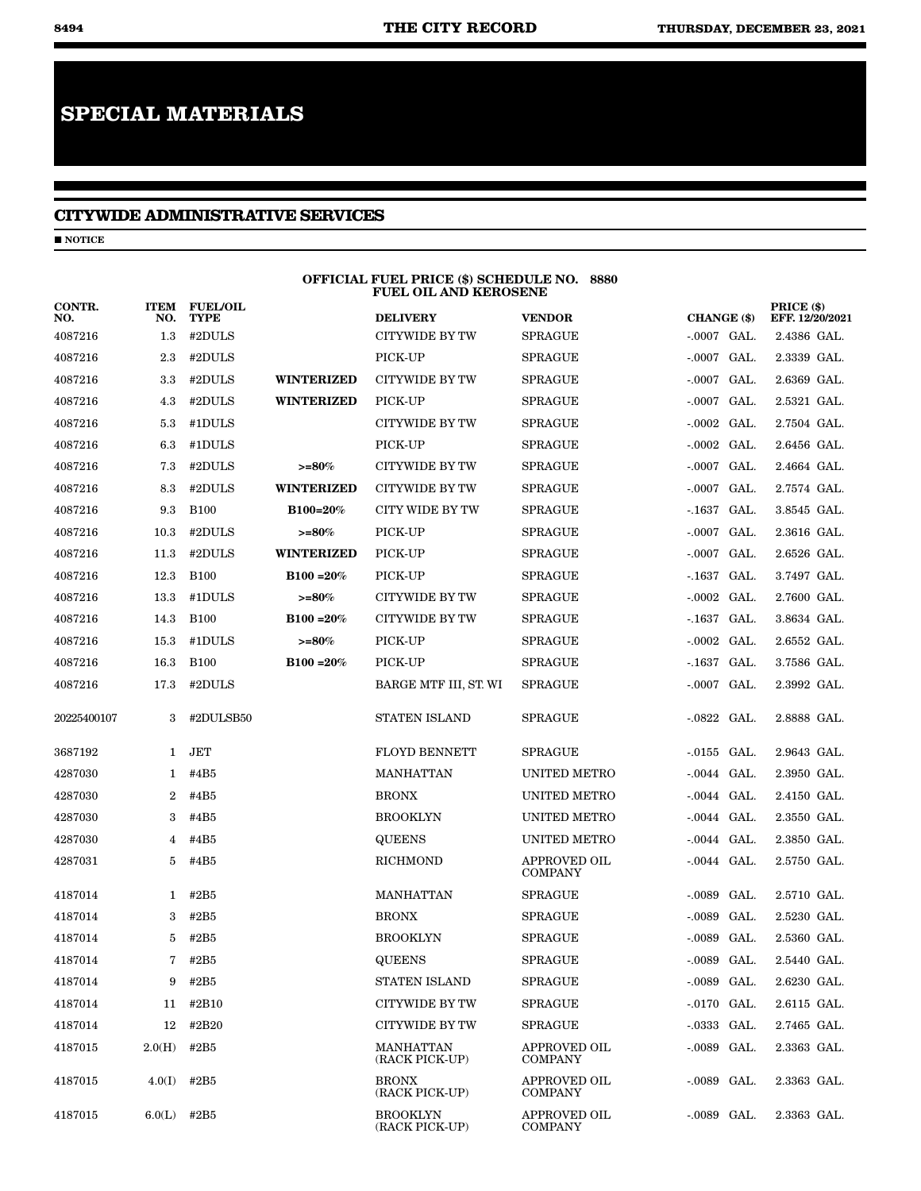# SPECIAL MATERIALS

## CITYWIDE ADMINISTRATIVE SERVICES

■ NOTICE

**OFFICIAL FUEL PRICE ($) SCHEDULE NO. 8880**
**FUEL OIL AND KEROSENE**

| CONTR. NO. | ITEM NO. | FUEL/OIL TYPE | | DELIVERY | VENDOR | CHANGE ($) | PRICE ($) EFF. 12/20/2021 |
|---|---|---|---|---|---|---|---|
| 4087216 | 1.3 | #2DULS | | CITYWIDE BY TW | SPRAGUE | -.0007 GAL. | 2.4386 GAL. |
| 4087216 | 2.3 | #2DULS | | PICK-UP | SPRAGUE | -.0007 GAL. | 2.3339 GAL. |
| 4087216 | 3.3 | #2DULS | **WINTERIZED** | CITYWIDE BY TW | SPRAGUE | -.0007 GAL. | 2.6369 GAL. |
| 4087216 | 4.3 | #2DULS | **WINTERIZED** | PICK-UP | SPRAGUE | -.0007 GAL. | 2.5321 GAL. |
| 4087216 | 5.3 | #1DULS | | CITYWIDE BY TW | SPRAGUE | -.0002 GAL. | 2.7504 GAL. |
| 4087216 | 6.3 | #1DULS | | PICK-UP | SPRAGUE | -.0002 GAL. | 2.6456 GAL. |
| 4087216 | 7.3 | #2DULS | **>=80%** | CITYWIDE BY TW | SPRAGUE | -.0007 GAL. | 2.4664 GAL. |
| 4087216 | 8.3 | #2DULS | **WINTERIZED** | CITYWIDE BY TW | SPRAGUE | -.0007 GAL. | 2.7574 GAL. |
| 4087216 | 9.3 | B100 | **B100=20%** | CITY WIDE BY TW | SPRAGUE | -.1637 GAL. | 3.8545 GAL. |
| 4087216 | 10.3 | #2DULS | **>=80%** | PICK-UP | SPRAGUE | -.0007 GAL. | 2.3616 GAL. |
| 4087216 | 11.3 | #2DULS | **WINTERIZED** | PICK-UP | SPRAGUE | -.0007 GAL. | 2.6526 GAL. |
| 4087216 | 12.3 | B100 | **B100 =20%** | PICK-UP | SPRAGUE | -.1637 GAL. | 3.7497 GAL. |
| 4087216 | 13.3 | #1DULS | **>=80%** | CITYWIDE BY TW | SPRAGUE | -.0002 GAL. | 2.7600 GAL. |
| 4087216 | 14.3 | B100 | **B100 =20%** | CITYWIDE BY TW | SPRAGUE | -.1637 GAL. | 3.8634 GAL. |
| 4087216 | 15.3 | #1DULS | **>=80%** | PICK-UP | SPRAGUE | -.0002 GAL. | 2.6552 GAL. |
| 4087216 | 16.3 | B100 | **B100 =20%** | PICK-UP | SPRAGUE | -.1637 GAL. | 3.7586 GAL. |
| 4087216 | 17.3 | #2DULS | | BARGE MTF III, ST. WI | SPRAGUE | -.0007 GAL. | 2.3992 GAL. |
| 20225400107 | 3 | #2DULSB50 | | STATEN ISLAND | SPRAGUE | -.0822 GAL. | 2.8888 GAL. |
| 3687192 | 1 | JET | | FLOYD BENNETT | SPRAGUE | -.0155 GAL. | 2.9643 GAL. |
| 4287030 | 1 | #4B5 | | MANHATTAN | UNITED METRO | -.0044 GAL. | 2.3950 GAL. |
| 4287030 | 2 | #4B5 | | BRONX | UNITED METRO | -.0044 GAL. | 2.4150 GAL. |
| 4287030 | 3 | #4B5 | | BROOKLYN | UNITED METRO | -.0044 GAL. | 2.3550 GAL. |
| 4287030 | 4 | #4B5 | | QUEENS | UNITED METRO | -.0044 GAL. | 2.3850 GAL. |
| 4287031 | 5 | #4B5 | | RICHMOND | APPROVED OIL COMPANY | -.0044 GAL. | 2.5750 GAL. |
| 4187014 | 1 | #2B5 | | MANHATTAN | SPRAGUE | -.0089 GAL. | 2.5710 GAL. |
| 4187014 | 3 | #2B5 | | BRONX | SPRAGUE | -.0089 GAL. | 2.5230 GAL. |
| 4187014 | 5 | #2B5 | | BROOKLYN | SPRAGUE | -.0089 GAL. | 2.5360 GAL. |
| 4187014 | 7 | #2B5 | | QUEENS | SPRAGUE | -.0089 GAL. | 2.5440 GAL. |
| 4187014 | 9 | #2B5 | | STATEN ISLAND | SPRAGUE | -.0089 GAL. | 2.6230 GAL. |
| 4187014 | 11 | #2B10 | | CITYWIDE BY TW | SPRAGUE | -.0170 GAL. | 2.6115 GAL. |
| 4187014 | 12 | #2B20 | | CITYWIDE BY TW | SPRAGUE | -.0333 GAL. | 2.7465 GAL. |
| 4187015 | 2.0(H) | #2B5 | | MANHATTAN (RACK PICK-UP) | APPROVED OIL COMPANY | -.0089 GAL. | 2.3363 GAL. |
| 4187015 | 4.0(I) | #2B5 | | BRONX (RACK PICK-UP) | APPROVED OIL COMPANY | -.0089 GAL. | 2.3363 GAL. |
| 4187015 | 6.0(L) | #2B5 | | BROOKLYN (RACK PICK-UP) | APPROVED OIL COMPANY | -.0089 GAL. | 2.3363 GAL. |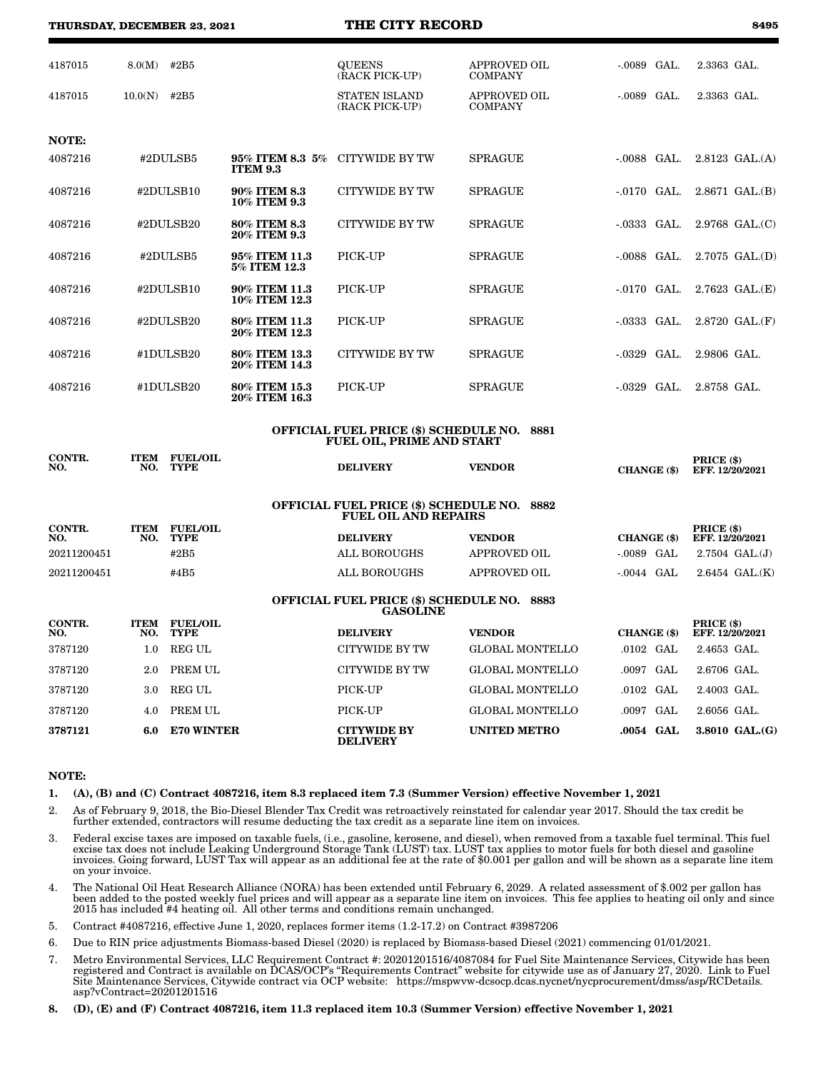| | | | | | | | |
|---|---|---|---|---|---|---|---|
| 4187015 | 8.0(M) | #2B5 | | QUEENS (RACK PICK-UP) | APPROVED OIL COMPANY | -.0089 GAL. | 2.3363 GAL. |
| 4187015 | 10.0(N) | #2B5 | | STATEN ISLAND (RACK PICK-UP) | APPROVED OIL COMPANY | -.0089 GAL. | 2.3363 GAL. |

**NOTE:**

| | | | | | | | |
|---|---|---|---|---|---|---|---|
| 4087216 | | #2DULSB5 | **95% ITEM 8.3 5% ITEM 9.3** | CITYWIDE BY TW | SPRAGUE | -.0088 GAL. | 2.8123 GAL.(A) |
| 4087216 | | #2DULSB10 | **90% ITEM 8.3 10% ITEM 9.3** | CITYWIDE BY TW | SPRAGUE | -.0170 GAL. | 2.8671 GAL.(B) |
| 4087216 | | #2DULSB20 | **80% ITEM 8.3 20% ITEM 9.3** | CITYWIDE BY TW | SPRAGUE | -.0333 GAL. | 2.9768 GAL.(C) |
| 4087216 | | #2DULSB5 | **95% ITEM 11.3 5% ITEM 12.3** | PICK-UP | SPRAGUE | -.0088 GAL. | 2.7075 GAL.(D) |
| 4087216 | | #2DULSB10 | **90% ITEM 11.3 10% ITEM 12.3** | PICK-UP | SPRAGUE | -.0170 GAL. | 2.7623 GAL.(E) |
| 4087216 | | #2DULSB20 | **80% ITEM 11.3 20% ITEM 12.3** | PICK-UP | SPRAGUE | -.0333 GAL. | 2.8720 GAL.(F) |
| 4087216 | | #1DULSB20 | **80% ITEM 13.3 20% ITEM 14.3** | CITYWIDE BY TW | SPRAGUE | -.0329 GAL. | 2.9806 GAL. |
| 4087216 | | #1DULSB20 | **80% ITEM 15.3 20% ITEM 16.3** | PICK-UP | SPRAGUE | -.0329 GAL. | 2.8758 GAL. |

**OFFICIAL FUEL PRICE ($) SCHEDULE NO. 8881**
**FUEL OIL, PRIME AND START**

| CONTR. NO. | ITEM NO. | FUEL/OIL TYPE | DELIVERY | VENDOR | CHANGE ($) | PRICE ($) EFF. 12/20/2021 |
|---|---|---|---|---|---|---|

**OFFICIAL FUEL PRICE ($) SCHEDULE NO. 8882**
**FUEL OIL AND REPAIRS**

| CONTR. NO. | ITEM NO. | FUEL/OIL TYPE | DELIVERY | VENDOR | CHANGE ($) | PRICE ($) EFF. 12/20/2021 |
|---|---|---|---|---|---|---|
| 20211200451 | | #2B5 | ALL BOROUGHS | APPROVED OIL | -.0089 GAL | 2.7504 GAL.(J) |
| 20211200451 | | #4B5 | ALL BOROUGHS | APPROVED OIL | -.0044 GAL | 2.6454 GAL.(K) |

**OFFICIAL FUEL PRICE ($) SCHEDULE NO. 8883**
**GASOLINE**

| CONTR. NO. | ITEM NO. | FUEL/OIL TYPE | DELIVERY | VENDOR | CHANGE ($) | PRICE ($) EFF. 12/20/2021 |
|---|---|---|---|---|---|---|
| 3787120 | 1.0 | REG UL | CITYWIDE BY TW | GLOBAL MONTELLO | .0102 GAL | 2.4653 GAL. |
| 3787120 | 2.0 | PREM UL | CITYWIDE BY TW | GLOBAL MONTELLO | .0097 GAL | 2.6706 GAL. |
| 3787120 | 3.0 | REG UL | PICK-UP | GLOBAL MONTELLO | .0102 GAL | 2.4003 GAL. |
| 3787120 | 4.0 | PREM UL | PICK-UP | GLOBAL MONTELLO | .0097 GAL | 2.6056 GAL. |
| **3787121** | **6.0** | **E70 WINTER** | **CITYWIDE BY DELIVERY** | **UNITED METRO** | **.0054 GAL** | **3.8010 GAL.(G)** |

**NOTE:**

1. **(A), (B) and (C) Contract 4087216, item 8.3 replaced item 7.3 (Summer Version) effective November 1, 2021**
2. As of February 9, 2018, the Bio-Diesel Blender Tax Credit was retroactively reinstated for calendar year 2017. Should the tax credit be further extended, contractors will resume deducting the tax credit as a separate line item on invoices.
3. Federal excise taxes are imposed on taxable fuels, (i.e., gasoline, kerosene, and diesel), when removed from a taxable fuel terminal. This fuel excise tax does not include Leaking Underground Storage Tank (LUST) tax. LUST tax applies to motor fuels for both diesel and gasoline invoices. Going forward, LUST Tax will appear as an additional fee at the rate of $0.001 per gallon and will be shown as a separate line item on your invoice.
4. The National Oil Heat Research Alliance (NORA) has been extended until February 6, 2029. A related assessment of $.002 per gallon has been added to the posted weekly fuel prices and will appear as a separate line item on invoices. This fee applies to heating oil only and since 2015 has included #4 heating oil. All other terms and conditions remain unchanged.
5. Contract #4087216, effective June 1, 2020, replaces former items (1.2-17.2) on Contract #3987206
6. Due to RIN price adjustments Biomass-based Diesel (2020) is replaced by Biomass-based Diesel (2021) commencing 01/01/2021.
7. Metro Environmental Services, LLC Requirement Contract #: 20201201516/4087084 for Fuel Site Maintenance Services, Citywide has been registered and Contract is available on DCAS/OCP's "Requirements Contract" website for citywide use as of January 27, 2020. Link to Fuel Site Maintenance Services, Citywide contract via OCP website: https://mspwvw-dcsocp.dcas.nycnet/nycprocurement/dmss/asp/RCDetails.asp?vContract=20201201516
8. **(D), (E) and (F) Contract 4087216, item 11.3 replaced item 10.3 (Summer Version) effective November 1, 2021**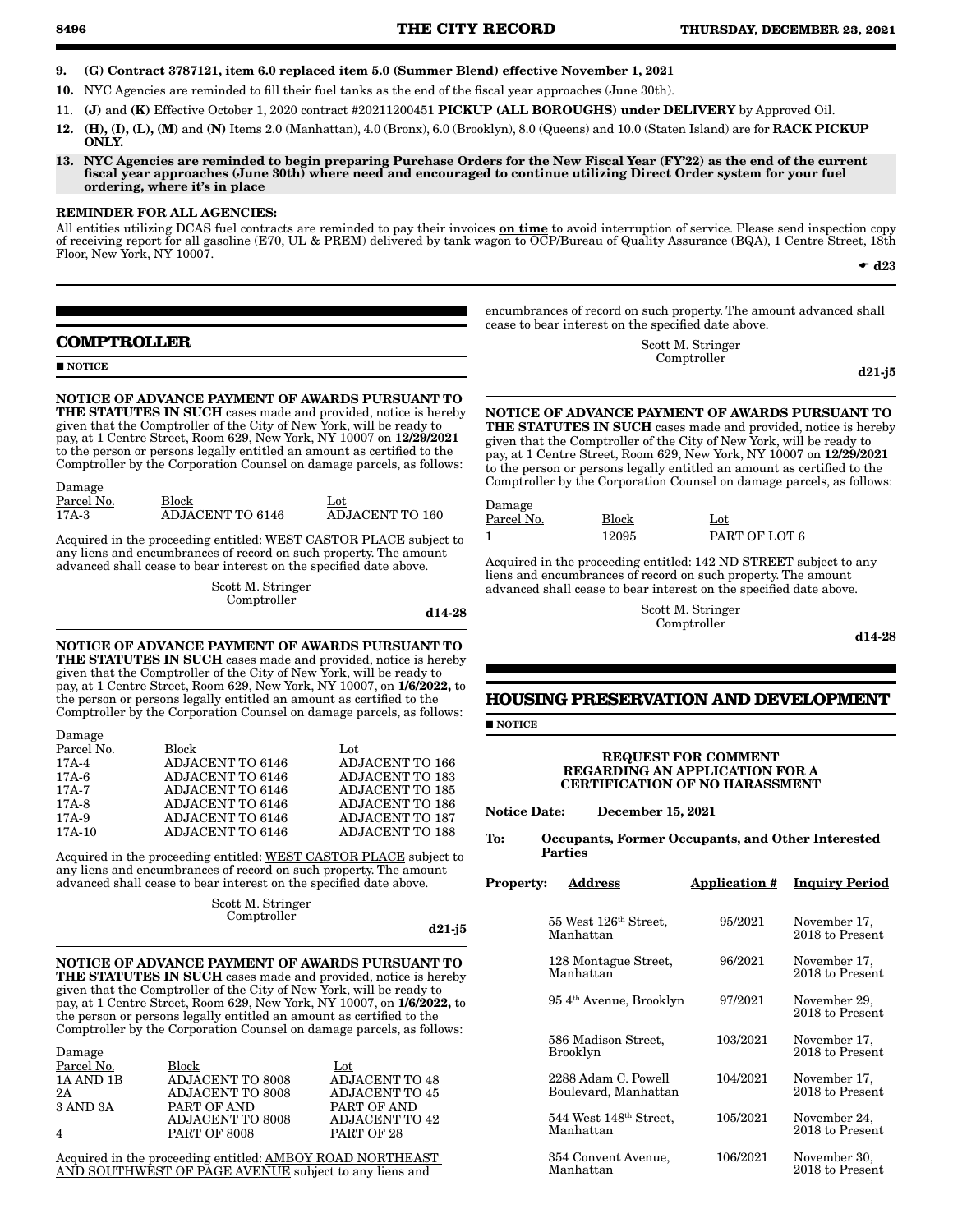9. **(G) Contract 3787121, item 6.0 replaced item 5.0 (Summer Blend) effective November 1, 2021**
10. NYC Agencies are reminded to fill their fuel tanks as the end of the fiscal year approaches (June 30th).
11. **(J)** and **(K)** Effective October 1, 2020 contract #20211200451 **PICKUP (ALL BOROUGHS) under DELIVERY** by Approved Oil.
12. **(H), (I), (L), (M)** and **(N)** Items 2.0 (Manhattan), 4.0 (Bronx), 6.0 (Brooklyn), 8.0 (Queens) and 10.0 (Staten Island) are for **RACK PICKUP ONLY.**
13. **NYC Agencies are reminded to begin preparing Purchase Orders for the New Fiscal Year (FY'22) as the end of the current fiscal year approaches (June 30th) where need and encouraged to continue utilizing Direct Order system for your fuel ordering, where it's in place**

**REMINDER FOR ALL AGENCIES:**

All entities utilizing DCAS fuel contracts are reminded to pay their invoices **on time** to avoid interruption of service. Please send inspection copy of receiving report for all gasoline (E70, UL & PREM) delivered by tank wagon to OCP/Bureau of Quality Assurance (BQA), 1 Centre Street, 18th Floor, New York, NY 10007.

☛ **d23**

## COMPTROLLER

■ **NOTICE**

**NOTICE OF ADVANCE PAYMENT OF AWARDS PURSUANT TO THE STATUTES IN SUCH** cases made and provided, notice is hereby given that the Comptroller of the City of New York, will be ready to pay, at 1 Centre Street, Room 629, New York, NY 10007 on **12/29/2021** to the person or persons legally entitled an amount as certified to the Comptroller by the Corporation Counsel on damage parcels, as follows:

| Damage Parcel No. | Block | Lot |
|---|---|---|
| 17A-3 | ADJACENT TO 6146 | ADJACENT TO 160 |

Acquired in the proceeding entitled: WEST CASTOR PLACE subject to any liens and encumbrances of record on such property. The amount advanced shall cease to bear interest on the specified date above.

Scott M. Stringer
Comptroller

**d14-28**

**NOTICE OF ADVANCE PAYMENT OF AWARDS PURSUANT TO THE STATUTES IN SUCH** cases made and provided, notice is hereby given that the Comptroller of the City of New York, will be ready to pay, at 1 Centre Street, Room 629, New York, NY 10007, on **1/6/2022,** to the person or persons legally entitled an amount as certified to the Comptroller by the Corporation Counsel on damage parcels, as follows:

| Damage Parcel No. | Block | Lot |
|---|---|---|
| 17A-4 | ADJACENT TO 6146 | ADJACENT TO 166 |
| 17A-6 | ADJACENT TO 6146 | ADJACENT TO 183 |
| 17A-7 | ADJACENT TO 6146 | ADJACENT TO 185 |
| 17A-8 | ADJACENT TO 6146 | ADJACENT TO 186 |
| 17A-9 | ADJACENT TO 6146 | ADJACENT TO 187 |
| 17A-10 | ADJACENT TO 6146 | ADJACENT TO 188 |

Acquired in the proceeding entitled: WEST CASTOR PLACE subject to any liens and encumbrances of record on such property. The amount advanced shall cease to bear interest on the specified date above.

Scott M. Stringer
Comptroller

**d21-j5**

**NOTICE OF ADVANCE PAYMENT OF AWARDS PURSUANT TO THE STATUTES IN SUCH** cases made and provided, notice is hereby given that the Comptroller of the City of New York, will be ready to pay, at 1 Centre Street, Room 629, New York, NY 10007, on **1/6/2022,** to the person or persons legally entitled an amount as certified to the Comptroller by the Corporation Counsel on damage parcels, as follows:

| Damage Parcel No. | Block | Lot |
|---|---|---|
| 1A AND 1B | ADJACENT TO 8008 | ADJACENT TO 48 |
| 2A | ADJACENT TO 8008 | ADJACENT TO 45 |
| 3 AND 3A | PART OF AND ADJACENT TO 8008 | PART OF AND ADJACENT TO 42 |
| 4 | PART OF 8008 | PART OF 28 |

Acquired in the proceeding entitled: AMBOY ROAD NORTHEAST AND SOUTHWEST OF PAGE AVENUE subject to any liens and encumbrances of record on such property. The amount advanced shall cease to bear interest on the specified date above.

Scott M. Stringer
Comptroller

**d21-j5**

**NOTICE OF ADVANCE PAYMENT OF AWARDS PURSUANT TO THE STATUTES IN SUCH** cases made and provided, notice is hereby given that the Comptroller of the City of New York, will be ready to pay, at 1 Centre Street, Room 629, New York, NY 10007 on **12/29/2021** to the person or persons legally entitled an amount as certified to the Comptroller by the Corporation Counsel on damage parcels, as follows:

| Damage Parcel No. | Block | Lot |
|---|---|---|
| 1 | 12095 | PART OF LOT 6 |

Acquired in the proceeding entitled: 142 ND STREET subject to any liens and encumbrances of record on such property. The amount advanced shall cease to bear interest on the specified date above.

Scott M. Stringer
Comptroller

**d14-28**

## HOUSING PRESERVATION AND DEVELOPMENT

■ **NOTICE**

**REQUEST FOR COMMENT REGARDING AN APPLICATION FOR A CERTIFICATION OF NO HARASSMENT**

**Notice Date:** **December 15, 2021**

**To:** **Occupants, Former Occupants, and Other Interested Parties**

| Property: Address | Application # | Inquiry Period |
|---|---|---|
| 55 West 126th Street, Manhattan | 95/2021 | November 17, 2018 to Present |
| 128 Montague Street, Manhattan | 96/2021 | November 17, 2018 to Present |
| 95 4th Avenue, Brooklyn | 97/2021 | November 29, 2018 to Present |
| 586 Madison Street, Brooklyn | 103/2021 | November 17, 2018 to Present |
| 2288 Adam C. Powell Boulevard, Manhattan | 104/2021 | November 17, 2018 to Present |
| 544 West 148th Street, Manhattan | 105/2021 | November 24, 2018 to Present |
| 354 Convent Avenue, Manhattan | 106/2021 | November 30, 2018 to Present |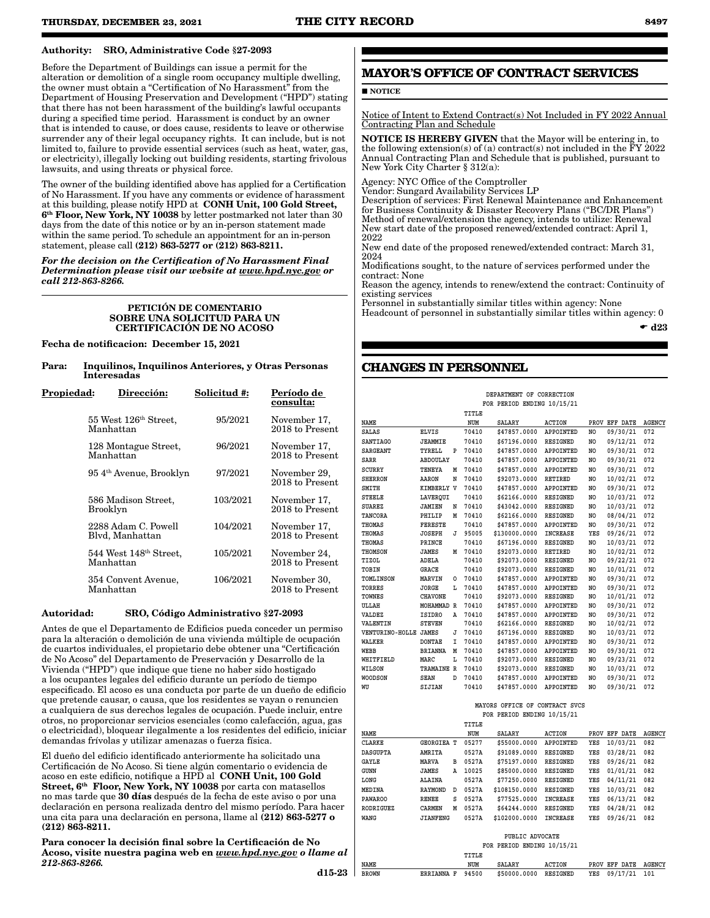**Authority: SRO, Administrative Code §27-2093**

Before the Department of Buildings can issue a permit for the alteration or demolition of a single room occupancy multiple dwelling, the owner must obtain a "Certification of No Harassment" from the Department of Housing Preservation and Development ("HPD") stating that there has not been harassment of the building's lawful occupants during a specified time period. Harassment is conduct by an owner that is intended to cause, or does cause, residents to leave or otherwise surrender any of their legal occupancy rights. It can include, but is not limited to, failure to provide essential services (such as heat, water, gas, or electricity), illegally locking out building residents, starting frivolous lawsuits, and using threats or physical force.

The owner of the building identified above has applied for a Certification of No Harassment. If you have any comments or evidence of harassment at this building, please notify HPD at **CONH Unit, 100 Gold Street, 6th Floor, New York, NY 10038** by letter postmarked not later than 30 days from the date of this notice or by an in-person statement made within the same period. To schedule an appointment for an in-person statement, please call **(212) 863-5277 or (212) 863-8211.**

***For the decision on the Certification of No Harassment Final Determination please visit our website at www.hpd.nyc.gov or call 212-863-8266.***

**PETICIÓN DE COMENTARIO SOBRE UNA SOLICITUD PARA UN CERTIFICACIÓN DE NO ACOSO**

**Fecha de notificacion: December 15, 2021**

**Para: Inquilinos, Inquilinos Anteriores, y Otras Personas Interesadas**

| Propiedad: Dirección: | Solicitud #: | Período de consulta: |
|---|---|---|
| 55 West 126th Street, Manhattan | 95/2021 | November 17, 2018 to Present |
| 128 Montague Street, Manhattan | 96/2021 | November 17, 2018 to Present |
| 95 4th Avenue, Brooklyn | 97/2021 | November 29, 2018 to Present |
| 586 Madison Street, Brooklyn | 103/2021 | November 17, 2018 to Present |
| 2288 Adam C. Powell Blvd, Manhattan | 104/2021 | November 17, 2018 to Present |
| 544 West 148th Street, Manhattan | 105/2021 | November 24, 2018 to Present |
| 354 Convent Avenue, Manhattan | 106/2021 | November 30, 2018 to Present |

**Autoridad: SRO, Código Administrativo §27-2093**

Antes de que el Departamento de Edificios pueda conceder un permiso para la alteración o demolición de una vivienda múltiple de ocupación de cuartos individuales, el propietario debe obtener una "Certificación de No Acoso" del Departamento de Preservación y Desarrollo de la Vivienda ("HPD") que indique que tiene no haber sido hostigado a los ocupantes legales del edificio durante un período de tiempo especificado. El acoso es una conducta por parte de un dueño de edificio que pretende causar, o causa, que los residentes se vayan o renuncien a cualquiera de sus derechos legales de ocupación. Puede incluir, entre otros, no proporcionar servicios esenciales (como calefacción, agua, gas o electricidad), bloquear ilegalmente a los residentes del edificio, iniciar demandas frívolas y utilizar amenazas o fuerza física.

El dueño del edificio identificado anteriormente ha solicitado una Certificación de No Acoso. Si tiene algún comentario o evidencia de acoso en este edificio, notifique a HPD al **CONH Unit, 100 Gold Street, 6th Floor, New York, NY 10038** por carta con matasellos no mas tarde que **30 días** después de la fecha de este aviso o por una declaración en persona realizada dentro del mismo período. Para hacer una cita para una declaración en persona, llame al **(212) 863-5277 o (212) 863-8211.**

**Para conocer la decisión final sobre la Certificación de No Acoso, visite nuestra pagina web en *www.hpd.nyc.gov* o llame al *212-863-8266.***

**d15-23**

## MAYOR'S OFFICE OF CONTRACT SERVICES

■ **NOTICE**

Notice of Intent to Extend Contract(s) Not Included in FY 2022 Annual Contracting Plan and Schedule

**NOTICE IS HEREBY GIVEN** that the Mayor will be entering in, to the following extension(s) of (a) contract(s) not included in the FY 2022 Annual Contracting Plan and Schedule that is published, pursuant to New York City Charter § 312(a):

Agency: NYC Office of the Comptroller
Vendor: Sungard Availability Services LP
Description of services: First Renewal Maintenance and Enhancement for Business Continuity & Disaster Recovery Plans ("BC/DR Plans")
Method of renewal/extension the agency, intends to utilize: Renewal
New start date of the proposed renewed/extended contract: April 1, 2022
New end date of the proposed renewed/extended contract: March 31, 2024
Modifications sought, to the nature of services performed under the contract: None
Reason the agency, intends to renew/extend the contract: Continuity of existing services
Personnel in substantially similar titles within agency: None
Headcount of personnel in substantially similar titles within agency: 0

☛ **d23**

## CHANGES IN PERSONNEL

DEPARTMENT OF CORRECTION
FOR PERIOD ENDING 10/15/21

| NAME | | | TITLE NUM | SALARY | ACTION | PROV | EFF DATE | AGENCY |
|---|---|---|---|---|---|---|---|---|
| SALAS | ELVIS | | 70410 | $47857.0000 | APPOINTED | NO | 09/30/21 | 072 |
| SANTIAGO | JEAMMIE | | 70410 | $67196.0000 | RESIGNED | NO | 09/12/21 | 072 |
| SARGEANT | TYRELL | P | 70410 | $47857.0000 | APPOINTED | NO | 09/30/21 | 072 |
| SARR | ABDOULAY | | 70410 | $47857.0000 | APPOINTED | NO | 09/30/21 | 072 |
| SCURRY | TENEYA | M | 70410 | $47857.0000 | APPOINTED | NO | 09/30/21 | 072 |
| SHERRON | AARON | N | 70410 | $92073.0000 | RETIRED | NO | 10/02/21 | 072 |
| SMITH | KIMBERLY | V | 70410 | $47857.0000 | APPOINTED | NO | 09/30/21 | 072 |
| STEELE | LAVERQUI | | 70410 | $62166.0000 | RESIGNED | NO | 10/03/21 | 072 |
| SUAREZ | JAMIEN | N | 70410 | $43042.0000 | RESIGNED | NO | 10/03/21 | 072 |
| TANCORA | PHILIP | M | 70410 | $62166.0000 | RESIGNED | NO | 08/04/21 | 072 |
| THOMAS | FERESTE | | 70410 | $47857.0000 | APPOINTED | NO | 09/30/21 | 072 |
| THOMAS | JOSEPH | J | 95005 | $130000.0000 | INCREASE | YES | 09/26/21 | 072 |
| THOMAS | PRINCE | | 70410 | $67196.0000 | RESIGNED | NO | 10/03/21 | 072 |
| THOMSON | JAMES | M | 70410 | $92073.0000 | RETIRED | NO | 10/02/21 | 072 |
| TIZOL | ADELA | | 70410 | $92073.0000 | RESIGNED | NO | 09/22/21 | 072 |
| TOBIN | GRACE | | 70410 | $92073.0000 | RESIGNED | NO | 10/01/21 | 072 |
| TOMLINSON | MARVIN | O | 70410 | $47857.0000 | APPOINTED | NO | 09/30/21 | 072 |
| TORRES | JORGE | L | 70410 | $47857.0000 | APPOINTED | NO | 09/30/21 | 072 |
| TOWNES | CHAVONE | | 70410 | $92073.0000 | RESIGNED | NO | 10/01/21 | 072 |
| ULLAH | MOHAMMAD | R | 70410 | $47857.0000 | APPOINTED | NO | 09/30/21 | 072 |
| VALDEZ | ISIDRO | A | 70410 | $47857.0000 | APPOINTED | NO | 09/30/21 | 072 |
| VALENTIN | STEVEN | | 70410 | $62166.0000 | RESIGNED | NO | 10/02/21 | 072 |
| VENTURINO-HOLLE | JAMES | J | 70410 | $67196.0000 | RESIGNED | NO | 10/03/21 | 072 |
| WALKER | DONTAE | I | 70410 | $47857.0000 | APPOINTED | NO | 09/30/21 | 072 |
| WEBB | BRIANNA | M | 70410 | $47857.0000 | APPOINTED | NO | 09/30/21 | 072 |
| WHITFIELD | MARC | L | 70410 | $92073.0000 | RESIGNED | NO | 09/23/21 | 072 |
| WILSON | TRAMAINE | R | 70410 | $92073.0000 | RESIGNED | NO | 10/03/21 | 072 |
| WOODSON | SEAN | D | 70410 | $47857.0000 | APPOINTED | NO | 09/30/21 | 072 |
| WU | SIJIAN | | 70410 | $47857.0000 | APPOINTED | NO | 09/30/21 | 072 |

MAYORS OFFICE OF CONTRACT SVCS
FOR PERIOD ENDING 10/15/21

| NAME | | | TITLE NUM | SALARY | ACTION | PROV | EFF DATE | AGENCY |
|---|---|---|---|---|---|---|---|---|
| CLARKE | GEORGIEA | T | 05277 | $55000.0000 | APPOINTED | YES | 10/03/21 | 082 |
| DASGUPTA | AMRITA | | 0527A | $91089.0000 | RESIGNED | YES | 03/28/21 | 082 |
| GAYLE | MARVA | B | 0527A | $75197.0000 | RESIGNED | YES | 09/26/21 | 082 |
| GUNN | JAMES | A | 10025 | $85000.0000 | RESIGNED | YES | 01/01/21 | 082 |
| LONG | ALAINA | | 0527A | $77250.0000 | RESIGNED | YES | 04/11/21 | 082 |
| MEDINA | RAYMOND | D | 0527A | $108150.0000 | RESIGNED | YES | 10/03/21 | 082 |
| PAWAROO | RENEE | S | 0527A | $77525.0000 | INCREASE | YES | 06/13/21 | 082 |
| RODRIGUEZ | CARMEN | M | 0527A | $64244.0000 | RESIGNED | YES | 04/28/21 | 082 |
| WANG | JIANFENG | | 0527A | $102000.0000 | INCREASE | YES | 09/26/21 | 082 |

PUBLIC ADVOCATE
FOR PERIOD ENDING 10/15/21

| NAME | | | TITLE NUM | SALARY | ACTION | PROV | EFF DATE | AGENCY |
|---|---|---|---|---|---|---|---|---|
| BROWN | ERRIANNA | F | 94500 | $50000.0000 | RESIGNED | YES | 09/17/21 | 101 |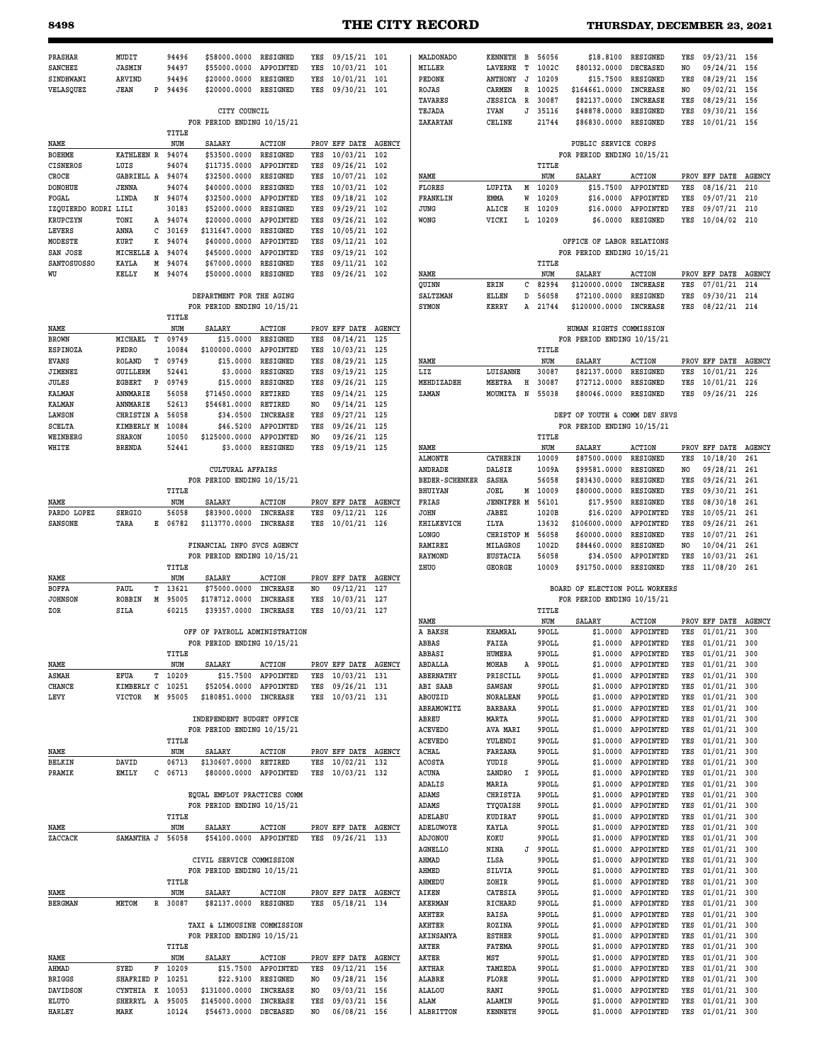| NAME | | | TITLE NUM | SALARY | ACTION | PROV | EFF DATE | AGENCY |
|---|---|---|---|---|---|---|---|---|
| PRASHAR | MUDIT | | 94496 | $58000.0000 | RESIGNED | YES | 09/15/21 | 101 |
| SANCHEZ | JASMIN | | 94497 | $55000.0000 | APPOINTED | YES | 10/03/21 | 101 |
| SINDHWANI | ARVIND | | 94496 | $20000.0000 | RESIGNED | YES | 10/01/21 | 101 |
| VELASQUEZ | JEAN | P | 94496 | $20000.0000 | RESIGNED | YES | 09/30/21 | 101 |

CITY COUNCIL
FOR PERIOD ENDING 10/15/21

| NAME | | | TITLE NUM | SALARY | ACTION | PROV | EFF DATE | AGENCY |
|---|---|---|---|---|---|---|---|---|
| BOEHME | KATHLEEN | R | 94074 | $53500.0000 | RESIGNED | YES | 10/03/21 | 102 |
| CISNEROS | LUIS | | 94074 | $11735.0000 | APPOINTED | YES | 09/26/21 | 102 |
| CROCE | GABRIELL | A | 94074 | $32500.0000 | RESIGNED | YES | 10/07/21 | 102 |
| DONOHUE | JENNA | | 94074 | $40000.0000 | RESIGNED | YES | 10/03/21 | 102 |
| FOGAL | LINDA | N | 94074 | $32500.0000 | APPOINTED | YES | 09/18/21 | 102 |
| IZQUIERDO RODRI | LILI | | 30183 | $52000.0000 | RESIGNED | YES | 09/29/21 | 102 |
| KRUPCZYN | TONI | A | 94074 | $20000.0000 | APPOINTED | YES | 09/26/21 | 102 |
| LEVERS | ANNA | C | 30169 | $131647.0000 | RESIGNED | YES | 10/05/21 | 102 |
| MODESTE | KURT | K | 94074 | $40000.0000 | APPOINTED | YES | 09/12/21 | 102 |
| SAN JOSE | MICHELLE | A | 94074 | $45000.0000 | APPOINTED | YES | 09/19/21 | 102 |
| SANTOSUOSSO | KAYLA | M | 94074 | $67000.0000 | RESIGNED | YES | 09/11/21 | 102 |
| WU | KELLY | M | 94074 | $50000.0000 | RESIGNED | YES | 09/26/21 | 102 |

DEPARTMENT FOR THE AGING
FOR PERIOD ENDING 10/15/21

| NAME | | | TITLE NUM | SALARY | ACTION | PROV | EFF DATE | AGENCY |
|---|---|---|---|---|---|---|---|---|
| BROWN | MICHAEL | T | 09749 | $15.0000 | RESIGNED | YES | 08/14/21 | 125 |
| ESPINOZA | PEDRO | | 10084 | $100000.0000 | APPOINTED | YES | 10/03/21 | 125 |
| EVANS | ROLAND | T | 09749 | $15.0000 | RESIGNED | YES | 08/29/21 | 125 |
| JIMENEZ | GUILLERM | | 52441 | $3.0000 | RESIGNED | YES | 09/19/21 | 125 |
| JULES | EGBERT | P | 09749 | $15.0000 | RESIGNED | YES | 09/26/21 | 125 |
| KALMAN | ANNMARIE | | 56058 | $71450.0000 | RETIRED | YES | 09/14/21 | 125 |
| KALMAN | ANNMARIE | | 52613 | $54681.0000 | RETIRED | NO | 09/14/21 | 125 |
| LAWSON | CHRISTIN | A | 56058 | $34.0500 | INCREASE | YES | 09/27/21 | 125 |
| SCELTA | KIMBERLY | M | 10084 | $46.5200 | APPOINTED | YES | 09/26/21 | 125 |
| WEINBERG | SHARON | | 10050 | $125000.0000 | APPOINTED | NO | 09/26/21 | 125 |
| WHITE | BRENDA | | 52441 | $3.0000 | RESIGNED | YES | 09/19/21 | 125 |

CULTURAL AFFAIRS
FOR PERIOD ENDING 10/15/21

| NAME | | | TITLE NUM | SALARY | ACTION | PROV | EFF DATE | AGENCY |
|---|---|---|---|---|---|---|---|---|
| PARDO LOPEZ | SERGIO | | 56058 | $83900.0000 | INCREASE | YES | 09/12/21 | 126 |
| SANSONE | TARA | E | 06782 | $113770.0000 | INCREASE | YES | 10/01/21 | 126 |

FINANCIAL INFO SVCS AGENCY
FOR PERIOD ENDING 10/15/21

| NAME | | | TITLE NUM | SALARY | ACTION | PROV | EFF DATE | AGENCY |
|---|---|---|---|---|---|---|---|---|
| BOFFA | PAUL | T | 13621 | $75000.0000 | INCREASE | NO | 09/12/21 | 127 |
| JOHNSON | ROBBIN | M | 95005 | $178712.0000 | INCREASE | YES | 10/03/21 | 127 |
| ZOR | SILA | | 60215 | $39357.0000 | INCREASE | YES | 10/03/21 | 127 |

OFF OF PAYROLL ADMINISTRATION
FOR PERIOD ENDING 10/15/21

| NAME | | | TITLE NUM | SALARY | ACTION | PROV | EFF DATE | AGENCY |
|---|---|---|---|---|---|---|---|---|
| ASMAH | EFUA | T | 10209 | $15.7500 | APPOINTED | YES | 10/03/21 | 131 |
| CHANCE | KIMBERLY | C | 10251 | $52054.0000 | APPOINTED | YES | 09/26/21 | 131 |
| LEVY | VICTOR | M | 95005 | $180851.0000 | INCREASE | YES | 10/03/21 | 131 |

INDEPENDENT BUDGET OFFICE
FOR PERIOD ENDING 10/15/21

| NAME | | | TITLE NUM | SALARY | ACTION | PROV | EFF DATE | AGENCY |
|---|---|---|---|---|---|---|---|---|
| BELKIN | DAVID | | 06713 | $130607.0000 | RETIRED | YES | 10/02/21 | 132 |
| PRAMIK | EMILY | C | 06713 | $80000.0000 | APPOINTED | YES | 10/03/21 | 132 |

EQUAL EMPLOY PRACTICES COMM
FOR PERIOD ENDING 10/15/21

| NAME | | | TITLE NUM | SALARY | ACTION | PROV | EFF DATE | AGENCY |
|---|---|---|---|---|---|---|---|---|
| ZACCACK | SAMANTHA | J | 56058 | $54100.0000 | APPOINTED | YES | 09/26/21 | 133 |

CIVIL SERVICE COMMISSION
FOR PERIOD ENDING 10/15/21

| NAME | | | TITLE NUM | SALARY | ACTION | PROV | EFF DATE | AGENCY |
|---|---|---|---|---|---|---|---|---|
| BERGMAN | METOM | R | 30087 | $82137.0000 | RESIGNED | YES | 05/18/21 | 134 |

TAXI & LIMOUSINE COMMISSION
FOR PERIOD ENDING 10/15/21

| NAME | | | TITLE NUM | SALARY | ACTION | PROV | EFF DATE | AGENCY |
|---|---|---|---|---|---|---|---|---|
| AHMAD | SYED | F | 10209 | $15.7500 | APPOINTED | YES | 09/12/21 | 156 |
| BRIGGS | SHAFRIED | P | 10251 | $22.9100 | RESIGNED | NO | 09/28/21 | 156 |
| DAVIDSON | CYNTHIA | K | 10053 | $131000.0000 | INCREASE | NO | 09/03/21 | 156 |
| ELUTO | SHERRYL | A | 95005 | $145000.0000 | INCREASE | YES | 09/03/21 | 156 |
| HARLEY | MARK | | 10124 | $54673.0000 | DECEASED | NO | 06/08/21 | 156 |
| MALDONADO | KENNETH | B | 56056 | $18.8100 | RESIGNED | YES | 09/23/21 | 156 |
| MILLER | LAVERNE | T | 1002C | $80132.0000 | DECEASED | NO | 09/24/21 | 156 |
| PEDONE | ANTHONY | J | 10209 | $15.7500 | RESIGNED | YES | 08/29/21 | 156 |
| ROJAS | CARMEN | R | 10025 | $164661.0000 | INCREASE | NO | 09/02/21 | 156 |
| TAVARES | JESSICA | R | 30087 | $82137.0000 | INCREASE | YES | 08/29/21 | 156 |
| TEJADA | IVAN | J | 35116 | $48878.0000 | RESIGNED | YES | 09/30/21 | 156 |
| ZAKARYAN | CELINE | | 21744 | $86830.0000 | RESIGNED | YES | 10/01/21 | 156 |

PUBLIC SERVICE CORPS
FOR PERIOD ENDING 10/15/21

| NAME | | | TITLE NUM | SALARY | ACTION | PROV | EFF DATE | AGENCY |
|---|---|---|---|---|---|---|---|---|
| FLORES | LUPITA | M | 10209 | $15.7500 | APPOINTED | YES | 08/16/21 | 210 |
| FRANKLIN | EMMA | W | 10209 | $16.0000 | APPOINTED | YES | 09/07/21 | 210 |
| JUNG | ALICE | H | 10209 | $16.0000 | APPOINTED | YES | 09/07/21 | 210 |
| WONG | VICKI | L | 10209 | $6.0000 | RESIGNED | YES | 10/04/02 | 210 |

OFFICE OF LABOR RELATIONS
FOR PERIOD ENDING 10/15/21

| NAME | | | TITLE NUM | SALARY | ACTION | PROV | EFF DATE | AGENCY |
|---|---|---|---|---|---|---|---|---|
| QUINN | ERIN | C | 82994 | $120000.0000 | INCREASE | YES | 07/01/21 | 214 |
| SALTZMAN | ELLEN | D | 56058 | $72100.0000 | RESIGNED | YES | 09/30/21 | 214 |
| SYMON | KERRY | A | 21744 | $120000.0000 | INCREASE | YES | 08/22/21 | 214 |

HUMAN RIGHTS COMMISSION
FOR PERIOD ENDING 10/15/21

| NAME | | | TITLE NUM | SALARY | ACTION | PROV | EFF DATE | AGENCY |
|---|---|---|---|---|---|---|---|---|
| LIZ | LUISANNE | | 30087 | $82137.0000 | RESIGNED | YES | 10/01/21 | 226 |
| MEHDIZADEH | MEETRA | H | 30087 | $72712.0000 | RESIGNED | YES | 10/01/21 | 226 |
| ZAMAN | MOUMITA | N | 55038 | $80046.0000 | RESIGNED | YES | 09/26/21 | 226 |

DEPT OF YOUTH & COMM DEV SRVS
FOR PERIOD ENDING 10/15/21

| NAME | | | TITLE NUM | SALARY | ACTION | PROV | EFF DATE | AGENCY |
|---|---|---|---|---|---|---|---|---|
| ALMONTE | CATHERIN | | 10009 | $87500.0000 | RESIGNED | YES | 10/18/20 | 261 |
| ANDRADE | DALSIE | | 1009A | $99581.0000 | RESIGNED | NO | 09/28/21 | 261 |
| BEDER-SCHENKER | SASHA | | 56058 | $83430.0000 | RESIGNED | YES | 09/26/21 | 261 |
| BHUIYAN | JOEL | M | 10009 | $80000.0000 | RESIGNED | YES | 09/30/21 | 261 |
| FRIAS | JENNIFER | M | 56101 | $17.9500 | RESIGNED | YES | 08/30/18 | 261 |
| JOHN | JABEZ | | 1020B | $16.0200 | APPOINTED | YES | 10/05/21 | 261 |
| KHILKEVICH | ILYA | | 13632 | $106000.0000 | APPOINTED | YES | 09/26/21 | 261 |
| LONGO | CHRISTOP | M | 56058 | $60000.0000 | RESIGNED | YES | 10/07/21 | 261 |
| RAMIREZ | MILAGROS | | 1002D | $84460.0000 | RESIGNED | NO | 10/04/21 | 261 |
| RAYMOND | EUSTACIA | | 56058 | $34.0500 | APPOINTED | YES | 10/03/21 | 261 |
| ZHUO | GEORGE | | 10009 | $91750.0000 | RESIGNED | YES | 11/08/20 | 261 |

BOARD OF ELECTION POLL WORKERS
FOR PERIOD ENDING 10/15/21

| NAME | | | TITLE NUM | SALARY | ACTION | PROV | EFF DATE | AGENCY |
|---|---|---|---|---|---|---|---|---|
| A BAKSH | KHAMRAL | | 9POLL | $1.0000 | APPOINTED | YES | 01/01/21 | 300 |
| ABBAS | FAIZA | | 9POLL | $1.0000 | APPOINTED | YES | 01/01/21 | 300 |
| ABBASI | HUMERA | | 9POLL | $1.0000 | APPOINTED | YES | 01/01/21 | 300 |
| ABDALLA | MOHAB | A | 9POLL | $1.0000 | APPOINTED | YES | 01/01/21 | 300 |
| ABERNATHY | PRISCILL | | 9POLL | $1.0000 | APPOINTED | YES | 01/01/21 | 300 |
| ABI SAAB | SAWSAN | | 9POLL | $1.0000 | APPOINTED | YES | 01/01/21 | 300 |
| ABOUZID | NORALEAN | | 9POLL | $1.0000 | APPOINTED | YES | 01/01/21 | 300 |
| ABRAMOWITZ | BARBARA | | 9POLL | $1.0000 | APPOINTED | YES | 01/01/21 | 300 |
| ABREU | MARTA | | 9POLL | $1.0000 | APPOINTED | YES | 01/01/21 | 300 |
| ACEVEDO | AVA MARI | | 9POLL | $1.0000 | APPOINTED | YES | 01/01/21 | 300 |
| ACEVEDO | YULENDI | | 9POLL | $1.0000 | APPOINTED | YES | 01/01/21 | 300 |
| ACHAL | FARZANA | | 9POLL | $1.0000 | APPOINTED | YES | 01/01/21 | 300 |
| ACOSTA | YUDIS | | 9POLL | $1.0000 | APPOINTED | YES | 01/01/21 | 300 |
| ACUNA | ZANDRO | I | 9POLL | $1.0000 | APPOINTED | YES | 01/01/21 | 300 |
| ADALIS | MARIA | | 9POLL | $1.0000 | APPOINTED | YES | 01/01/21 | 300 |
| ADAMS | CHRISTIA | | 9POLL | $1.0000 | APPOINTED | YES | 01/01/21 | 300 |
| ADAMS | TYQUAISH | | 9POLL | $1.0000 | APPOINTED | YES | 01/01/21 | 300 |
| ADELABU | KUDIRAT | | 9POLL | $1.0000 | APPOINTED | YES | 01/01/21 | 300 |
| ADELUWOYE | KAYLA | | 9POLL | $1.0000 | APPOINTED | YES | 01/01/21 | 300 |
| ADJONOU | KOKU | | 9POLL | $1.0000 | APPOINTED | YES | 01/01/21 | 300 |
| AGNELLO | NINA | J | 9POLL | $1.0000 | APPOINTED | YES | 01/01/21 | 300 |
| AHMAD | ILSA | | 9POLL | $1.0000 | APPOINTED | YES | 01/01/21 | 300 |
| AHMED | SILVIA | | 9POLL | $1.0000 | APPOINTED | YES | 01/01/21 | 300 |
| AHMEDU | ZOHIR | | 9POLL | $1.0000 | APPOINTED | YES | 01/01/21 | 300 |
| AIKEN | CATESIA | | 9POLL | $1.0000 | APPOINTED | YES | 01/01/21 | 300 |
| AKERMAN | RICHARD | | 9POLL | $1.0000 | APPOINTED | YES | 01/01/21 | 300 |
| AKHTER | RAISA | | 9POLL | $1.0000 | APPOINTED | YES | 01/01/21 | 300 |
| AKHTER | ROZINA | | 9POLL | $1.0000 | APPOINTED | YES | 01/01/21 | 300 |
| AKINSANYA | ESTHER | | 9POLL | $1.0000 | APPOINTED | YES | 01/01/21 | 300 |
| AKTER | FATEMA | | 9POLL | $1.0000 | APPOINTED | YES | 01/01/21 | 300 |
| AKTER | MST | | 9POLL | $1.0000 | APPOINTED | YES | 01/01/21 | 300 |
| AKTHAR | TAMZEDA | | 9POLL | $1.0000 | APPOINTED | YES | 01/01/21 | 300 |
| ALABRE | FLORE | | 9POLL | $1.0000 | APPOINTED | YES | 01/01/21 | 300 |
| ALALOU | RANI | | 9POLL | $1.0000 | APPOINTED | YES | 01/01/21 | 300 |
| ALAM | ALAMIN | | 9POLL | $1.0000 | APPOINTED | YES | 01/01/21 | 300 |
| ALBRITTON | KENNETH | | 9POLL | $1.0000 | APPOINTED | YES | 01/01/21 | 300 |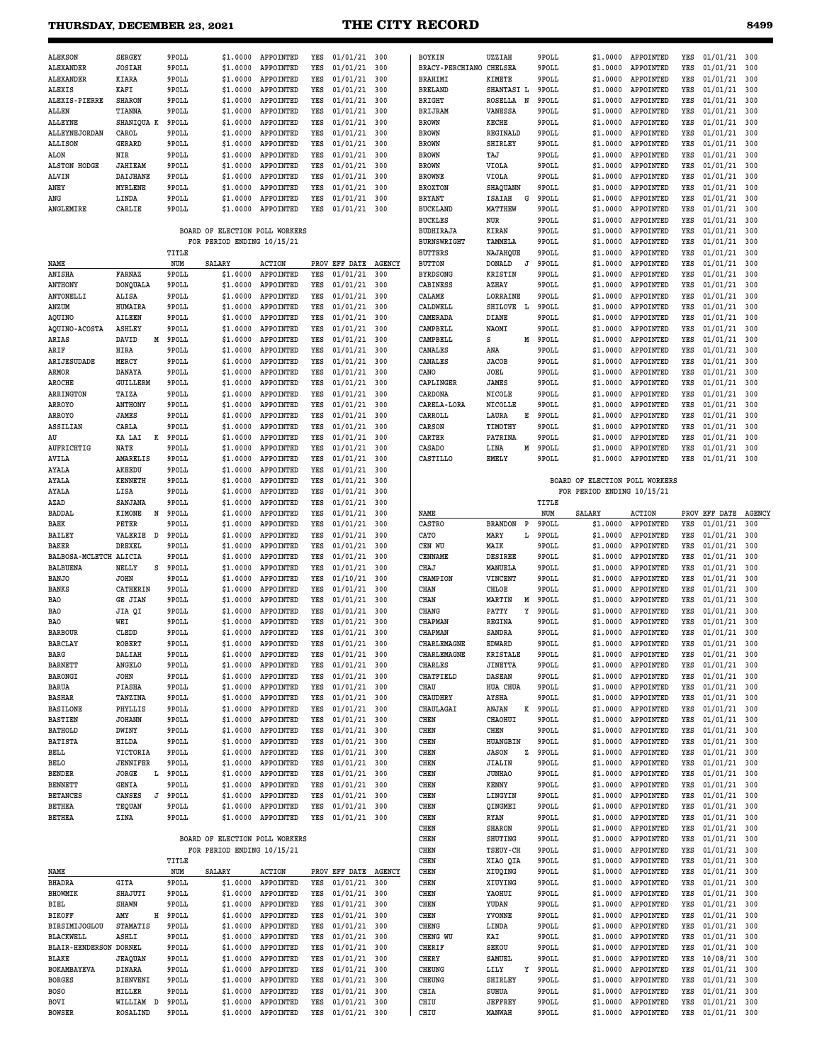| NAME | | TITLE NUM | SALARY | ACTION | PROV | EFF DATE | AGENCY |
|---|---|---|---|---|---|---|---|
| ALEKSON | SERGEY | 9POLL | $1.0000 | APPOINTED | YES | 01/01/21 | 300 |
| ALEXANDER | JOSIAH | 9POLL | $1.0000 | APPOINTED | YES | 01/01/21 | 300 |
| ALEXANDER | KIARA | 9POLL | $1.0000 | APPOINTED | YES | 01/01/21 | 300 |
| ALEXIS | KAFI | 9POLL | $1.0000 | APPOINTED | YES | 01/01/21 | 300 |
| ALEXIS-PIERRE | SHARON | 9POLL | $1.0000 | APPOINTED | YES | 01/01/21 | 300 |
| ALLEN | TIANNA | 9POLL | $1.0000 | APPOINTED | YES | 01/01/21 | 300 |
| ALLEYNE | SHANIQUA K | 9POLL | $1.0000 | APPOINTED | YES | 01/01/21 | 300 |
| ALLEYNEJORDAN | CAROL | 9POLL | $1.0000 | APPOINTED | YES | 01/01/21 | 300 |
| ALLISON | GERARD | 9POLL | $1.0000 | APPOINTED | YES | 01/01/21 | 300 |
| ALON | NIR | 9POLL | $1.0000 | APPOINTED | YES | 01/01/21 | 300 |
| ALSTON HODGE | JAHIEAM | 9POLL | $1.0000 | APPOINTED | YES | 01/01/21 | 300 |
| ALVIN | DAIJHANE | 9POLL | $1.0000 | APPOINTED | YES | 01/01/21 | 300 |
| ANEY | MYRLENE | 9POLL | $1.0000 | APPOINTED | YES | 01/01/21 | 300 |
| ANG | LINDA | 9POLL | $1.0000 | APPOINTED | YES | 01/01/21 | 300 |
| ANGLEMIRE | CARLIE | 9POLL | $1.0000 | APPOINTED | YES | 01/01/21 | 300 |

BOARD OF ELECTION POLL WORKERS
FOR PERIOD ENDING 10/15/21

| NAME | | TITLE NUM | SALARY | ACTION | PROV | EFF DATE | AGENCY |
|---|---|---|---|---|---|---|---|
| ANISHA | FARNAZ | 9POLL | $1.0000 | APPOINTED | YES | 01/01/21 | 300 |
| ANTHONY | DONQUALA | 9POLL | $1.0000 | APPOINTED | YES | 01/01/21 | 300 |
| ANTONELLI | ALISA | 9POLL | $1.0000 | APPOINTED | YES | 01/01/21 | 300 |
| ANZUM | HUMAIRA | 9POLL | $1.0000 | APPOINTED | YES | 01/01/21 | 300 |
| AQUINO | AILEEN | 9POLL | $1.0000 | APPOINTED | YES | 01/01/21 | 300 |
| AQUINO-ACOSTA | ASHLEY | 9POLL | $1.0000 | APPOINTED | YES | 01/01/21 | 300 |
| ARIAS | DAVID M | 9POLL | $1.0000 | APPOINTED | YES | 01/01/21 | 300 |
| ARIF | HIRA | 9POLL | $1.0000 | APPOINTED | YES | 01/01/21 | 300 |
| ARIJESUDADE | MERCY | 9POLL | $1.0000 | APPOINTED | YES | 01/01/21 | 300 |
| ARMOR | DANAYA | 9POLL | $1.0000 | APPOINTED | YES | 01/01/21 | 300 |
| AROCHE | GUILLERM | 9POLL | $1.0000 | APPOINTED | YES | 01/01/21 | 300 |
| ARRINGTON | TAIZA | 9POLL | $1.0000 | APPOINTED | YES | 01/01/21 | 300 |
| ARROYO | ANTHONY | 9POLL | $1.0000 | APPOINTED | YES | 01/01/21 | 300 |
| ARROYO | JAMES | 9POLL | $1.0000 | APPOINTED | YES | 01/01/21 | 300 |
| ASSILIAN | CARLA | 9POLL | $1.0000 | APPOINTED | YES | 01/01/21 | 300 |
| AU | KA LAI K | 9POLL | $1.0000 | APPOINTED | YES | 01/01/21 | 300 |
| AUFRICHTIG | NATE | 9POLL | $1.0000 | APPOINTED | YES | 01/01/21 | 300 |
| AVILA | AMARELIS | 9POLL | $1.0000 | APPOINTED | YES | 01/01/21 | 300 |
| AYALA | AKEEDU | 9POLL | $1.0000 | APPOINTED | YES | 01/01/21 | 300 |
| AYALA | KENNETH | 9POLL | $1.0000 | APPOINTED | YES | 01/01/21 | 300 |
| AYALA | LISA | 9POLL | $1.0000 | APPOINTED | YES | 01/01/21 | 300 |
| AZAD | SANJANA | 9POLL | $1.0000 | APPOINTED | YES | 01/01/21 | 300 |
| BADDAL | KIMONE N | 9POLL | $1.0000 | APPOINTED | YES | 01/01/21 | 300 |
| BAEK | PETER | 9POLL | $1.0000 | APPOINTED | YES | 01/01/21 | 300 |
| BAILEY | VALERIE D | 9POLL | $1.0000 | APPOINTED | YES | 01/01/21 | 300 |
| BAKER | DREXEL | 9POLL | $1.0000 | APPOINTED | YES | 01/01/21 | 300 |
| BALBOSA-MCLETCH | ALICIA | 9POLL | $1.0000 | APPOINTED | YES | 01/01/21 | 300 |
| BALBUENA | NELLY S | 9POLL | $1.0000 | APPOINTED | YES | 01/01/21 | 300 |
| BANJO | JOHN | 9POLL | $1.0000 | APPOINTED | YES | 01/10/21 | 300 |
| BANKS | CATHERIN | 9POLL | $1.0000 | APPOINTED | YES | 01/01/21 | 300 |
| BAO | GE JIAN | 9POLL | $1.0000 | APPOINTED | YES | 01/01/21 | 300 |
| BAO | JIA QI | 9POLL | $1.0000 | APPOINTED | YES | 01/01/21 | 300 |
| BAO | WEI | 9POLL | $1.0000 | APPOINTED | YES | 01/01/21 | 300 |
| BARBOUR | CLEDD | 9POLL | $1.0000 | APPOINTED | YES | 01/01/21 | 300 |
| BARCLAY | ROBERT | 9POLL | $1.0000 | APPOINTED | YES | 01/01/21 | 300 |
| BARG | DALIAH | 9POLL | $1.0000 | APPOINTED | YES | 01/01/21 | 300 |
| BARNETT | ANGELO | 9POLL | $1.0000 | APPOINTED | YES | 01/01/21 | 300 |
| BARONGI | JOHN | 9POLL | $1.0000 | APPOINTED | YES | 01/01/21 | 300 |
| BARUA | PIASHA | 9POLL | $1.0000 | APPOINTED | YES | 01/01/21 | 300 |
| BASHAR | TANZINA | 9POLL | $1.0000 | APPOINTED | YES | 01/01/21 | 300 |
| BASILONE | PHYLLIS | 9POLL | $1.0000 | APPOINTED | YES | 01/01/21 | 300 |
| BASTIEN | JOHANN | 9POLL | $1.0000 | APPOINTED | YES | 01/01/21 | 300 |
| BATHOLD | DWINY | 9POLL | $1.0000 | APPOINTED | YES | 01/01/21 | 300 |
| BATISTA | HILDA | 9POLL | $1.0000 | APPOINTED | YES | 01/01/21 | 300 |
| BELL | VICTORIA | 9POLL | $1.0000 | APPOINTED | YES | 01/01/21 | 300 |
| BELO | JENNIFER | 9POLL | $1.0000 | APPOINTED | YES | 01/01/21 | 300 |
| BENDER | JORGE L | 9POLL | $1.0000 | APPOINTED | YES | 01/01/21 | 300 |
| BENNETT | GENIA | 9POLL | $1.0000 | APPOINTED | YES | 01/01/21 | 300 |
| BETANCES | CANSES J | 9POLL | $1.0000 | APPOINTED | YES | 01/01/21 | 300 |
| BETHEA | TEQUAN | 9POLL | $1.0000 | APPOINTED | YES | 01/01/21 | 300 |
| BETHEA | ZINA | 9POLL | $1.0000 | APPOINTED | YES | 01/01/21 | 300 |

BOARD OF ELECTION POLL WORKERS
FOR PERIOD ENDING 10/15/21

| NAME | | TITLE NUM | SALARY | ACTION | PROV | EFF DATE | AGENCY |
|---|---|---|---|---|---|---|---|
| BHADRA | GITA | 9POLL | $1.0000 | APPOINTED | YES | 01/01/21 | 300 |
| BHOWMIK | SHAJUTI | 9POLL | $1.0000 | APPOINTED | YES | 01/01/21 | 300 |
| BIEL | SHAWN | 9POLL | $1.0000 | APPOINTED | YES | 01/01/21 | 300 |
| BIKOFF | AMY H | 9POLL | $1.0000 | APPOINTED | YES | 01/01/21 | 300 |
| BIRSIMIJOGLOU | STAMATIS | 9POLL | $1.0000 | APPOINTED | YES | 01/01/21 | 300 |
| BLACKWELL | ASHLI | 9POLL | $1.0000 | APPOINTED | YES | 01/01/21 | 300 |
| BLAIR-HENDERSON | DORNEL | 9POLL | $1.0000 | APPOINTED | YES | 01/01/21 | 300 |
| BLAKE | JEAQUAN | 9POLL | $1.0000 | APPOINTED | YES | 01/01/21 | 300 |
| BOKAMBAYEVA | DINARA | 9POLL | $1.0000 | APPOINTED | YES | 01/01/21 | 300 |
| BORGES | BIENVENI | 9POLL | $1.0000 | APPOINTED | YES | 01/01/21 | 300 |
| BOSO | MILLER | 9POLL | $1.0000 | APPOINTED | YES | 01/01/21 | 300 |
| BOVI | WILLIAM D | 9POLL | $1.0000 | APPOINTED | YES | 01/01/21 | 300 |
| BOWSER | ROSALIND | 9POLL | $1.0000 | APPOINTED | YES | 01/01/21 | 300 |
| BOYKIN | UZZIAH | 9POLL | $1.0000 | APPOINTED | YES | 01/01/21 | 300 |
| BRACY-PERCHIANO | CHELSEA | 9POLL | $1.0000 | APPOINTED | YES | 01/01/21 | 300 |
| BRAHIMI | KIMETE | 9POLL | $1.0000 | APPOINTED | YES | 01/01/21 | 300 |
| BRELAND | SHANTASI L | 9POLL | $1.0000 | APPOINTED | YES | 01/01/21 | 300 |
| BRIGHT | ROSELLA N | 9POLL | $1.0000 | APPOINTED | YES | 01/01/21 | 300 |
| BRIJRAM | VANESSA | 9POLL | $1.0000 | APPOINTED | YES | 01/01/21 | 300 |
| BROWN | KECHE | 9POLL | $1.0000 | APPOINTED | YES | 01/01/21 | 300 |
| BROWN | REGINALD | 9POLL | $1.0000 | APPOINTED | YES | 01/01/21 | 300 |
| BROWN | SHIRLEY | 9POLL | $1.0000 | APPOINTED | YES | 01/01/21 | 300 |
| BROWN | TAJ | 9POLL | $1.0000 | APPOINTED | YES | 01/01/21 | 300 |
| BROWN | VIOLA | 9POLL | $1.0000 | APPOINTED | YES | 01/01/21 | 300 |
| BROWNE | VIOLA | 9POLL | $1.0000 | APPOINTED | YES | 01/01/21 | 300 |
| BROXTON | SHAQUANN | 9POLL | $1.0000 | APPOINTED | YES | 01/01/21 | 300 |
| BRYANT | ISAIAH G | 9POLL | $1.0000 | APPOINTED | YES | 01/01/21 | 300 |
| BUCKLAND | MATTHEW | 9POLL | $1.0000 | APPOINTED | YES | 01/01/21 | 300 |
| BUCKLES | NUR | 9POLL | $1.0000 | APPOINTED | YES | 01/01/21 | 300 |
| BUDHIRAJA | KIRAN | 9POLL | $1.0000 | APPOINTED | YES | 01/01/21 | 300 |
| BURNSWRIGHT | TAMMELA | 9POLL | $1.0000 | APPOINTED | YES | 01/01/21 | 300 |
| BUTTERS | NAJAHQUE | 9POLL | $1.0000 | APPOINTED | YES | 01/01/21 | 300 |
| BUTTON | DONALD J | 9POLL | $1.0000 | APPOINTED | YES | 01/01/21 | 300 |
| BYRDSONG | KRISTIN | 9POLL | $1.0000 | APPOINTED | YES | 01/01/21 | 300 |
| CABINESS | AZHAY | 9POLL | $1.0000 | APPOINTED | YES | 01/01/21 | 300 |
| CALAME | LORRAINE | 9POLL | $1.0000 | APPOINTED | YES | 01/01/21 | 300 |
| CALDWELL | SHILOVE L | 9POLL | $1.0000 | APPOINTED | YES | 01/01/21 | 300 |
| CAMERADA | DIANE | 9POLL | $1.0000 | APPOINTED | YES | 01/01/21 | 300 |
| CAMPBELL | NAOMI | 9POLL | $1.0000 | APPOINTED | YES | 01/01/21 | 300 |
| CAMPBELL | S M | 9POLL | $1.0000 | APPOINTED | YES | 01/01/21 | 300 |
| CANALES | ANA | 9POLL | $1.0000 | APPOINTED | YES | 01/01/21 | 300 |
| CANALES | JACOB | 9POLL | $1.0000 | APPOINTED | YES | 01/01/21 | 300 |
| CANO | JOEL | 9POLL | $1.0000 | APPOINTED | YES | 01/01/21 | 300 |
| CAPLINGER | JAMES | 9POLL | $1.0000 | APPOINTED | YES | 01/01/21 | 300 |
| CARDONA | NICOLE | 9POLL | $1.0000 | APPOINTED | YES | 01/01/21 | 300 |
| CARELA-LORA | NICOLLE | 9POLL | $1.0000 | APPOINTED | YES | 01/01/21 | 300 |
| CARROLL | LAURA E | 9POLL | $1.0000 | APPOINTED | YES | 01/01/21 | 300 |
| CARSON | TIMOTHY | 9POLL | $1.0000 | APPOINTED | YES | 01/01/21 | 300 |
| CARTER | PATRINA | 9POLL | $1.0000 | APPOINTED | YES | 01/01/21 | 300 |
| CASADO | LINA M | 9POLL | $1.0000 | APPOINTED | YES | 01/01/21 | 300 |
| CASTILLO | EMELY | 9POLL | $1.0000 | APPOINTED | YES | 01/01/21 | 300 |

BOARD OF ELECTION POLL WORKERS
FOR PERIOD ENDING 10/15/21

| NAME | | TITLE NUM | SALARY | ACTION | PROV | EFF DATE | AGENCY |
|---|---|---|---|---|---|---|---|
| CASTRO | BRANDON P | 9POLL | $1.0000 | APPOINTED | YES | 01/01/21 | 300 |
| CATO | MARY L | 9POLL | $1.0000 | APPOINTED | YES | 01/01/21 | 300 |
| CEN WU | MAIK | 9POLL | $1.0000 | APPOINTED | YES | 01/01/21 | 300 |
| CENNAME | DESIREE | 9POLL | $1.0000 | APPOINTED | YES | 01/01/21 | 300 |
| CHAJ | MANUELA | 9POLL | $1.0000 | APPOINTED | YES | 01/01/21 | 300 |
| CHAMPION | VINCENT | 9POLL | $1.0000 | APPOINTED | YES | 01/01/21 | 300 |
| CHAN | CHLOE | 9POLL | $1.0000 | APPOINTED | YES | 01/01/21 | 300 |
| CHAN | MARTIN M | 9POLL | $1.0000 | APPOINTED | YES | 01/01/21 | 300 |
| CHANG | PATTY Y | 9POLL | $1.0000 | APPOINTED | YES | 01/01/21 | 300 |
| CHAPMAN | REGINA | 9POLL | $1.0000 | APPOINTED | YES | 01/01/21 | 300 |
| CHAPMAN | SANDRA | 9POLL | $1.0000 | APPOINTED | YES | 01/01/21 | 300 |
| CHARLEMAGNE | EDWARD | 9POLL | $1.0000 | APPOINTED | YES | 01/01/21 | 300 |
| CHARLEMAGNE | KRISTALE | 9POLL | $1.0000 | APPOINTED | YES | 01/01/21 | 300 |
| CHARLES | JINETTA | 9POLL | $1.0000 | APPOINTED | YES | 01/01/21 | 300 |
| CHATFIELD | DASEAN | 9POLL | $1.0000 | APPOINTED | YES | 01/01/21 | 300 |
| CHAU | HUA CHUA | 9POLL | $1.0000 | APPOINTED | YES | 01/01/21 | 300 |
| CHAUDHRY | AYSHA | 9POLL | $1.0000 | APPOINTED | YES | 01/01/21 | 300 |
| CHAULAGAI | ANJAN K | 9POLL | $1.0000 | APPOINTED | YES | 01/01/21 | 300 |
| CHEN | CHAOHUI | 9POLL | $1.0000 | APPOINTED | YES | 01/01/21 | 300 |
| CHEN | CHEN | 9POLL | $1.0000 | APPOINTED | YES | 01/01/21 | 300 |
| CHEN | HUANGBIN | 9POLL | $1.0000 | APPOINTED | YES | 01/01/21 | 300 |
| CHEN | JASON Z | 9POLL | $1.0000 | APPOINTED | YES | 01/01/21 | 300 |
| CHEN | JIALIN | 9POLL | $1.0000 | APPOINTED | YES | 01/01/21 | 300 |
| CHEN | JUNHAO | 9POLL | $1.0000 | APPOINTED | YES | 01/01/21 | 300 |
| CHEN | KENNY | 9POLL | $1.0000 | APPOINTED | YES | 01/01/21 | 300 |
| CHEN | LINGYIN | 9POLL | $1.0000 | APPOINTED | YES | 01/01/21 | 300 |
| CHEN | QINGMEI | 9POLL | $1.0000 | APPOINTED | YES | 01/01/21 | 300 |
| CHEN | RYAN | 9POLL | $1.0000 | APPOINTED | YES | 01/01/21 | 300 |
| CHEN | SHARON | 9POLL | $1.0000 | APPOINTED | YES | 01/01/21 | 300 |
| CHEN | SHUTING | 9POLL | $1.0000 | APPOINTED | YES | 01/01/21 | 300 |
| CHEN | TSEUY-CH | 9POLL | $1.0000 | APPOINTED | YES | 01/01/21 | 300 |
| CHEN | XIAO QIA | 9POLL | $1.0000 | APPOINTED | YES | 01/01/21 | 300 |
| CHEN | XIUQING | 9POLL | $1.0000 | APPOINTED | YES | 01/01/21 | 300 |
| CHEN | XIUYING | 9POLL | $1.0000 | APPOINTED | YES | 01/01/21 | 300 |
| CHEN | YAOHUI | 9POLL | $1.0000 | APPOINTED | YES | 01/01/21 | 300 |
| CHEN | YUDAN | 9POLL | $1.0000 | APPOINTED | YES | 01/01/21 | 300 |
| CHEN | YVONNE | 9POLL | $1.0000 | APPOINTED | YES | 01/01/21 | 300 |
| CHENG | LINDA | 9POLL | $1.0000 | APPOINTED | YES | 01/01/21 | 300 |
| CHENG WU | KAI | 9POLL | $1.0000 | APPOINTED | YES | 01/01/21 | 300 |
| CHERIF | SEKOU | 9POLL | $1.0000 | APPOINTED | YES | 01/01/21 | 300 |
| CHERY | SAMUEL | 9POLL | $1.0000 | APPOINTED | YES | 10/08/21 | 300 |
| CHEUNG | LILY Y | 9POLL | $1.0000 | APPOINTED | YES | 01/01/21 | 300 |
| CHEUNG | SHIRLEY | 9POLL | $1.0000 | APPOINTED | YES | 01/01/21 | 300 |
| CHIA | SUHUA | 9POLL | $1.0000 | APPOINTED | YES | 01/01/21 | 300 |
| CHIU | JEFFREY | 9POLL | $1.0000 | APPOINTED | YES | 01/01/21 | 300 |
| CHIU | MANWAH | 9POLL | $1.0000 | APPOINTED | YES | 01/01/21 | 300 |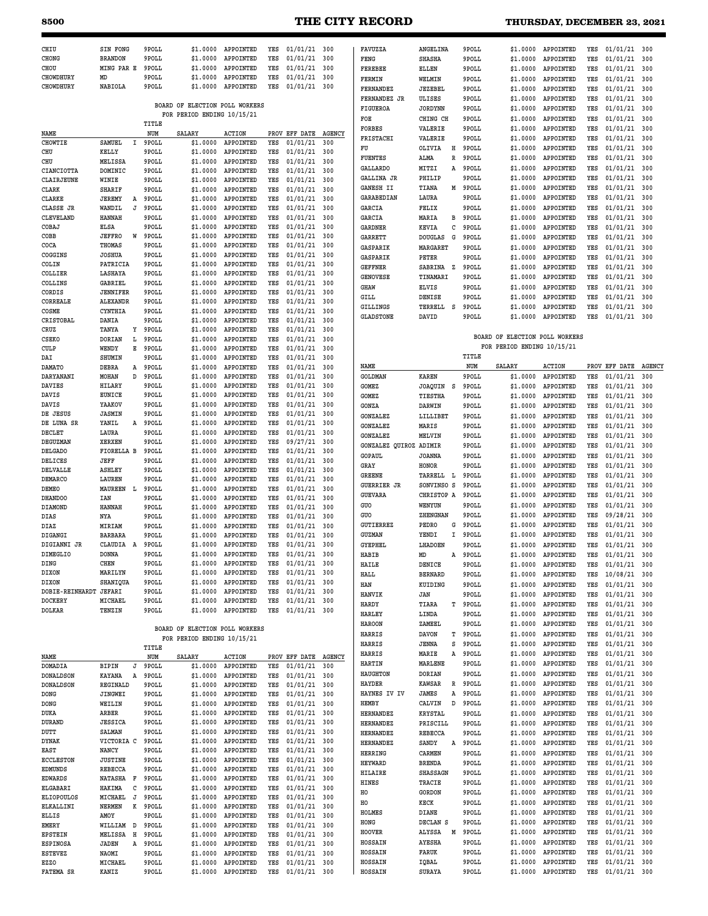| | | | | | | | |
|---|---|---|---|---|---|---|---|
| CHIU | SIN FONG | 9POLL | $1.0000 | APPOINTED | YES | 01/01/21 | 300 |
| CHONG | BRANDON | 9POLL | $1.0000 | APPOINTED | YES | 01/01/21 | 300 |
| CHOU | MING PAR E | 9POLL | $1.0000 | APPOINTED | YES | 01/01/21 | 300 |
| CHOWDHURY | MD | 9POLL | $1.0000 | APPOINTED | YES | 01/01/21 | 300 |
| CHOWDHURY | NABIOLA | 9POLL | $1.0000 | APPOINTED | YES | 01/01/21 | 300 |

BOARD OF ELECTION POLL WORKERS
FOR PERIOD ENDING 10/15/21

| NAME | | TITLE NUM | SALARY | ACTION | PROV | EFF DATE | AGENCY |
|---|---|---|---|---|---|---|---|
| CHOWTIE | SAMUEL I | 9POLL | $1.0000 | APPOINTED | YES | 01/01/21 | 300 |
| CHU | KELLY | 9POLL | $1.0000 | APPOINTED | YES | 01/01/21 | 300 |
| CHU | MELISSA | 9POLL | $1.0000 | APPOINTED | YES | 01/01/21 | 300 |
| CIANCIOTTA | DOMINIC | 9POLL | $1.0000 | APPOINTED | YES | 01/01/21 | 300 |
| CLAIRJEUNE | WINIE | 9POLL | $1.0000 | APPOINTED | YES | 01/01/21 | 300 |
| CLARK | SHARIF | 9POLL | $1.0000 | APPOINTED | YES | 01/01/21 | 300 |
| CLARKE | JEREMY A | 9POLL | $1.0000 | APPOINTED | YES | 01/01/21 | 300 |
| CLASSE JR | WANDIL J | 9POLL | $1.0000 | APPOINTED | YES | 01/01/21 | 300 |
| CLEVELAND | HANNAH | 9POLL | $1.0000 | APPOINTED | YES | 01/01/21 | 300 |
| COBAJ | ELSA | 9POLL | $1.0000 | APPOINTED | YES | 01/01/21 | 300 |
| COBB | JEFFRO W | 9POLL | $1.0000 | APPOINTED | YES | 01/01/21 | 300 |
| COCA | THOMAS | 9POLL | $1.0000 | APPOINTED | YES | 01/01/21 | 300 |
| COGGINS | JOSHUA | 9POLL | $1.0000 | APPOINTED | YES | 01/01/21 | 300 |
| COLIN | PATRICIA | 9POLL | $1.0000 | APPOINTED | YES | 01/01/21 | 300 |
| COLLIER | LASHAYA | 9POLL | $1.0000 | APPOINTED | YES | 01/01/21 | 300 |
| COLLINS | GABRIEL | 9POLL | $1.0000 | APPOINTED | YES | 01/01/21 | 300 |
| CORDIS | JENNIFER | 9POLL | $1.0000 | APPOINTED | YES | 01/01/21 | 300 |
| CORREALE | ALEXANDR | 9POLL | $1.0000 | APPOINTED | YES | 01/01/21 | 300 |
| COSME | CYNTHIA | 9POLL | $1.0000 | APPOINTED | YES | 01/01/21 | 300 |
| CRISTOBAL | DANIA | 9POLL | $1.0000 | APPOINTED | YES | 01/01/21 | 300 |
| CRUZ | TANYA Y | 9POLL | $1.0000 | APPOINTED | YES | 01/01/21 | 300 |
| CSEKO | DORIAN L | 9POLL | $1.0000 | APPOINTED | YES | 01/01/21 | 300 |
| CULP | WENDY E | 9POLL | $1.0000 | APPOINTED | YES | 01/01/21 | 300 |
| DAI | SHUMIN | 9POLL | $1.0000 | APPOINTED | YES | 01/01/21 | 300 |
| DAMATO | DEBRA A | 9POLL | $1.0000 | APPOINTED | YES | 01/01/21 | 300 |
| DARYANANI | MOHAN D | 9POLL | $1.0000 | APPOINTED | YES | 01/01/21 | 300 |
| DAVIES | HILARY | 9POLL | $1.0000 | APPOINTED | YES | 01/01/21 | 300 |
| DAVIS | EUNICE | 9POLL | $1.0000 | APPOINTED | YES | 01/01/21 | 300 |
| DAVIS | YAAKOV | 9POLL | $1.0000 | APPOINTED | YES | 01/01/21 | 300 |
| DE JESUS | JASMIN | 9POLL | $1.0000 | APPOINTED | YES | 01/01/21 | 300 |
| DE LUNA SR | YANIL A | 9POLL | $1.0000 | APPOINTED | YES | 01/01/21 | 300 |
| DECLET | LAURA | 9POLL | $1.0000 | APPOINTED | YES | 01/01/21 | 300 |
| DEGUZMAN | XERXEN | 9POLL | $1.0000 | APPOINTED | YES | 09/27/21 | 300 |
| DELGADO | FIORELLA B | 9POLL | $1.0000 | APPOINTED | YES | 01/01/21 | 300 |
| DELICES | JEFF | 9POLL | $1.0000 | APPOINTED | YES | 01/01/21 | 300 |
| DELVALLE | ASHLEY | 9POLL | $1.0000 | APPOINTED | YES | 01/01/21 | 300 |
| DEMARCO | LAUREN | 9POLL | $1.0000 | APPOINTED | YES | 01/01/21 | 300 |
| DEMEO | MAUREEN L | 9POLL | $1.0000 | APPOINTED | YES | 01/01/21 | 300 |
| DHANDOO | IAN | 9POLL | $1.0000 | APPOINTED | YES | 01/01/21 | 300 |
| DIAMOND | HANNAH | 9POLL | $1.0000 | APPOINTED | YES | 01/01/21 | 300 |
| DIAS | NYA | 9POLL | $1.0000 | APPOINTED | YES | 01/01/21 | 300 |
| DIAZ | MIRIAM | 9POLL | $1.0000 | APPOINTED | YES | 01/01/21 | 300 |
| DIGANGI | BARBARA | 9POLL | $1.0000 | APPOINTED | YES | 01/01/21 | 300 |
| DIGIANNI JR | CLAUDIA A | 9POLL | $1.0000 | APPOINTED | YES | 01/01/21 | 300 |
| DIMEGLIO | DONNA | 9POLL | $1.0000 | APPOINTED | YES | 01/01/21 | 300 |
| DING | CHEN | 9POLL | $1.0000 | APPOINTED | YES | 01/01/21 | 300 |
| DIXON | MARILYN | 9POLL | $1.0000 | APPOINTED | YES | 01/01/21 | 300 |
| DIXON | SHANIQUA | 9POLL | $1.0000 | APPOINTED | YES | 01/01/21 | 300 |
| DOBIE-REINHARDT | JEFARI | 9POLL | $1.0000 | APPOINTED | YES | 01/01/21 | 300 |
| DOCKERY | MICHAEL | 9POLL | $1.0000 | APPOINTED | YES | 01/01/21 | 300 |
| DOLKAR | TENZIN | 9POLL | $1.0000 | APPOINTED | YES | 01/01/21 | 300 |

BOARD OF ELECTION POLL WORKERS
FOR PERIOD ENDING 10/15/21

| NAME | | TITLE NUM | SALARY | ACTION | PROV | EFF DATE | AGENCY |
|---|---|---|---|---|---|---|---|
| DOMADIA | BIPIN J | 9POLL | $1.0000 | APPOINTED | YES | 01/01/21 | 300 |
| DONALDSON | KAYANA A | 9POLL | $1.0000 | APPOINTED | YES | 01/01/21 | 300 |
| DONALDSON | REGINALD | 9POLL | $1.0000 | APPOINTED | YES | 01/01/21 | 300 |
| DONG | JINGWEI | 9POLL | $1.0000 | APPOINTED | YES | 01/01/21 | 300 |
| DONG | WEILIN | 9POLL | $1.0000 | APPOINTED | YES | 01/01/21 | 300 |
| DUKA | ARBER | 9POLL | $1.0000 | APPOINTED | YES | 01/01/21 | 300 |
| DURAND | JESSICA | 9POLL | $1.0000 | APPOINTED | YES | 01/01/21 | 300 |
| DUTT | SALMAN | 9POLL | $1.0000 | APPOINTED | YES | 01/01/21 | 300 |
| DYNAK | VICTORIA C | 9POLL | $1.0000 | APPOINTED | YES | 01/01/21 | 300 |
| EAST | NANCY | 9POLL | $1.0000 | APPOINTED | YES | 01/01/21 | 300 |
| ECCLESTON | JUSTINE | 9POLL | $1.0000 | APPOINTED | YES | 01/01/21 | 300 |
| EDMUNDS | REBECCA | 9POLL | $1.0000 | APPOINTED | YES | 01/01/21 | 300 |
| EDWARDS | NATASHA F | 9POLL | $1.0000 | APPOINTED | YES | 01/01/21 | 300 |
| ELGABARI | HAKIMA C | 9POLL | $1.0000 | APPOINTED | YES | 01/01/21 | 300 |
| ELIOPOULOS | MICHAEL J | 9POLL | $1.0000 | APPOINTED | YES | 01/01/21 | 300 |
| ELKALLINI | NERMEN K | 9POLL | $1.0000 | APPOINTED | YES | 01/01/21 | 300 |
| ELLIS | AMOY | 9POLL | $1.0000 | APPOINTED | YES | 01/01/21 | 300 |
| EMERY | WILLIAM D | 9POLL | $1.0000 | APPOINTED | YES | 01/01/21 | 300 |
| EPSTEIN | MELISSA H | 9POLL | $1.0000 | APPOINTED | YES | 01/01/21 | 300 |
| ESPINOSA | JADEN A | 9POLL | $1.0000 | APPOINTED | YES | 01/01/21 | 300 |
| ESTEVEZ | NAOMI | 9POLL | $1.0000 | APPOINTED | YES | 01/01/21 | 300 |
| EZZO | MICHAEL | 9POLL | $1.0000 | APPOINTED | YES | 01/01/21 | 300 |
| FATEMA SR | KANIZ | 9POLL | $1.0000 | APPOINTED | YES | 01/01/21 | 300 |
| FAVUZZA | ANGELINA | 9POLL | $1.0000 | APPOINTED | YES | 01/01/21 | 300 |
| FENG | SHASHA | 9POLL | $1.0000 | APPOINTED | YES | 01/01/21 | 300 |
| FEREBEE | ELLEN | 9POLL | $1.0000 | APPOINTED | YES | 01/01/21 | 300 |
| FERMIN | WELMIN | 9POLL | $1.0000 | APPOINTED | YES | 01/01/21 | 300 |
| FERNANDEZ | JEZEBEL | 9POLL | $1.0000 | APPOINTED | YES | 01/01/21 | 300 |
| FERNANDEZ JR | ULISES | 9POLL | $1.0000 | APPOINTED | YES | 01/01/21 | 300 |
| FIGUEROA | JORDYNN | 9POLL | $1.0000 | APPOINTED | YES | 01/01/21 | 300 |
| FOE | CHING CH | 9POLL | $1.0000 | APPOINTED | YES | 01/01/21 | 300 |
| FORBES | VALERIE | 9POLL | $1.0000 | APPOINTED | YES | 01/01/21 | 300 |
| FRISTACHI | VALERIE | 9POLL | $1.0000 | APPOINTED | YES | 01/01/21 | 300 |
| FU | OLIVIA H | 9POLL | $1.0000 | APPOINTED | YES | 01/01/21 | 300 |
| FUENTES | ALMA R | 9POLL | $1.0000 | APPOINTED | YES | 01/01/21 | 300 |
| GALLARDO | MITZI A | 9POLL | $1.0000 | APPOINTED | YES | 01/01/21 | 300 |
| GALLINA JR | PHILIP | 9POLL | $1.0000 | APPOINTED | YES | 01/01/21 | 300 |
| GANESH II | TIANA M | 9POLL | $1.0000 | APPOINTED | YES | 01/01/21 | 300 |
| GARABEDIAN | LAURA | 9POLL | $1.0000 | APPOINTED | YES | 01/01/21 | 300 |
| GARCIA | FELIX | 9POLL | $1.0000 | APPOINTED | YES | 01/01/21 | 300 |
| GARCIA | MARIA B | 9POLL | $1.0000 | APPOINTED | YES | 01/01/21 | 300 |
| GARDNER | KEVIA C | 9POLL | $1.0000 | APPOINTED | YES | 01/01/21 | 300 |
| GARRETT | DOUGLAS G | 9POLL | $1.0000 | APPOINTED | YES | 01/01/21 | 300 |
| GASPARIK | MARGARET | 9POLL | $1.0000 | APPOINTED | YES | 01/01/21 | 300 |
| GASPARIK | PETER | 9POLL | $1.0000 | APPOINTED | YES | 01/01/21 | 300 |
| GEFFNER | SABRINA Z | 9POLL | $1.0000 | APPOINTED | YES | 01/01/21 | 300 |
| GENOVESE | TINAMARI | 9POLL | $1.0000 | APPOINTED | YES | 01/01/21 | 300 |
| GHAW | ELVIS | 9POLL | $1.0000 | APPOINTED | YES | 01/01/21 | 300 |
| GILL | DENISE | 9POLL | $1.0000 | APPOINTED | YES | 01/01/21 | 300 |
| GILLINGS | TERRELL S | 9POLL | $1.0000 | APPOINTED | YES | 01/01/21 | 300 |
| GLADSTONE | DAVID | 9POLL | $1.0000 | APPOINTED | YES | 01/01/21 | 300 |

BOARD OF ELECTION POLL WORKERS
FOR PERIOD ENDING 10/15/21

| NAME | | TITLE NUM | SALARY | ACTION | PROV | EFF DATE | AGENCY |
|---|---|---|---|---|---|---|---|
| GOLDMAN | KAREN | 9POLL | $1.0000 | APPOINTED | YES | 01/01/21 | 300 |
| GOMEZ | JOAQUIN S | 9POLL | $1.0000 | APPOINTED | YES | 01/01/21 | 300 |
| GOMEZ | TIESTHA | 9POLL | $1.0000 | APPOINTED | YES | 01/01/21 | 300 |
| GONZA | DARWIN | 9POLL | $1.0000 | APPOINTED | YES | 01/01/21 | 300 |
| GONZALEZ | LILLIBET | 9POLL | $1.0000 | APPOINTED | YES | 01/01/21 | 300 |
| GONZALEZ | MARIS | 9POLL | $1.0000 | APPOINTED | YES | 01/01/21 | 300 |
| GONZALEZ | MELVIN | 9POLL | $1.0000 | APPOINTED | YES | 01/01/21 | 300 |
| GONZALEZ QUIROZ | ADIMIR | 9POLL | $1.0000 | APPOINTED | YES | 01/01/21 | 300 |
| GOPAUL | JOANNA | 9POLL | $1.0000 | APPOINTED | YES | 01/01/21 | 300 |
| GRAY | HONOR | 9POLL | $1.0000 | APPOINTED | YES | 01/01/21 | 300 |
| GREENE | TARRELL L | 9POLL | $1.0000 | APPOINTED | YES | 01/01/21 | 300 |
| GUERRIER JR | SONVINSO S | 9POLL | $1.0000 | APPOINTED | YES | 01/01/21 | 300 |
| GUEVARA | CHRISTOP A | 9POLL | $1.0000 | APPOINTED | YES | 01/01/21 | 300 |
| GUO | WENYUN | 9POLL | $1.0000 | APPOINTED | YES | 01/01/21 | 300 |
| GUO | ZHENGNAN | 9POLL | $1.0000 | APPOINTED | YES | 09/28/21 | 300 |
| GUTIERREZ | PEDRO G | 9POLL | $1.0000 | APPOINTED | YES | 01/01/21 | 300 |
| GUZMAN | YENDI I | 9POLL | $1.0000 | APPOINTED | YES | 01/01/21 | 300 |
| GYEPHEL | LHADOEN | 9POLL | $1.0000 | APPOINTED | YES | 01/01/21 | 300 |
| HABIB | MD A | 9POLL | $1.0000 | APPOINTED | YES | 01/01/21 | 300 |
| HAILE | DENICE | 9POLL | $1.0000 | APPOINTED | YES | 01/01/21 | 300 |
| HALL | BERNARD | 9POLL | $1.0000 | APPOINTED | YES | 10/08/21 | 300 |
| HAN | KUIDING | 9POLL | $1.0000 | APPOINTED | YES | 01/01/21 | 300 |
| HANVIK | JAN | 9POLL | $1.0000 | APPOINTED | YES | 01/01/21 | 300 |
| HARDY | TIARA T | 9POLL | $1.0000 | APPOINTED | YES | 01/01/21 | 300 |
| HARLEY | LINDA | 9POLL | $1.0000 | APPOINTED | YES | 01/01/21 | 300 |
| HAROON | ZAMEEL | 9POLL | $1.0000 | APPOINTED | YES | 01/01/21 | 300 |
| HARRIS | DAVON T | 9POLL | $1.0000 | APPOINTED | YES | 01/01/21 | 300 |
| HARRIS | JENNA S | 9POLL | $1.0000 | APPOINTED | YES | 01/01/21 | 300 |
| HARRIS | MARIE A | 9POLL | $1.0000 | APPOINTED | YES | 01/01/21 | 300 |
| HARTIN | MARLENE | 9POLL | $1.0000 | APPOINTED | YES | 01/01/21 | 300 |
| HAUGHTON | DORIAN | 9POLL | $1.0000 | APPOINTED | YES | 01/01/21 | 300 |
| HAYDER | KAWSAR R | 9POLL | $1.0000 | APPOINTED | YES | 01/01/21 | 300 |
| HAYNES IV IV | JAMES A | 9POLL | $1.0000 | APPOINTED | YES | 01/01/21 | 300 |
| HEMBY | CALVIN D | 9POLL | $1.0000 | APPOINTED | YES | 01/01/21 | 300 |
| HERNANDEZ | KRYSTAL | 9POLL | $1.0000 | APPOINTED | YES | 01/01/21 | 300 |
| HERNANDEZ | PRISCILL | 9POLL | $1.0000 | APPOINTED | YES | 01/01/21 | 300 |
| HERNANDEZ | REBECCA | 9POLL | $1.0000 | APPOINTED | YES | 01/01/21 | 300 |
| HERNANDEZ | SANDY A | 9POLL | $1.0000 | APPOINTED | YES | 01/01/21 | 300 |
| HERRING | CARMEN | 9POLL | $1.0000 | APPOINTED | YES | 01/01/21 | 300 |
| HEYWARD | BRENDA | 9POLL | $1.0000 | APPOINTED | YES | 01/01/21 | 300 |
| HILAIRE | SHASSAGN | 9POLL | $1.0000 | APPOINTED | YES | 01/01/21 | 300 |
| HINES | TRACIE | 9POLL | $1.0000 | APPOINTED | YES | 01/01/21 | 300 |
| HO | GORDON | 9POLL | $1.0000 | APPOINTED | YES | 01/01/21 | 300 |
| HO | KECK | 9POLL | $1.0000 | APPOINTED | YES | 01/01/21 | 300 |
| HOLMES | DIANE | 9POLL | $1.0000 | APPOINTED | YES | 01/01/21 | 300 |
| HONG | DECLAN S | 9POLL | $1.0000 | APPOINTED | YES | 01/01/21 | 300 |
| HOOVER | ALYSSA M | 9POLL | $1.0000 | APPOINTED | YES | 01/01/21 | 300 |
| HOSSAIN | AYESHA | 9POLL | $1.0000 | APPOINTED | YES | 01/01/21 | 300 |
| HOSSAIN | FARUK | 9POLL | $1.0000 | APPOINTED | YES | 01/01/21 | 300 |
| HOSSAIN | IQBAL | 9POLL | $1.0000 | APPOINTED | YES | 01/01/21 | 300 |
| HOSSAIN | SURAYA | 9POLL | $1.0000 | APPOINTED | YES | 01/01/21 | 300 |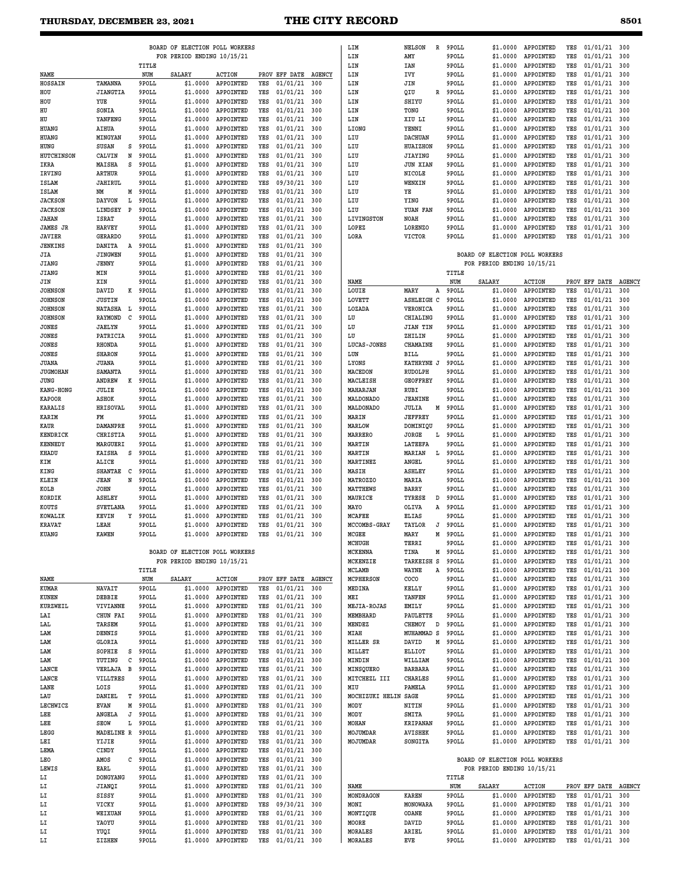BOARD OF ELECTION POLL WORKERS
FOR PERIOD ENDING 10/15/21

| NAME | | | TITLE NUM | SALARY | ACTION | PROV | EFF DATE | AGENCY |
|---|---|---|---|---|---|---|---|---|
| HOSSAIN | TAMANNA | | 9POLL | $1.0000 | APPOINTED | YES | 01/01/21 | 300 |
| HOU | JIANGTIA | | 9POLL | $1.0000 | APPOINTED | YES | 01/01/21 | 300 |
| HOU | YUE | | 9POLL | $1.0000 | APPOINTED | YES | 01/01/21 | 300 |
| HU | SONIA | | 9POLL | $1.0000 | APPOINTED | YES | 01/01/21 | 300 |
| HU | YANFENG | | 9POLL | $1.0000 | APPOINTED | YES | 01/01/21 | 300 |
| HUANG | AIHUA | | 9POLL | $1.0000 | APPOINTED | YES | 01/01/21 | 300 |
| HUANG | MINGYAN | | 9POLL | $1.0000 | APPOINTED | YES | 01/01/21 | 300 |
| HUNG | SUSAN | S | 9POLL | $1.0000 | APPOINTED | YES | 01/01/21 | 300 |
| HUTCHINSON | CALVIN | N | 9POLL | $1.0000 | APPOINTED | YES | 01/01/21 | 300 |
| IKRA | MAISHA | S | 9POLL | $1.0000 | APPOINTED | YES | 01/01/21 | 300 |
| IRVING | ARTHUR | | 9POLL | $1.0000 | APPOINTED | YES | 01/01/21 | 300 |
| ISLAM | JAHIRUL | | 9POLL | $1.0000 | APPOINTED | YES | 09/30/21 | 300 |
| ISLAM | NM | M | 9POLL | $1.0000 | APPOINTED | YES | 01/01/21 | 300 |
| JACKSON | DAYVON | L | 9POLL | $1.0000 | APPOINTED | YES | 01/01/21 | 300 |
| JACKSON | LINDSEY | P | 9POLL | $1.0000 | APPOINTED | YES | 01/01/21 | 300 |
| JAHAN | ISRAT | | 9POLL | $1.0000 | APPOINTED | YES | 01/01/21 | 300 |
| JAMES JR | HARVEY | | 9POLL | $1.0000 | APPOINTED | YES | 01/01/21 | 300 |
| JAVIER | GERARDO | | 9POLL | $1.0000 | APPOINTED | YES | 01/01/21 | 300 |
| JENKINS | DANITA | A | 9POLL | $1.0000 | APPOINTED | YES | 01/01/21 | 300 |
| JIA | JINGWEN | | 9POLL | $1.0000 | APPOINTED | YES | 01/01/21 | 300 |
| JIANG | JENNY | | 9POLL | $1.0000 | APPOINTED | YES | 01/01/21 | 300 |
| JIANG | MIN | | 9POLL | $1.0000 | APPOINTED | YES | 01/01/21 | 300 |
| JIN | XIN | | 9POLL | $1.0000 | APPOINTED | YES | 01/01/21 | 300 |
| JOHNSON | DAVID | K | 9POLL | $1.0000 | APPOINTED | YES | 01/01/21 | 300 |
| JOHNSON | JUSTIN | | 9POLL | $1.0000 | APPOINTED | YES | 01/01/21 | 300 |
| JOHNSON | NATASHA | L | 9POLL | $1.0000 | APPOINTED | YES | 01/01/21 | 300 |
| JOHNSON | RAYMOND | C | 9POLL | $1.0000 | APPOINTED | YES | 01/01/21 | 300 |
| JONES | JAELYN | | 9POLL | $1.0000 | APPOINTED | YES | 01/01/21 | 300 |
| JONES | PATRICIA | | 9POLL | $1.0000 | APPOINTED | YES | 01/01/21 | 300 |
| JONES | RHONDA | | 9POLL | $1.0000 | APPOINTED | YES | 01/01/21 | 300 |
| JONES | SHARON | | 9POLL | $1.0000 | APPOINTED | YES | 01/01/21 | 300 |
| JUANA | JUANA | | 9POLL | $1.0000 | APPOINTED | YES | 01/01/21 | 300 |
| JUGMOHAN | SAMANTA | | 9POLL | $1.0000 | APPOINTED | YES | 01/01/21 | 300 |
| JUNG | ANDREW | K | 9POLL | $1.0000 | APPOINTED | YES | 01/01/21 | 300 |
| KANG-HONG | JULIE | | 9POLL | $1.0000 | APPOINTED | YES | 01/01/21 | 300 |
| KAPOOR | ASHOK | | 9POLL | $1.0000 | APPOINTED | YES | 01/01/21 | 300 |
| KARALIS | HRISOVAL | | 9POLL | $1.0000 | APPOINTED | YES | 01/01/21 | 300 |
| KARIM | FM | | 9POLL | $1.0000 | APPOINTED | YES | 01/01/21 | 300 |
| KAUR | DAMANPRE | | 9POLL | $1.0000 | APPOINTED | YES | 01/01/21 | 300 |
| KENDRICK | CHRISTIA | | 9POLL | $1.0000 | APPOINTED | YES | 01/01/21 | 300 |
| KENNEDY | MARGUERI | | 9POLL | $1.0000 | APPOINTED | YES | 01/01/21 | 300 |
| KHADU | KAISHA | S | 9POLL | $1.0000 | APPOINTED | YES | 01/01/21 | 300 |
| KIM | ALICE | | 9POLL | $1.0000 | APPOINTED | YES | 01/01/21 | 300 |
| KING | SHANTAE | C | 9POLL | $1.0000 | APPOINTED | YES | 01/01/21 | 300 |
| KLEIN | JEAN | N | 9POLL | $1.0000 | APPOINTED | YES | 01/01/21 | 300 |
| KOLB | JOHN | | 9POLL | $1.0000 | APPOINTED | YES | 01/01/21 | 300 |
| KORDIK | ASHLEY | | 9POLL | $1.0000 | APPOINTED | YES | 01/01/21 | 300 |
| KOUTS | SVETLANA | | 9POLL | $1.0000 | APPOINTED | YES | 01/01/21 | 300 |
| KOWALIK | KEVIN | Y | 9POLL | $1.0000 | APPOINTED | YES | 01/01/21 | 300 |
| KRAVAT | LEAH | | 9POLL | $1.0000 | APPOINTED | YES | 01/01/21 | 300 |
| KUANG | KAWEN | | 9POLL | $1.0000 | APPOINTED | YES | 01/01/21 | 300 |

BOARD OF ELECTION POLL WORKERS
FOR PERIOD ENDING 10/15/21

| NAME | | | TITLE NUM | SALARY | ACTION | PROV | EFF DATE | AGENCY |
|---|---|---|---|---|---|---|---|---|
| KUMAR | NAVAIT | | 9POLL | $1.0000 | APPOINTED | YES | 01/01/21 | 300 |
| KUNEN | DEBBIE | | 9POLL | $1.0000 | APPOINTED | YES | 01/01/21 | 300 |
| KURZWEIL | VIVIANNE | | 9POLL | $1.0000 | APPOINTED | YES | 01/01/21 | 300 |
| LAI | CHUN FAI | | 9POLL | $1.0000 | APPOINTED | YES | 01/01/21 | 300 |
| LAL | TARSEM | | 9POLL | $1.0000 | APPOINTED | YES | 01/01/21 | 300 |
| LAM | DENNIS | | 9POLL | $1.0000 | APPOINTED | YES | 01/01/21 | 300 |
| LAM | GLORIA | | 9POLL | $1.0000 | APPOINTED | YES | 01/01/21 | 300 |
| LAM | SOPHIE | S | 9POLL | $1.0000 | APPOINTED | YES | 01/01/21 | 300 |
| LAM | YUTING | C | 9POLL | $1.0000 | APPOINTED | YES | 01/01/21 | 300 |
| LANCE | VERLAJA | B | 9POLL | $1.0000 | APPOINTED | YES | 01/01/21 | 300 |
| LANCE | VILLTRES | | 9POLL | $1.0000 | APPOINTED | YES | 01/01/21 | 300 |
| LANE | LOIS | | 9POLL | $1.0000 | APPOINTED | YES | 01/01/21 | 300 |
| LAU | DANIEL | T | 9POLL | $1.0000 | APPOINTED | YES | 01/01/21 | 300 |
| LECHWICZ | EVAN | M | 9POLL | $1.0000 | APPOINTED | YES | 01/01/21 | 300 |
| LEE | ANGELA | J | 9POLL | $1.0000 | APPOINTED | YES | 01/01/21 | 300 |
| LEE | SEOW | L | 9POLL | $1.0000 | APPOINTED | YES | 01/01/21 | 300 |
| LEGG | MADELINE | R | 9POLL | $1.0000 | APPOINTED | YES | 01/01/21 | 300 |
| LEI | YIJIE | | 9POLL | $1.0000 | APPOINTED | YES | 01/01/21 | 300 |
| LEMA | CINDY | | 9POLL | $1.0000 | APPOINTED | YES | 01/01/21 | 300 |
| LEO | AMOS | C | 9POLL | $1.0000 | APPOINTED | YES | 01/01/21 | 300 |
| LEWIS | EARL | | 9POLL | $1.0000 | APPOINTED | YES | 01/01/21 | 300 |
| LI | DONGYANG | | 9POLL | $1.0000 | APPOINTED | YES | 01/01/21 | 300 |
| LI | JIANQI | | 9POLL | $1.0000 | APPOINTED | YES | 01/01/21 | 300 |
| LI | SISSY | | 9POLL | $1.0000 | APPOINTED | YES | 01/01/21 | 300 |
| LI | VICKY | | 9POLL | $1.0000 | APPOINTED | YES | 09/30/21 | 300 |
| LI | WEIXUAN | | 9POLL | $1.0000 | APPOINTED | YES | 01/01/21 | 300 |
| LI | YAOYU | | 9POLL | $1.0000 | APPOINTED | YES | 01/01/21 | 300 |
| LI | YUQI | | 9POLL | $1.0000 | APPOINTED | YES | 01/01/21 | 300 |
| LI | ZIZHEN | | 9POLL | $1.0000 | APPOINTED | YES | 01/01/21 | 300 |
| LIM | NELSON | R | 9POLL | $1.0000 | APPOINTED | YES | 01/01/21 | 300 |
| LIN | AMY | | 9POLL | $1.0000 | APPOINTED | YES | 01/01/21 | 300 |
| LIN | IAN | | 9POLL | $1.0000 | APPOINTED | YES | 01/01/21 | 300 |
| LIN | IVY | | 9POLL | $1.0000 | APPOINTED | YES | 01/01/21 | 300 |
| LIN | JIN | | 9POLL | $1.0000 | APPOINTED | YES | 01/01/21 | 300 |
| LIN | QIU | R | 9POLL | $1.0000 | APPOINTED | YES | 01/01/21 | 300 |
| LIN | SHIYU | | 9POLL | $1.0000 | APPOINTED | YES | 01/01/21 | 300 |
| LIN | TONG | | 9POLL | $1.0000 | APPOINTED | YES | 01/01/21 | 300 |
| LIN | XIU LI | | 9POLL | $1.0000 | APPOINTED | YES | 01/01/21 | 300 |
| LIONG | YENNI | | 9POLL | $1.0000 | APPOINTED | YES | 01/01/21 | 300 |
| LIU | DACHUAN | | 9POLL | $1.0000 | APPOINTED | YES | 01/01/21 | 300 |
| LIU | HUAIZHON | | 9POLL | $1.0000 | APPOINTED | YES | 01/01/21 | 300 |
| LIU | JIAYING | | 9POLL | $1.0000 | APPOINTED | YES | 01/01/21 | 300 |
| LIU | JUN XIAN | | 9POLL | $1.0000 | APPOINTED | YES | 01/01/21 | 300 |
| LIU | NICOLE | | 9POLL | $1.0000 | APPOINTED | YES | 01/01/21 | 300 |
| LIU | WENXIN | | 9POLL | $1.0000 | APPOINTED | YES | 01/01/21 | 300 |
| LIU | YE | | 9POLL | $1.0000 | APPOINTED | YES | 01/01/21 | 300 |
| LIU | YING | | 9POLL | $1.0000 | APPOINTED | YES | 01/01/21 | 300 |
| LIU | YUAN FAN | | 9POLL | $1.0000 | APPOINTED | YES | 01/01/21 | 300 |
| LIVINGSTON | NOAH | | 9POLL | $1.0000 | APPOINTED | YES | 01/01/21 | 300 |
| LOPEZ | LORENZO | | 9POLL | $1.0000 | APPOINTED | YES | 01/01/21 | 300 |
| LORA | VICTOR | | 9POLL | $1.0000 | APPOINTED | YES | 01/01/21 | 300 |

BOARD OF ELECTION POLL WORKERS
FOR PERIOD ENDING 10/15/21

| NAME | | | TITLE NUM | SALARY | ACTION | PROV | EFF DATE | AGENCY |
|---|---|---|---|---|---|---|---|---|
| LOUIE | MARY | A | 9POLL | $1.0000 | APPOINTED | YES | 01/01/21 | 300 |
| LOVETT | ASHLEIGH | C | 9POLL | $1.0000 | APPOINTED | YES | 01/01/21 | 300 |
| LOZADA | VERONICA | | 9POLL | $1.0000 | APPOINTED | YES | 01/01/21 | 300 |
| LU | CHIALING | | 9POLL | $1.0000 | APPOINTED | YES | 01/01/21 | 300 |
| LU | JIAN TIN | | 9POLL | $1.0000 | APPOINTED | YES | 01/01/21 | 300 |
| LU | ZHILIN | | 9POLL | $1.0000 | APPOINTED | YES | 01/01/21 | 300 |
| LUCAS-JONES | CHAMAINE | | 9POLL | $1.0000 | APPOINTED | YES | 01/01/21 | 300 |
| LUN | BILL | | 9POLL | $1.0000 | APPOINTED | YES | 01/01/21 | 300 |
| LYONS | KATHRYNE | J | 9POLL | $1.0000 | APPOINTED | YES | 01/01/21 | 300 |
| MACEDON | RUDOLPH | | 9POLL | $1.0000 | APPOINTED | YES | 01/01/21 | 300 |
| MACLEISH | GEOFFREY | | 9POLL | $1.0000 | APPOINTED | YES | 01/01/21 | 300 |
| MAHARJAN | RUBI | | 9POLL | $1.0000 | APPOINTED | YES | 01/01/21 | 300 |
| MALDONADO | JEANINE | | 9POLL | $1.0000 | APPOINTED | YES | 01/01/21 | 300 |
| MALDONADO | JULIA | M | 9POLL | $1.0000 | APPOINTED | YES | 01/01/21 | 300 |
| MARIN | JEFFREY | | 9POLL | $1.0000 | APPOINTED | YES | 01/01/21 | 300 |
| MARLOW | DOMINIQU | | 9POLL | $1.0000 | APPOINTED | YES | 01/01/21 | 300 |
| MARRERO | JORGE | L | 9POLL | $1.0000 | APPOINTED | YES | 01/01/21 | 300 |
| MARTIN | LATEEFA | | 9POLL | $1.0000 | APPOINTED | YES | 01/01/21 | 300 |
| MARTIN | MARIAN | L | 9POLL | $1.0000 | APPOINTED | YES | 01/01/21 | 300 |
| MARTINEZ | ANGEL | | 9POLL | $1.0000 | APPOINTED | YES | 01/01/21 | 300 |
| MASIH | ASHLEY | | 9POLL | $1.0000 | APPOINTED | YES | 01/01/21 | 300 |
| MATROZZO | MARIA | | 9POLL | $1.0000 | APPOINTED | YES | 01/01/21 | 300 |
| MATTHEWS | BARRY | | 9POLL | $1.0000 | APPOINTED | YES | 01/01/21 | 300 |
| MAURICE | TYRESE | D | 9POLL | $1.0000 | APPOINTED | YES | 01/01/21 | 300 |
| MAYO | OLIVA | A | 9POLL | $1.0000 | APPOINTED | YES | 01/01/21 | 300 |
| MCAFEE | ELIAS | | 9POLL | $1.0000 | APPOINTED | YES | 01/01/21 | 300 |
| MCCOMBS-GRAY | TAYLOR | J | 9POLL | $1.0000 | APPOINTED | YES | 01/01/21 | 300 |
| MCGEE | MARY | M | 9POLL | $1.0000 | APPOINTED | YES | 01/01/21 | 300 |
| MCHUGH | TERRI | | 9POLL | $1.0000 | APPOINTED | YES | 01/01/21 | 300 |
| MCKENNA | TINA | M | 9POLL | $1.0000 | APPOINTED | YES | 01/01/21 | 300 |
| MCKENZIE | TARKEISH | S | 9POLL | $1.0000 | APPOINTED | YES | 01/01/21 | 300 |
| MCLAMB | WAYNE | A | 9POLL | $1.0000 | APPOINTED | YES | 01/01/21 | 300 |
| MCPHERSON | COCO | | 9POLL | $1.0000 | APPOINTED | YES | 01/01/21 | 300 |
| MEDINA | KELLY | | 9POLL | $1.0000 | APPOINTED | YES | 01/01/21 | 300 |
| MEI | YANFEN | | 9POLL | $1.0000 | APPOINTED | YES | 01/01/21 | 300 |
| MEJIA-ROJAS | EMILY | | 9POLL | $1.0000 | APPOINTED | YES | 01/01/21 | 300 |
| MEMBHARD | PAULETTE | | 9POLL | $1.0000 | APPOINTED | YES | 01/01/21 | 300 |
| MENDEZ | CHEMOY | D | 9POLL | $1.0000 | APPOINTED | YES | 01/01/21 | 300 |
| MIAH | MUHAMMAD | S | 9POLL | $1.0000 | APPOINTED | YES | 01/01/21 | 300 |
| MILLER SR | DAVID | M | 9POLL | $1.0000 | APPOINTED | YES | 01/01/21 | 300 |
| MILLET | ELLIOT | | 9POLL | $1.0000 | APPOINTED | YES | 01/01/21 | 300 |
| MINDIN | WILLIAM | | 9POLL | $1.0000 | APPOINTED | YES | 01/01/21 | 300 |
| MINSQUERO | BARBARA | | 9POLL | $1.0000 | APPOINTED | YES | 01/01/21 | 300 |
| MITCHEZL III | CHARLES | | 9POLL | $1.0000 | APPOINTED | YES | 01/01/21 | 300 |
| MIU | PAMELA | | 9POLL | $1.0000 | APPOINTED | YES | 01/01/21 | 300 |
| MOCHIZUKI HELIN | SAGE | | 9POLL | $1.0000 | APPOINTED | YES | 01/01/21 | 300 |
| MODY | NITIN | | 9POLL | $1.0000 | APPOINTED | YES | 01/01/21 | 300 |
| MODY | SMITA | | 9POLL | $1.0000 | APPOINTED | YES | 01/01/21 | 300 |
| MOHAN | KRIPANAN | | 9POLL | $1.0000 | APPOINTED | YES | 01/01/21 | 300 |
| MOJUMDAR | AVISHEK | | 9POLL | $1.0000 | APPOINTED | YES | 01/01/21 | 300 |
| MOJUMDAR | SONGITA | | 9POLL | $1.0000 | APPOINTED | YES | 01/01/21 | 300 |

BOARD OF ELECTION POLL WORKERS
FOR PERIOD ENDING 10/15/21

| NAME | | | TITLE NUM | SALARY | ACTION | PROV | EFF DATE | AGENCY |
|---|---|---|---|---|---|---|---|---|
| MONDRAGON | KAREN | | 9POLL | $1.0000 | APPOINTED | YES | 01/01/21 | 300 |
| MONI | MONOWARA | | 9POLL | $1.0000 | APPOINTED | YES | 01/01/21 | 300 |
| MONTIQUE | ODANE | | 9POLL | $1.0000 | APPOINTED | YES | 01/01/21 | 300 |
| MOORE | DAVID | | 9POLL | $1.0000 | APPOINTED | YES | 01/01/21 | 300 |
| MORALES | ARIEL | | 9POLL | $1.0000 | APPOINTED | YES | 01/01/21 | 300 |
| MORALES | EVE | | 9POLL | $1.0000 | APPOINTED | YES | 01/01/21 | 300 |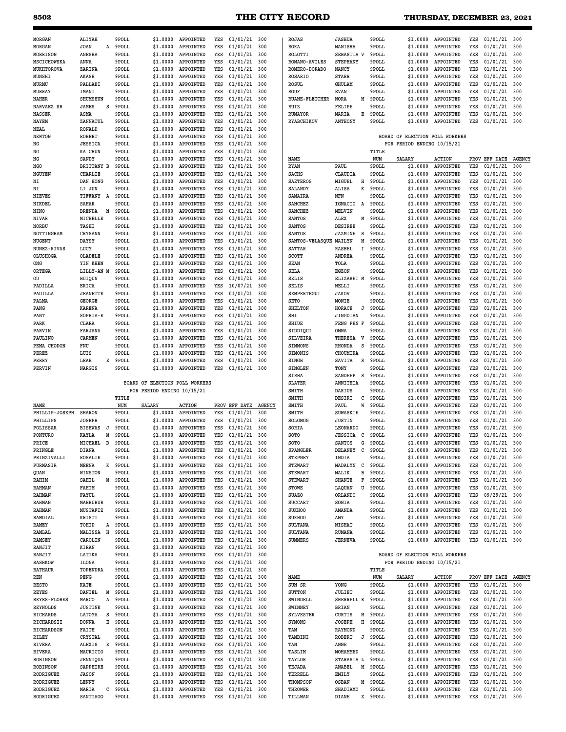| NAME | | TITLE NUM | SALARY | ACTION | PROV | EFF DATE | AGENCY |
|---|---|---|---|---|---|---|---|
| MORGAN | ALIYAH | 9POLL | $1.0000 | APPOINTED | YES | 01/01/21 | 300 |
| MORGAN | JOAN A | 9POLL | $1.0000 | APPOINTED | YES | 01/01/21 | 300 |
| MORRISON | ANESHA | 9POLL | $1.0000 | APPOINTED | YES | 01/01/21 | 300 |
| MSCICHOWSKA | ANNA | 9POLL | $1.0000 | APPOINTED | YES | 01/01/21 | 300 |
| MUKHTOROVA | ZARINA | 9POLL | $1.0000 | APPOINTED | YES | 01/01/21 | 300 |
| MUNSHI | AKASH | 9POLL | $1.0000 | APPOINTED | YES | 01/01/21 | 300 |
| MURMU | PALLABI | 9POLL | $1.0000 | APPOINTED | YES | 01/01/21 | 300 |
| MURRAY | IMANI | 9POLL | $1.0000 | APPOINTED | YES | 01/01/21 | 300 |
| NAHER | SHUMSHUN | 9POLL | $1.0000 | APPOINTED | YES | 01/01/21 | 300 |
| NARVAEZ SR | JAMES S | 9POLL | $1.0000 | APPOINTED | YES | 01/01/21 | 300 |
| NASSER | ASMA | 9POLL | $1.0000 | APPOINTED | YES | 01/01/21 | 300 |
| NAYEM | ZANNATUL | 9POLL | $1.0000 | APPOINTED | YES | 01/01/21 | 300 |
| NEAL | RONALD | 9POLL | $1.0000 | APPOINTED | YES | 01/01/21 | 300 |
| NEWTON | ROBERT | 9POLL | $1.0000 | APPOINTED | YES | 01/01/21 | 300 |
| NG | JESSICA | 9POLL | $1.0000 | APPOINTED | YES | 01/01/21 | 300 |
| NG | KA CHUN | 9POLL | $1.0000 | APPOINTED | YES | 01/01/21 | 300 |
| NG | SANDY | 9POLL | $1.0000 | APPOINTED | YES | 01/01/21 | 300 |
| NGO | BRITTANY B | 9POLL | $1.0000 | APPOINTED | YES | 01/01/21 | 300 |
| NGUYEN | CHARLIE | 9POLL | $1.0000 | APPOINTED | YES | 01/01/21 | 300 |
| NI | DAN HONG | 9POLL | $1.0000 | APPOINTED | YES | 01/01/21 | 300 |
| NI | LI JUN | 9POLL | $1.0000 | APPOINTED | YES | 01/01/21 | 300 |
| NIEVES | TIFFANY A | 9POLL | $1.0000 | APPOINTED | YES | 01/01/21 | 300 |
| NIKDEL | SAHAR | 9POLL | $1.0000 | APPOINTED | YES | 01/01/21 | 300 |
| NINO | BRENDA N | 9POLL | $1.0000 | APPOINTED | YES | 01/01/21 | 300 |
| NIVAR | MICHELLE | 9POLL | $1.0000 | APPOINTED | YES | 01/01/21 | 300 |
| NORBU | TASHI | 9POLL | $1.0000 | APPOINTED | YES | 01/01/21 | 300 |
| NOTTINGHAM | CRYSANN | 9POLL | $1.0000 | APPOINTED | YES | 01/01/21 | 300 |
| NUGENT | DAYSY | 9POLL | $1.0000 | APPOINTED | YES | 01/01/21 | 300 |
| NUNEZ-RIVAS | LUCY | 9POLL | $1.0000 | APPOINTED | YES | 01/01/21 | 300 |
| OLUSHOGA | OLADELE | 9POLL | $1.0000 | APPOINTED | YES | 01/01/21 | 300 |
| ONG | YIN KHEN | 9POLL | $1.0000 | APPOINTED | YES | 01/01/21 | 300 |
| ORTEGA | LILLY-AN M | 9POLL | $1.0000 | APPOINTED | YES | 01/01/21 | 300 |
| OU | HUIQUN | 9POLL | $1.0000 | APPOINTED | YES | 01/01/21 | 300 |
| PADILLA | ERICA | 9POLL | $1.0000 | APPOINTED | YES | 10/07/21 | 300 |
| PADILLA | JEANETTE | 9POLL | $1.0000 | APPOINTED | YES | 01/01/21 | 300 |
| PALMA | GEORGE | 9POLL | $1.0000 | APPOINTED | YES | 01/01/21 | 300 |
| PANG | KARENA | 9POLL | $1.0000 | APPOINTED | YES | 01/01/21 | 300 |
| PANT | SOPHIA-E | 9POLL | $1.0000 | APPOINTED | YES | 01/01/21 | 300 |
| PARK | CLARA | 9POLL | $1.0000 | APPOINTED | YES | 01/01/21 | 300 |
| PARVIN | FARJANA | 9POLL | $1.0000 | APPOINTED | YES | 01/01/21 | 300 |
| PAULINO | CARMEN | 9POLL | $1.0000 | APPOINTED | YES | 01/01/21 | 300 |
| PEMA CHODON | FNU | 9POLL | $1.0000 | APPOINTED | YES | 01/01/21 | 300 |
| PEREZ | LUIS | 9POLL | $1.0000 | APPOINTED | YES | 01/01/21 | 300 |
| PERRY | LEAH E | 9POLL | $1.0000 | APPOINTED | YES | 01/01/21 | 300 |
| PERVIN | NARGIS | 9POLL | $1.0000 | APPOINTED | YES | 01/01/21 | 300 |

BOARD OF ELECTION POLL WORKERS

FOR PERIOD ENDING 10/15/21

| NAME | | TITLE NUM | SALARY | ACTION | PROV | EFF DATE | AGENCY |
|---|---|---|---|---|---|---|---|
| PHILLIP-JOSEPH | SHARON | 9POLL | $1.0000 | APPOINTED | YES | 01/01/21 | 300 |
| PHILLIPS | JOSEPH | 9POLL | $1.0000 | APPOINTED | YES | 01/01/21 | 300 |
| POLISSAR | BISHWAS J | 9POLL | $1.0000 | APPOINTED | YES | 01/01/21 | 300 |
| PONTURO | KAYLA M | 9POLL | $1.0000 | APPOINTED | YES | 01/01/21 | 300 |
| PRICE | MICHAEL D | 9POLL | $1.0000 | APPOINTED | YES | 01/01/21 | 300 |
| PRINGLE | DIANA | 9POLL | $1.0000 | APPOINTED | YES | 01/01/21 | 300 |
| PRINZIVALLI | ROSALIE | 9POLL | $1.0000 | APPOINTED | YES | 01/01/21 | 300 |
| PURMASIR | MEENA K | 9POLL | $1.0000 | APPOINTED | YES | 01/01/21 | 300 |
| QUAN | WINSTON | 9POLL | $1.0000 | APPOINTED | YES | 01/01/21 | 300 |
| RAHIM | SAHIL M | 9POLL | $1.0000 | APPOINTED | YES | 01/01/21 | 300 |
| RAHMAN | FAHIM | 9POLL | $1.0000 | APPOINTED | YES | 01/01/21 | 300 |
| RAHMAN | FAYUL | 9POLL | $1.0000 | APPOINTED | YES | 01/01/21 | 300 |
| RAHMAN | MAHBUBUR | 9POLL | $1.0000 | APPOINTED | YES | 01/01/21 | 300 |
| RAHMAN | MUSTAFIZ | 9POLL | $1.0000 | APPOINTED | YES | 01/01/21 | 300 |
| RAMDIAL | KRISTI | 9POLL | $1.0000 | APPOINTED | YES | 01/01/21 | 300 |
| RAMEY | TOHID A | 9POLL | $1.0000 | APPOINTED | YES | 01/01/21 | 300 |
| RAMLAL | MALISSA H | 9POLL | $1.0000 | APPOINTED | YES | 01/01/21 | 300 |
| RAMSEY | CAROLIN | 9POLL | $1.0000 | APPOINTED | YES | 01/01/21 | 300 |
| RANJIT | KIRAN | 9POLL | $1.0000 | APPOINTED | YES | 01/01/21 | 300 |
| RANJIT | LATIKA | 9POLL | $1.0000 | APPOINTED | YES | 01/01/21 | 300 |
| RASHKOW | ILONA | 9POLL | $1.0000 | APPOINTED | YES | 01/01/21 | 300 |
| RATHAUR | TOPENDRA | 9POLL | $1.0000 | APPOINTED | YES | 01/01/21 | 300 |
| REN | PENG | 9POLL | $1.0000 | APPOINTED | YES | 01/01/21 | 300 |
| RESTO | KATE | 9POLL | $1.0000 | APPOINTED | YES | 01/01/21 | 300 |
| REYES | DANIEL M | 9POLL | $1.0000 | APPOINTED | YES | 01/01/21 | 300 |
| REYES-FLORES | MARCO A | 9POLL | $1.0000 | APPOINTED | YES | 01/01/21 | 300 |
| REYNOLDS | JUSTINE | 9POLL | $1.0000 | APPOINTED | YES | 01/01/21 | 300 |
| RICHARDS | LATOYA S | 9POLL | $1.0000 | APPOINTED | YES | 01/01/21 | 300 |
| RICHARDSII | DONNA E | 9POLL | $1.0000 | APPOINTED | YES | 01/01/21 | 300 |
| RICHARDSON | FAITH | 9POLL | $1.0000 | APPOINTED | YES | 01/01/21 | 300 |
| RILEY | CRYSTAL | 9POLL | $1.0000 | APPOINTED | YES | 01/01/21 | 300 |
| RIVERA | ALEXIS E | 9POLL | $1.0000 | APPOINTED | YES | 01/01/21 | 300 |
| RIVERA | MAURICIO | 9POLL | $1.0000 | APPOINTED | YES | 01/01/21 | 300 |
| ROBINSON | JENNIQUA | 9POLL | $1.0000 | APPOINTED | YES | 01/01/21 | 300 |
| ROBINSON | SAPPHIRE | 9POLL | $1.0000 | APPOINTED | YES | 01/01/21 | 300 |
| RODRIGUEZ | JASON | 9POLL | $1.0000 | APPOINTED | YES | 01/01/21 | 300 |
| RODRIGUEZ | LENNY | 9POLL | $1.0000 | APPOINTED | YES | 01/01/21 | 300 |
| RODRIGUEZ | MARIA C | 9POLL | $1.0000 | APPOINTED | YES | 01/01/21 | 300 |
| RODRIGUEZ | SANTIAGO | 9POLL | $1.0000 | APPOINTED | YES | 01/01/21 | 300 |
| ROJAS | JASHUA | 9POLL | $1.0000 | APPOINTED | YES | 01/01/21 | 300 |
| ROKA | MANISHA | 9POLL | $1.0000 | APPOINTED | YES | 01/01/21 | 300 |
| ROLOTTI | SEBASTIA V | 9POLL | $1.0000 | APPOINTED | YES | 01/01/21 | 300 |
| ROMANO-AVILES | STEPHANY | 9POLL | $1.0000 | APPOINTED | YES | 01/01/21 | 300 |
| ROMERO-DORADO | NANCY | 9POLL | $1.0000 | APPOINTED | YES | 01/01/21 | 300 |
| ROSARIO | STARR | 9POLL | $1.0000 | APPOINTED | YES | 01/01/21 | 300 |
| ROSUL | GHULAM | 9POLL | $1.0000 | APPOINTED | YES | 01/01/21 | 300 |
| ROUF | EVAN | 9POLL | $1.0000 | APPOINTED | YES | 01/01/21 | 300 |
| RUANE-FLETCHER | NORA M | 9POLL | $1.0000 | APPOINTED | YES | 01/01/21 | 300 |
| RUIZ | FELIPE | 9POLL | $1.0000 | APPOINTED | YES | 01/01/21 | 300 |
| RUMAYOR | MARIA E | 9POLL | $1.0000 | APPOINTED | YES | 01/01/21 | 300 |
| RYABCHIKOV | ANTHONY | 9POLL | $1.0000 | APPOINTED | YES | 01/01/21 | 300 |

BOARD OF ELECTION POLL WORKERS

FOR PERIOD ENDING 10/15/21

| NAME | | TITLE NUM | SALARY | ACTION | PROV | EFF DATE | AGENCY |
|---|---|---|---|---|---|---|---|
| RYAN | PAUL | 9POLL | $1.0000 | APPOINTED | YES | 01/01/21 | 300 |
| SACHS | CLAUDIA | 9POLL | $1.0000 | APPOINTED | YES | 01/01/21 | 300 |
| SAETEROS | MIGUEL H | 9POLL | $1.0000 | APPOINTED | YES | 01/01/21 | 300 |
| SALANDY | ALISA K | 9POLL | $1.0000 | APPOINTED | YES | 01/01/21 | 300 |
| SAMAIRA | NFN | 9POLL | $1.0000 | APPOINTED | YES | 01/01/21 | 300 |
| SANCHEZ | IGNACIO A | 9POLL | $1.0000 | APPOINTED | YES | 01/01/21 | 300 |
| SANCHEZ | MELVIN | 9POLL | $1.0000 | APPOINTED | YES | 01/01/21 | 300 |
| SANTOS | ALEX M | 9POLL | $1.0000 | APPOINTED | YES | 01/01/21 | 300 |
| SANTOS | DESIREE | 9POLL | $1.0000 | APPOINTED | YES | 01/01/21 | 300 |
| SANTOS | JAZMINE S | 9POLL | $1.0000 | APPOINTED | YES | 01/01/21 | 300 |
| SANTOS-VELASQUE | MAILYN M | 9POLL | $1.0000 | APPOINTED | YES | 01/01/21 | 300 |
| SATTAR | RASHEL I | 9POLL | $1.0000 | APPOINTED | YES | 01/01/21 | 300 |
| SCOTT | ANDREA | 9POLL | $1.0000 | APPOINTED | YES | 01/01/21 | 300 |
| SEAN | TOLA | 9POLL | $1.0000 | APPOINTED | YES | 01/01/21 | 300 |
| SELA | EGZON | 9POLL | $1.0000 | APPOINTED | YES | 01/01/21 | 300 |
| SELIS | ELIZABET M | 9POLL | $1.0000 | APPOINTED | YES | 01/01/21 | 300 |
| SELIS | NELLI | 9POLL | $1.0000 | APPOINTED | YES | 01/01/21 | 300 |
| SEMPERTEGUI | JAKOV | 9POLL | $1.0000 | APPOINTED | YES | 01/01/21 | 300 |
| SETO | MONIE | 9POLL | $1.0000 | APPOINTED | YES | 01/01/21 | 300 |
| SHELTON | HORACE J | 9POLL | $1.0000 | APPOINTED | YES | 01/01/21 | 300 |
| SHI | JINGDIAN | 9POLL | $1.0000 | APPOINTED | YES | 01/01/21 | 300 |
| SHIUE | FENG FEN F | 9POLL | $1.0000 | APPOINTED | YES | 01/01/21 | 300 |
| SIDDIQUI | OMNA | 9POLL | $1.0000 | APPOINTED | YES | 01/01/21 | 300 |
| SILVEIRA | THERESA V | 9POLL | $1.0000 | APPOINTED | YES | 01/01/21 | 300 |
| SIMMONS | RHONDA S | 9POLL | $1.0000 | APPOINTED | YES | 01/01/21 | 300 |
| SIMONIS | CHOUMIKA | 9POLL | $1.0000 | APPOINTED | YES | 01/01/21 | 300 |
| SINGH | SAVITA S | 9POLL | $1.0000 | APPOINTED | YES | 01/01/21 | 300 |
| SINGLEN | TONY | 9POLL | $1.0000 | APPOINTED | YES | 01/01/21 | 300 |
| SIRHA | SANDEEP S | 9POLL | $1.0000 | APPOINTED | YES | 01/01/21 | 300 |
| SLATER | ANNITHIA | 9POLL | $1.0000 | APPOINTED | YES | 01/01/21 | 300 |
| SMITH | DARIUS | 9POLL | $1.0000 | APPOINTED | YES | 01/01/21 | 300 |
| SMITH | DESIRI C | 9POLL | $1.0000 | APPOINTED | YES | 01/01/21 | 300 |
| SMITH | PAUL W | 9POLL | $1.0000 | APPOINTED | YES | 01/01/21 | 300 |
| SMITH | SUWASKIE | 9POLL | $1.0000 | APPOINTED | YES | 01/01/21 | 300 |
| SOLOMON | JUSTIN | 9POLL | $1.0000 | APPOINTED | YES | 01/01/21 | 300 |
| SORIA | LEONARDO | 9POLL | $1.0000 | APPOINTED | YES | 01/01/21 | 300 |
| SOTO | JESSICA C | 9POLL | $1.0000 | APPOINTED | YES | 01/01/21 | 300 |
| SOTO | SANTOS G | 9POLL | $1.0000 | APPOINTED | YES | 01/01/21 | 300 |
| SPANGLER | DELANEY C | 9POLL | $1.0000 | APPOINTED | YES | 01/01/21 | 300 |
| STEPNEY | INDIA | 9POLL | $1.0000 | APPOINTED | YES | 01/01/21 | 300 |
| STEWART | MADALYN C | 9POLL | $1.0000 | APPOINTED | YES | 01/01/21 | 300 |
| STEWART | MALIK B | 9POLL | $1.0000 | APPOINTED | YES | 01/01/21 | 300 |
| STEWART | SHANTE F | 9POLL | $1.0000 | APPOINTED | YES | 01/01/21 | 300 |
| STOWE | LAQUAN U | 9POLL | $1.0000 | APPOINTED | YES | 01/01/21 | 300 |
| SUAZO | ORLANDO | 9POLL | $1.0000 | APPOINTED | YES | 09/29/21 | 300 |
| SUCCART | SONIA | 9POLL | $1.0000 | APPOINTED | YES | 01/01/21 | 300 |
| SUKHOO | AMANDA | 9POLL | $1.0000 | APPOINTED | YES | 01/01/21 | 300 |
| SUKHOO | AMY | 9POLL | $1.0000 | APPOINTED | YES | 01/01/21 | 300 |
| SULTANA | NISHAT | 9POLL | $1.0000 | APPOINTED | YES | 01/01/21 | 300 |
| SULTANA | RUMANA | 9POLL | $1.0000 | APPOINTED | YES | 01/01/21 | 300 |
| SUMMERS | JERNEVA | 9POLL | $1.0000 | APPOINTED | YES | 01/01/21 | 300 |

BOARD OF ELECTION POLL WORKERS

FOR PERIOD ENDING 10/15/21

| NAME | | TITLE NUM | SALARY | ACTION | PROV | EFF DATE | AGENCY |
|---|---|---|---|---|---|---|---|
| SUN SR | YONG | 9POLL | $1.0000 | APPOINTED | YES | 01/01/21 | 300 |
| SUTTON | JULIET | 9POLL | $1.0000 | APPOINTED | YES | 01/01/21 | 300 |
| SWINDELL | SHERRELL E | 9POLL | $1.0000 | APPOINTED | YES | 01/01/21 | 300 |
| SWINNEY | BRIAN | 9POLL | $1.0000 | APPOINTED | YES | 01/01/21 | 300 |
| SYLVESTER | CURTIS M | 9POLL | $1.0000 | APPOINTED | YES | 01/01/21 | 300 |
| SYMONS | JOSEPH H | 9POLL | $1.0000 | APPOINTED | YES | 01/01/21 | 300 |
| TAM | RAYMOND | 9POLL | $1.0000 | APPOINTED | YES | 01/01/21 | 300 |
| TAMBINI | ROBERT J | 9POLL | $1.0000 | APPOINTED | YES | 01/01/21 | 300 |
| TAN | ANNE | 9POLL | $1.0000 | APPOINTED | YES | 01/01/21 | 300 |
| TASLIM | MOHAMMED | 9POLL | $1.0000 | APPOINTED | YES | 01/01/21 | 300 |
| TAYLOR | STARASIA L | 9POLL | $1.0000 | APPOINTED | YES | 01/01/21 | 300 |
| TEJADA | ANABEL M | 9POLL | $1.0000 | APPOINTED | YES | 01/01/21 | 300 |
| TERRELL | EMILY | 9POLL | $1.0000 | APPOINTED | YES | 01/01/21 | 300 |
| THOMPSON | OSBAN M | 9POLL | $1.0000 | APPOINTED | YES | 01/01/21 | 300 |
| THROWER | SHADIAMO | 9POLL | $1.0000 | APPOINTED | YES | 01/01/21 | 300 |
| TILLMAN | DIANE X | 9POLL | $1.0000 | APPOINTED | YES | 01/01/21 | 300 |